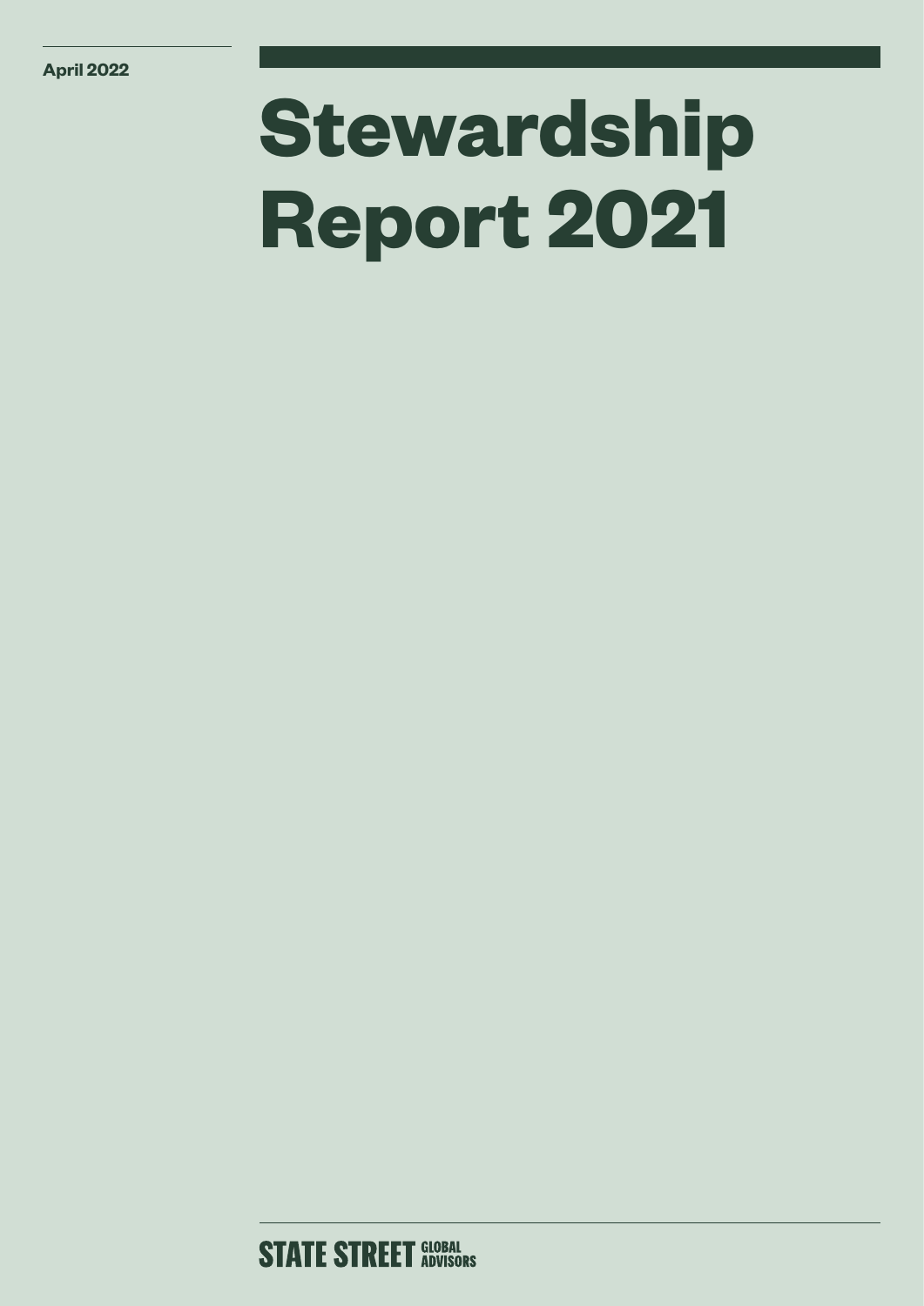April 2022

# Stewardship Report 2021

STATE STREET GLOBAL ADVISORS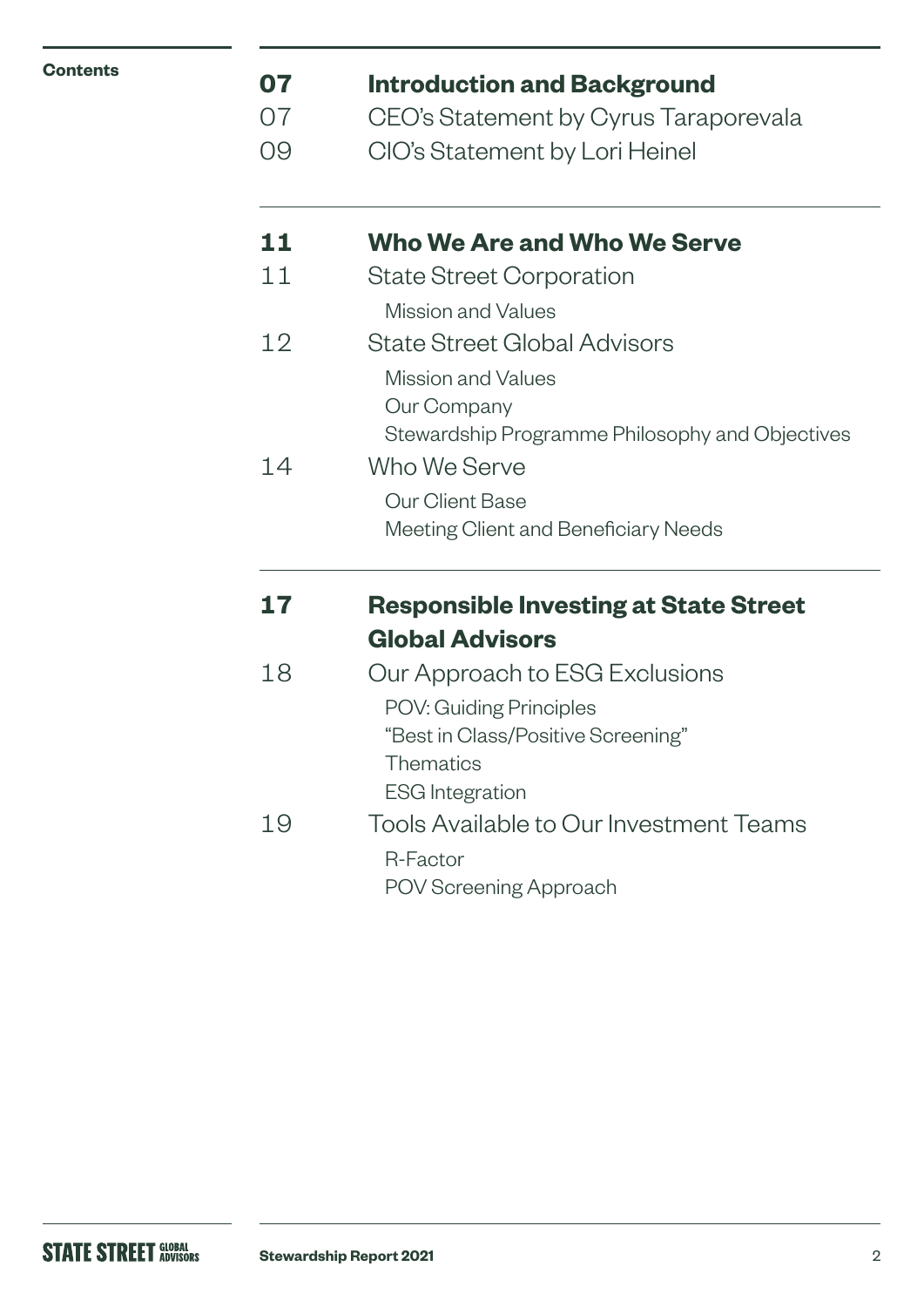**Contents**

**07 Introduction and Background**

07 CEO's Statement by Cyrus Taraporevala

09 CIO's Statement by Lori Heinel

**11 Who We Are and Who We Serve**

11 State Street Corporation

- Mission and Values

12 State Street Global Advisors

- Mission and Values
- Our Company
- Stewardship Programme Philosophy and Objectives

14 Who We Serve

- Our Client Base
- Meeting Client and Beneficiary Needs

**17 Responsible Investing at State Street Global Advisors**

18 Our Approach to ESG Exclusions

- POV: Guiding Principles
- "Best in Class/Positive Screening"
- Thematics
- ESG Integration

19 Tools Available to Our Investment Teams

- R-Factor
- POV Screening Approach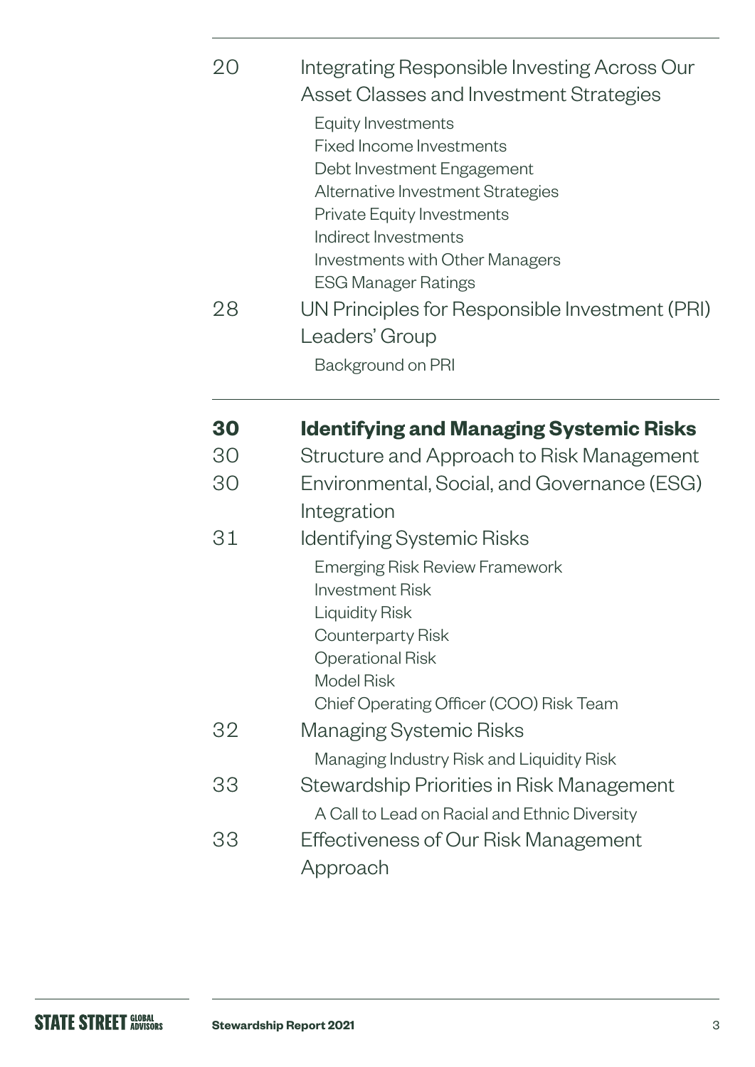| | |
|---|---|
| 20 | Integrating Responsible Investing Across Our Asset Classes and Investment Strategies |
| | Equity Investments |
| | Fixed Income Investments |
| | Debt Investment Engagement |
| | Alternative Investment Strategies |
| | Private Equity Investments |
| | Indirect Investments |
| | Investments with Other Managers |
| | ESG Manager Ratings |
| 28 | UN Principles for Responsible Investment (PRI) Leaders' Group |
| | Background on PRI |

| | |
|---|---|
| **30** | **Identifying and Managing Systemic Risks** |
| 30 | Structure and Approach to Risk Management |
| 30 | Environmental, Social, and Governance (ESG) Integration |
| 31 | Identifying Systemic Risks |
| | Emerging Risk Review Framework |
| | Investment Risk |
| | Liquidity Risk |
| | Counterparty Risk |
| | Operational Risk |
| | Model Risk |
| | Chief Operating Officer (COO) Risk Team |
| 32 | Managing Systemic Risks |
| | Managing Industry Risk and Liquidity Risk |
| 33 | Stewardship Priorities in Risk Management |
| | A Call to Lead on Racial and Ethnic Diversity |
| 33 | Effectiveness of Our Risk Management Approach |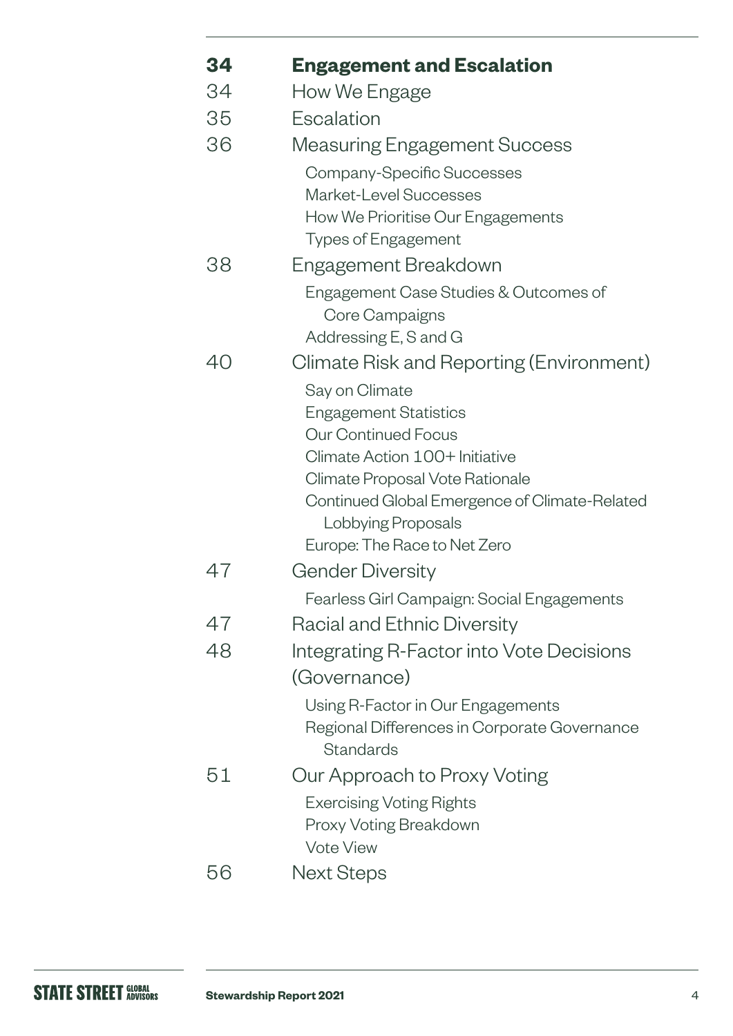**34 Engagement and Escalation**

34 How We Engage

35 Escalation

36 Measuring Engagement Success

- Company-Specific Successes
- Market-Level Successes
- How We Prioritise Our Engagements
- Types of Engagement

38 Engagement Breakdown

- Engagement Case Studies & Outcomes of Core Campaigns
- Addressing E, S and G

40 Climate Risk and Reporting (Environment)

- Say on Climate
- Engagement Statistics
- Our Continued Focus
- Climate Action 100+ Initiative
- Climate Proposal Vote Rationale
- Continued Global Emergence of Climate-Related Lobbying Proposals
- Europe: The Race to Net Zero

47 Gender Diversity

- Fearless Girl Campaign: Social Engagements

47 Racial and Ethnic Diversity

48 Integrating R-Factor into Vote Decisions (Governance)

- Using R-Factor in Our Engagements
- Regional Differences in Corporate Governance Standards

51 Our Approach to Proxy Voting

- Exercising Voting Rights
- Proxy Voting Breakdown
- Vote View

56 Next Steps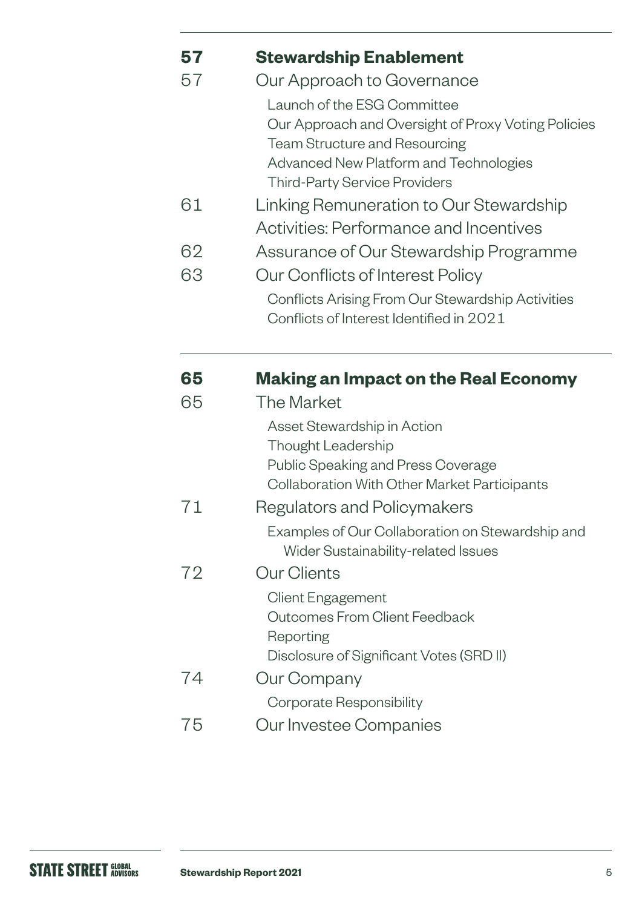**57** **Stewardship Enablement**

57 Our Approach to Governance

- Launch of the ESG Committee
- Our Approach and Oversight of Proxy Voting Policies
- Team Structure and Resourcing
- Advanced New Platform and Technologies
- Third-Party Service Providers

61 Linking Remuneration to Our Stewardship Activities: Performance and Incentives

62 Assurance of Our Stewardship Programme

63 Our Conflicts of Interest Policy

- Conflicts Arising From Our Stewardship Activities
- Conflicts of Interest Identified in 2021

**65** **Making an Impact on the Real Economy**

65 The Market

- Asset Stewardship in Action
- Thought Leadership
- Public Speaking and Press Coverage
- Collaboration With Other Market Participants

71 Regulators and Policymakers

- Examples of Our Collaboration on Stewardship and Wider Sustainability-related Issues

72 Our Clients

- Client Engagement
- Outcomes From Client Feedback
- Reporting
- Disclosure of Significant Votes (SRD II)

74 Our Company

- Corporate Responsibility

75 Our Investee Companies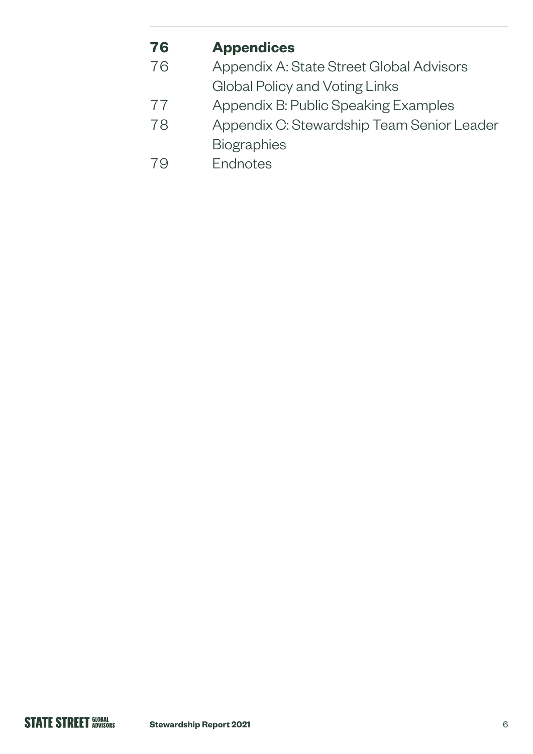| | |
|---|---|
| **76** | **Appendices** |
| 76 | Appendix A: State Street Global Advisors Global Policy and Voting Links |
| 77 | Appendix B: Public Speaking Examples |
| 78 | Appendix C: Stewardship Team Senior Leader Biographies |
| 79 | Endnotes |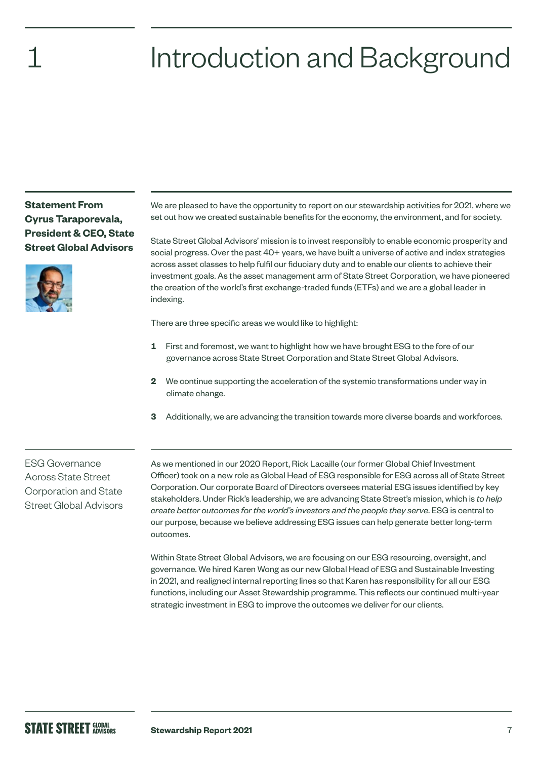# 1 Introduction and Background

## Statement From Cyrus Taraporevala, President & CEO, State Street Global Advisors

We are pleased to have the opportunity to report on our stewardship activities for 2021, where we set out how we created sustainable benefits for the economy, the environment, and for society.

State Street Global Advisors' mission is to invest responsibly to enable economic prosperity and social progress. Over the past 40+ years, we have built a universe of active and index strategies across asset classes to help fulfil our fiduciary duty and to enable our clients to achieve their investment goals. As the asset management arm of State Street Corporation, we have pioneered the creation of the world's first exchange-traded funds (ETFs) and we are a global leader in indexing.

There are three specific areas we would like to highlight:

1. First and foremost, we want to highlight how we have brought ESG to the fore of our governance across State Street Corporation and State Street Global Advisors.
2. We continue supporting the acceleration of the systemic transformations under way in climate change.
3. Additionally, we are advancing the transition towards more diverse boards and workforces.

## ESG Governance Across State Street Corporation and State Street Global Advisors

As we mentioned in our 2020 Report, Rick Lacaille (our former Global Chief Investment Officer) took on a new role as Global Head of ESG responsible for ESG across all of State Street Corporation. Our corporate Board of Directors oversees material ESG issues identified by key stakeholders. Under Rick's leadership, we are advancing State Street's mission, which is *to help create better outcomes for the world's investors and the people they serve*. ESG is central to our purpose, because we believe addressing ESG issues can help generate better long-term outcomes.

Within State Street Global Advisors, we are focusing on our ESG resourcing, oversight, and governance. We hired Karen Wong as our new Global Head of ESG and Sustainable Investing in 2021, and realigned internal reporting lines so that Karen has responsibility for all our ESG functions, including our Asset Stewardship programme. This reflects our continued multi-year strategic investment in ESG to improve the outcomes we deliver for our clients.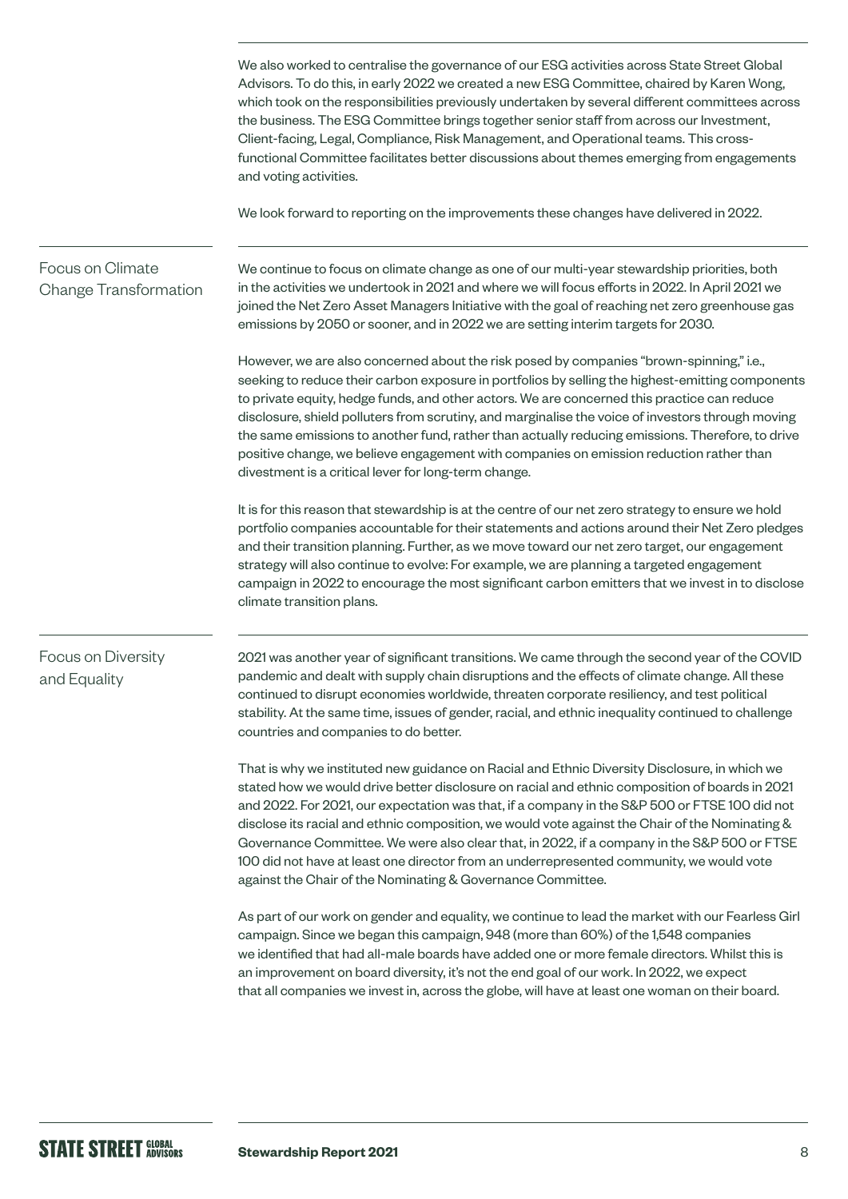We also worked to centralise the governance of our ESG activities across State Street Global Advisors. To do this, in early 2022 we created a new ESG Committee, chaired by Karen Wong, which took on the responsibilities previously undertaken by several different committees across the business. The ESG Committee brings together senior staff from across our Investment, Client-facing, Legal, Compliance, Risk Management, and Operational teams. This cross-functional Committee facilitates better discussions about themes emerging from engagements and voting activities.

We look forward to reporting on the improvements these changes have delivered in 2022.

## Focus on Climate Change Transformation

We continue to focus on climate change as one of our multi-year stewardship priorities, both in the activities we undertook in 2021 and where we will focus efforts in 2022. In April 2021 we joined the Net Zero Asset Managers Initiative with the goal of reaching net zero greenhouse gas emissions by 2050 or sooner, and in 2022 we are setting interim targets for 2030.

However, we are also concerned about the risk posed by companies "brown-spinning," i.e., seeking to reduce their carbon exposure in portfolios by selling the highest-emitting components to private equity, hedge funds, and other actors. We are concerned this practice can reduce disclosure, shield polluters from scrutiny, and marginalise the voice of investors through moving the same emissions to another fund, rather than actually reducing emissions. Therefore, to drive positive change, we believe engagement with companies on emission reduction rather than divestment is a critical lever for long-term change.

It is for this reason that stewardship is at the centre of our net zero strategy to ensure we hold portfolio companies accountable for their statements and actions around their Net Zero pledges and their transition planning. Further, as we move toward our net zero target, our engagement strategy will also continue to evolve: For example, we are planning a targeted engagement campaign in 2022 to encourage the most significant carbon emitters that we invest in to disclose climate transition plans.

## Focus on Diversity and Equality

2021 was another year of significant transitions. We came through the second year of the COVID pandemic and dealt with supply chain disruptions and the effects of climate change. All these continued to disrupt economies worldwide, threaten corporate resiliency, and test political stability. At the same time, issues of gender, racial, and ethnic inequality continued to challenge countries and companies to do better.

That is why we instituted new guidance on Racial and Ethnic Diversity Disclosure, in which we stated how we would drive better disclosure on racial and ethnic composition of boards in 2021 and 2022. For 2021, our expectation was that, if a company in the S&P 500 or FTSE 100 did not disclose its racial and ethnic composition, we would vote against the Chair of the Nominating & Governance Committee. We were also clear that, in 2022, if a company in the S&P 500 or FTSE 100 did not have at least one director from an underrepresented community, we would vote against the Chair of the Nominating & Governance Committee.

As part of our work on gender and equality, we continue to lead the market with our Fearless Girl campaign. Since we began this campaign, 948 (more than 60%) of the 1,548 companies we identified that had all-male boards have added one or more female directors. Whilst this is an improvement on board diversity, it's not the end goal of our work. In 2022, we expect that all companies we invest in, across the globe, will have at least one woman on their board.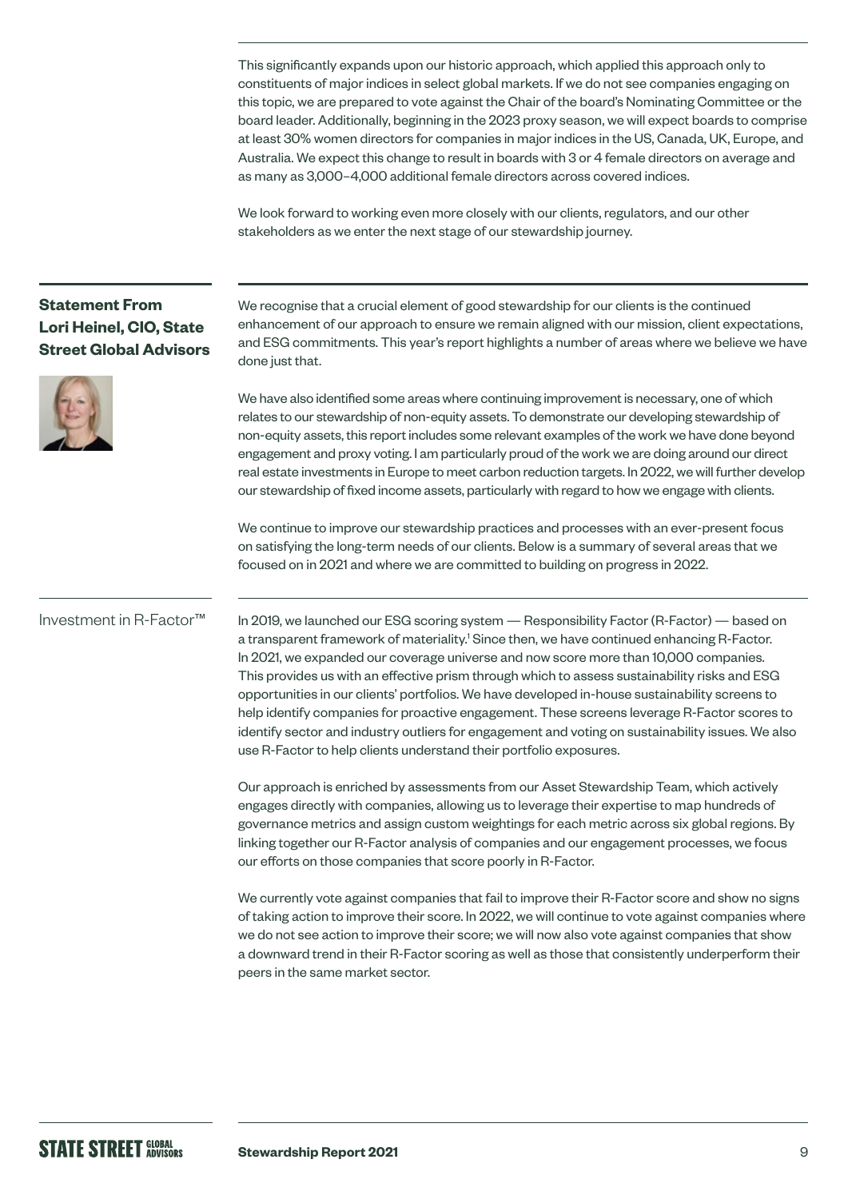This significantly expands upon our historic approach, which applied this approach only to constituents of major indices in select global markets. If we do not see companies engaging on this topic, we are prepared to vote against the Chair of the board's Nominating Committee or the board leader. Additionally, beginning in the 2023 proxy season, we will expect boards to comprise at least 30% women directors for companies in major indices in the US, Canada, UK, Europe, and Australia. We expect this change to result in boards with 3 or 4 female directors on average and as many as 3,000–4,000 additional female directors across covered indices.

We look forward to working even more closely with our clients, regulators, and our other stakeholders as we enter the next stage of our stewardship journey.

## Statement From Lori Heinel, CIO, State Street Global Advisors

We recognise that a crucial element of good stewardship for our clients is the continued enhancement of our approach to ensure we remain aligned with our mission, client expectations, and ESG commitments. This year's report highlights a number of areas where we believe we have done just that.

We have also identified some areas where continuing improvement is necessary, one of which relates to our stewardship of non-equity assets. To demonstrate our developing stewardship of non-equity assets, this report includes some relevant examples of the work we have done beyond engagement and proxy voting. I am particularly proud of the work we are doing around our direct real estate investments in Europe to meet carbon reduction targets. In 2022, we will further develop our stewardship of fixed income assets, particularly with regard to how we engage with clients.

We continue to improve our stewardship practices and processes with an ever-present focus on satisfying the long-term needs of our clients. Below is a summary of several areas that we focused on in 2021 and where we are committed to building on progress in 2022.

### Investment in R-Factor™

In 2019, we launched our ESG scoring system — Responsibility Factor (R-Factor) — based on a transparent framework of materiality.[1] Since then, we have continued enhancing R-Factor. In 2021, we expanded our coverage universe and now score more than 10,000 companies. This provides us with an effective prism through which to assess sustainability risks and ESG opportunities in our clients' portfolios. We have developed in-house sustainability screens to help identify companies for proactive engagement. These screens leverage R-Factor scores to identify sector and industry outliers for engagement and voting on sustainability issues. We also use R-Factor to help clients understand their portfolio exposures.

Our approach is enriched by assessments from our Asset Stewardship Team, which actively engages directly with companies, allowing us to leverage their expertise to map hundreds of governance metrics and assign custom weightings for each metric across six global regions. By linking together our R-Factor analysis of companies and our engagement processes, we focus our efforts on those companies that score poorly in R-Factor.

We currently vote against companies that fail to improve their R-Factor score and show no signs of taking action to improve their score. In 2022, we will continue to vote against companies where we do not see action to improve their score; we will now also vote against companies that show a downward trend in their R-Factor scoring as well as those that consistently underperform their peers in the same market sector.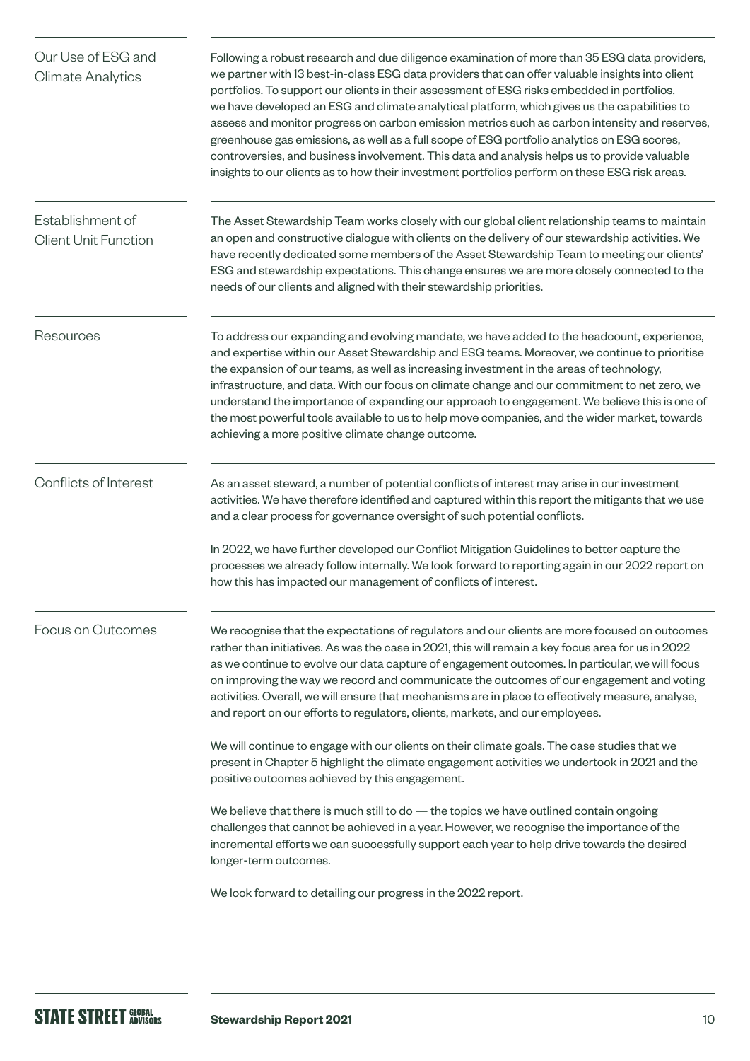### Our Use of ESG and Climate Analytics

Following a robust research and due diligence examination of more than 35 ESG data providers, we partner with 13 best-in-class ESG data providers that can offer valuable insights into client portfolios. To support our clients in their assessment of ESG risks embedded in portfolios, we have developed an ESG and climate analytical platform, which gives us the capabilities to assess and monitor progress on carbon emission metrics such as carbon intensity and reserves, greenhouse gas emissions, as well as a full scope of ESG portfolio analytics on ESG scores, controversies, and business involvement. This data and analysis helps us to provide valuable insights to our clients as to how their investment portfolios perform on these ESG risk areas.

### Establishment of Client Unit Function

The Asset Stewardship Team works closely with our global client relationship teams to maintain an open and constructive dialogue with clients on the delivery of our stewardship activities. We have recently dedicated some members of the Asset Stewardship Team to meeting our clients' ESG and stewardship expectations. This change ensures we are more closely connected to the needs of our clients and aligned with their stewardship priorities.

### Resources

To address our expanding and evolving mandate, we have added to the headcount, experience, and expertise within our Asset Stewardship and ESG teams. Moreover, we continue to prioritise the expansion of our teams, as well as increasing investment in the areas of technology, infrastructure, and data. With our focus on climate change and our commitment to net zero, we understand the importance of expanding our approach to engagement. We believe this is one of the most powerful tools available to us to help move companies, and the wider market, towards achieving a more positive climate change outcome.

### Conflicts of Interest

As an asset steward, a number of potential conflicts of interest may arise in our investment activities. We have therefore identified and captured within this report the mitigants that we use and a clear process for governance oversight of such potential conflicts.

In 2022, we have further developed our Conflict Mitigation Guidelines to better capture the processes we already follow internally. We look forward to reporting again in our 2022 report on how this has impacted our management of conflicts of interest.

### Focus on Outcomes

We recognise that the expectations of regulators and our clients are more focused on outcomes rather than initiatives. As was the case in 2021, this will remain a key focus area for us in 2022 as we continue to evolve our data capture of engagement outcomes. In particular, we will focus on improving the way we record and communicate the outcomes of our engagement and voting activities. Overall, we will ensure that mechanisms are in place to effectively measure, analyse, and report on our efforts to regulators, clients, markets, and our employees.

We will continue to engage with our clients on their climate goals. The case studies that we present in Chapter 5 highlight the climate engagement activities we undertook in 2021 and the positive outcomes achieved by this engagement.

We believe that there is much still to do — the topics we have outlined contain ongoing challenges that cannot be achieved in a year. However, we recognise the importance of the incremental efforts we can successfully support each year to help drive towards the desired longer-term outcomes.

We look forward to detailing our progress in the 2022 report.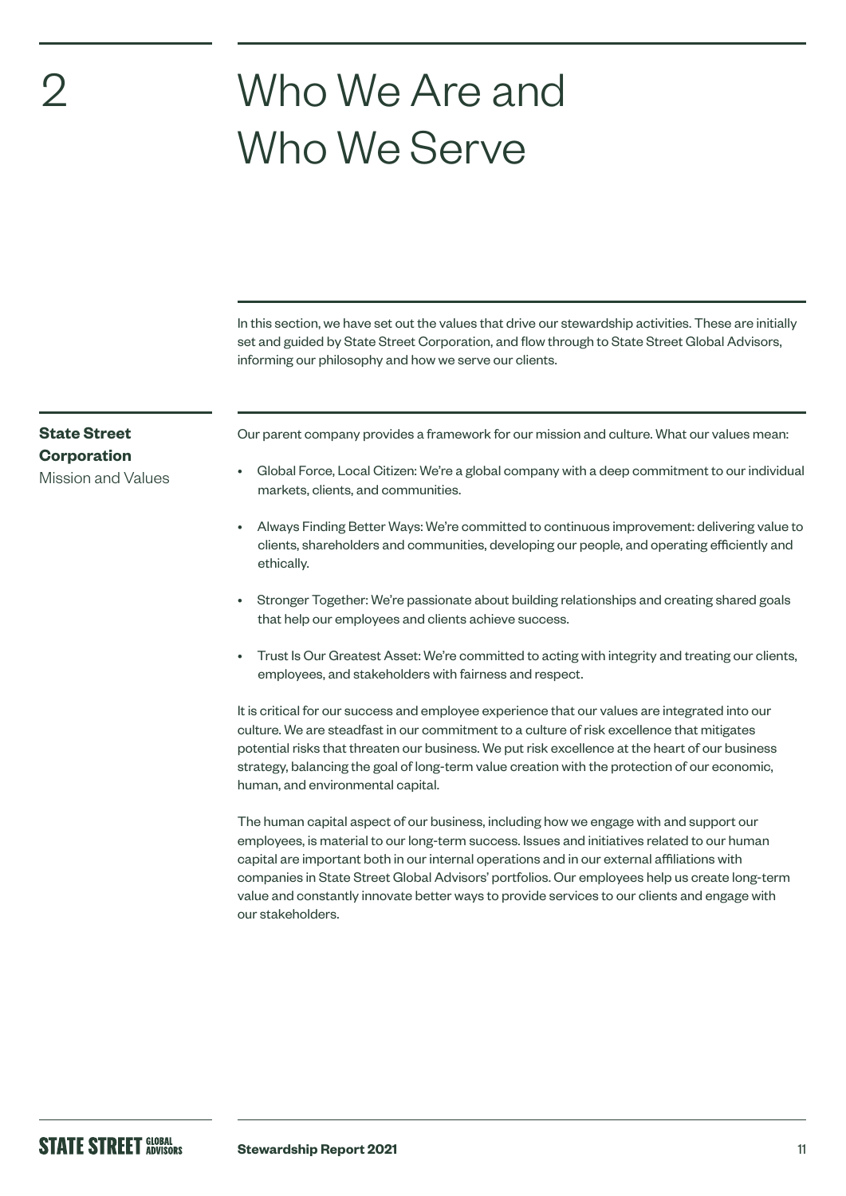# 2 Who We Are and Who We Serve

In this section, we have set out the values that drive our stewardship activities. These are initially set and guided by State Street Corporation, and flow through to State Street Global Advisors, informing our philosophy and how we serve our clients.

## State Street Corporation

Mission and Values

Our parent company provides a framework for our mission and culture. What our values mean:

- Global Force, Local Citizen: We're a global company with a deep commitment to our individual markets, clients, and communities.
- Always Finding Better Ways: We're committed to continuous improvement: delivering value to clients, shareholders and communities, developing our people, and operating efficiently and ethically.
- Stronger Together: We're passionate about building relationships and creating shared goals that help our employees and clients achieve success.
- Trust Is Our Greatest Asset: We're committed to acting with integrity and treating our clients, employees, and stakeholders with fairness and respect.

It is critical for our success and employee experience that our values are integrated into our culture. We are steadfast in our commitment to a culture of risk excellence that mitigates potential risks that threaten our business. We put risk excellence at the heart of our business strategy, balancing the goal of long-term value creation with the protection of our economic, human, and environmental capital.

The human capital aspect of our business, including how we engage with and support our employees, is material to our long-term success. Issues and initiatives related to our human capital are important both in our internal operations and in our external affiliations with companies in State Street Global Advisors' portfolios. Our employees help us create long-term value and constantly innovate better ways to provide services to our clients and engage with our stakeholders.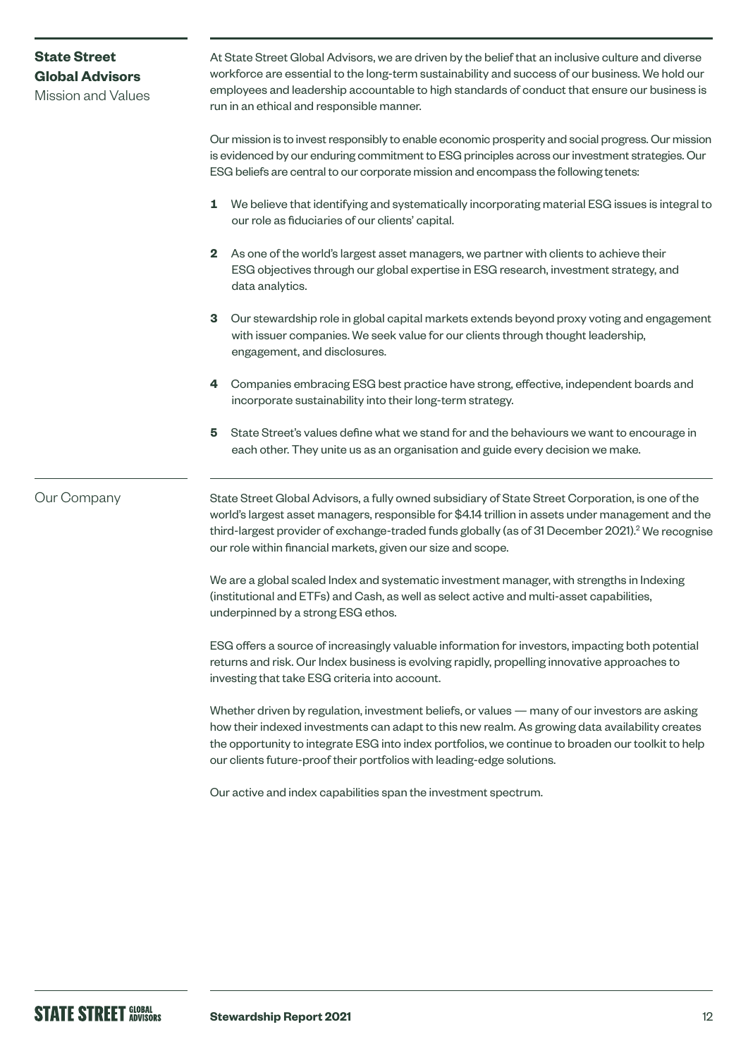## State Street Global Advisors Mission and Values

At State Street Global Advisors, we are driven by the belief that an inclusive culture and diverse workforce are essential to the long-term sustainability and success of our business. We hold our employees and leadership accountable to high standards of conduct that ensure our business is run in an ethical and responsible manner.

Our mission is to invest responsibly to enable economic prosperity and social progress. Our mission is evidenced by our enduring commitment to ESG principles across our investment strategies. Our ESG beliefs are central to our corporate mission and encompass the following tenets:

1. We believe that identifying and systematically incorporating material ESG issues is integral to our role as fiduciaries of our clients' capital.
2. As one of the world's largest asset managers, we partner with clients to achieve their ESG objectives through our global expertise in ESG research, investment strategy, and data analytics.
3. Our stewardship role in global capital markets extends beyond proxy voting and engagement with issuer companies. We seek value for our clients through thought leadership, engagement, and disclosures.
4. Companies embracing ESG best practice have strong, effective, independent boards and incorporate sustainability into their long-term strategy.
5. State Street's values define what we stand for and the behaviours we want to encourage in each other. They unite us as an organisation and guide every decision we make.

## Our Company

State Street Global Advisors, a fully owned subsidiary of State Street Corporation, is one of the world's largest asset managers, responsible for $4.14 trillion in assets under management and the third-largest provider of exchange-traded funds globally (as of 31 December 2021).[2] We recognise our role within financial markets, given our size and scope.

We are a global scaled Index and systematic investment manager, with strengths in Indexing (institutional and ETFs) and Cash, as well as select active and multi-asset capabilities, underpinned by a strong ESG ethos.

ESG offers a source of increasingly valuable information for investors, impacting both potential returns and risk. Our Index business is evolving rapidly, propelling innovative approaches to investing that take ESG criteria into account.

Whether driven by regulation, investment beliefs, or values — many of our investors are asking how their indexed investments can adapt to this new realm. As growing data availability creates the opportunity to integrate ESG into index portfolios, we continue to broaden our toolkit to help our clients future-proof their portfolios with leading-edge solutions.

Our active and index capabilities span the investment spectrum.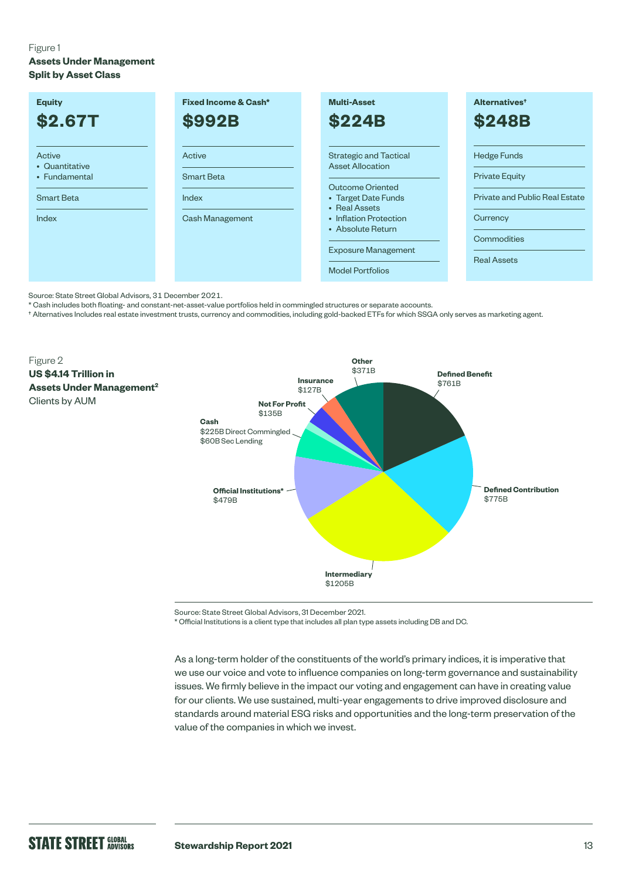Figure 1

**Assets Under Management Split by Asset Class**

| Equity | Fixed Income & Cash* | Multi-Asset | Alternatives† |
|---|---|---|---|
| **$2.67T** | **$992B** | **$224B** | **$248B** |
| Active<br>• Quantitative<br>• Fundamental | Active | Strategic and Tactical Asset Allocation | Hedge Funds |
| Smart Beta | Smart Beta | Outcome Oriented<br>• Target Date Funds<br>• Real Assets<br>• Inflation Protection<br>• Absolute Return | Private Equity |
| Index | Index | Exposure Management | Private and Public Real Estate |
| | Cash Management | Model Portfolios | Currency |
| | | | Commodities |
| | | | Real Assets |

Source: State Street Global Advisors, 31 December 2021.

* Cash includes both floating- and constant-net-asset-value portfolios held in commingled structures or separate accounts.

† Alternatives Includes real estate investment trusts, currency and commodities, including gold-backed ETFs for which SSGA only serves as marketing agent.

Figure 2

**US $4.14 Trillion in Assets Under Management[2]**

Clients by AUM

| Client | AUM |
|---|---|
| Defined Benefit | $761B |
| Defined Contribution | $775B |
| Intermediary | $1205B |
| Official Institutions* | $479B |
| Cash | $225B Direct Commingled<br>$60B Sec Lending |
| Not For Profit | $135B |
| Insurance | $127B |
| Other | $371B |

Source: State Street Global Advisors, 31 December 2021.

* Official Institutions is a client type that includes all plan type assets including DB and DC.

As a long-term holder of the constituents of the world's primary indices, it is imperative that we use our voice and vote to influence companies on long-term governance and sustainability issues. We firmly believe in the impact our voting and engagement can have in creating value for our clients. We use sustained, multi-year engagements to drive improved disclosure and standards around material ESG risks and opportunities and the long-term preservation of the value of the companies in which we invest.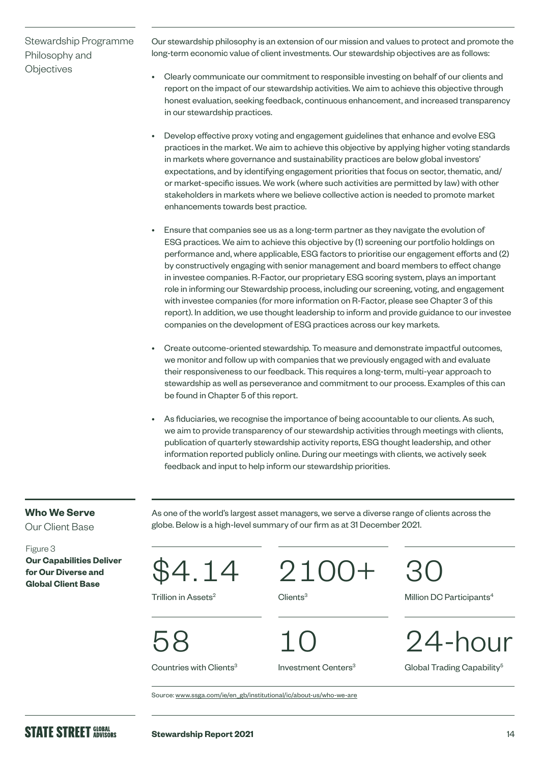## Stewardship Programme Philosophy and Objectives

Our stewardship philosophy is an extension of our mission and values to protect and promote the long-term economic value of client investments. Our stewardship objectives are as follows:

- Clearly communicate our commitment to responsible investing on behalf of our clients and report on the impact of our stewardship activities. We aim to achieve this objective through honest evaluation, seeking feedback, continuous enhancement, and increased transparency in our stewardship practices.
- Develop effective proxy voting and engagement guidelines that enhance and evolve ESG practices in the market. We aim to achieve this objective by applying higher voting standards in markets where governance and sustainability practices are below global investors' expectations, and by identifying engagement priorities that focus on sector, thematic, and/or market-specific issues. We work (where such activities are permitted by law) with other stakeholders in markets where we believe collective action is needed to promote market enhancements towards best practice.
- Ensure that companies see us as a long-term partner as they navigate the evolution of ESG practices. We aim to achieve this objective by (1) screening our portfolio holdings on performance and, where applicable, ESG factors to prioritise our engagement efforts and (2) by constructively engaging with senior management and board members to effect change in investee companies. R-Factor, our proprietary ESG scoring system, plays an important role in informing our Stewardship process, including our screening, voting, and engagement with investee companies (for more information on R-Factor, please see Chapter 3 of this report). In addition, we use thought leadership to inform and provide guidance to our investee companies on the development of ESG practices across our key markets.
- Create outcome-oriented stewardship. To measure and demonstrate impactful outcomes, we monitor and follow up with companies that we previously engaged with and evaluate their responsiveness to our feedback. This requires a long-term, multi-year approach to stewardship as well as perseverance and commitment to our process. Examples of this can be found in Chapter 5 of this report.
- As fiduciaries, we recognise the importance of being accountable to our clients. As such, we aim to provide transparency of our stewardship activities through meetings with clients, publication of quarterly stewardship activity reports, ESG thought leadership, and other information reported publicly online. During our meetings with clients, we actively seek feedback and input to help inform our stewardship priorities.

## Who We Serve

Our Client Base

As one of the world's largest asset managers, we serve a diverse range of clients across the globe. Below is a high-level summary of our firm as at 31 December 2021.

Figure 3
**Our Capabilities Deliver for Our Diverse and Global Client Base**

| | | |
|---|---|---|
| $4.14 Trillion in Assets[2] | 2100+ Clients[3] | 30 Million DC Participants[4] |
| 58 Countries with Clients[3] | 10 Investment Centers[3] | 24-hour Global Trading Capability[5] |

Source: www.ssga.com/ie/en_gb/institutional/ic/about-us/who-we-are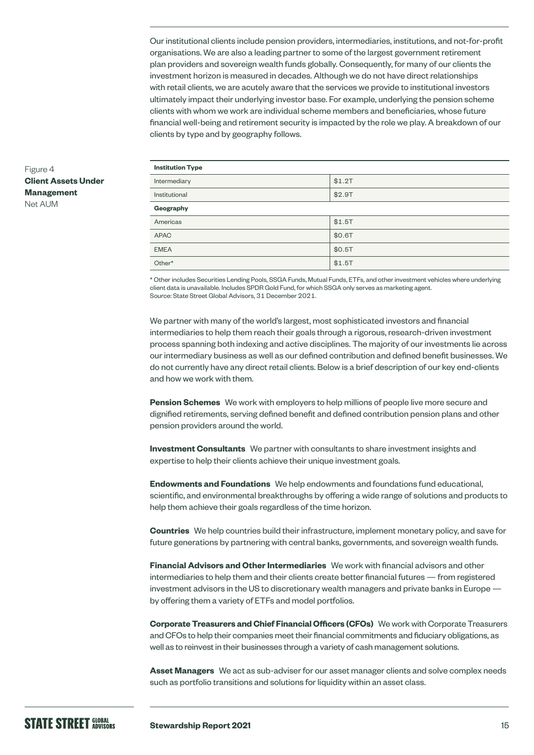Our institutional clients include pension providers, intermediaries, institutions, and not-for-profit organisations. We are also a leading partner to some of the largest government retirement plan providers and sovereign wealth funds globally. Consequently, for many of our clients the investment horizon is measured in decades. Although we do not have direct relationships with retail clients, we are acutely aware that the services we provide to institutional investors ultimately impact their underlying investor base. For example, underlying the pension scheme clients with whom we work are individual scheme members and beneficiaries, whose future financial well-being and retirement security is impacted by the role we play. A breakdown of our clients by type and by geography follows.

Figure 4
**Client Assets Under Management**
Net AUM

| **Institution Type** | |
|---|---|
| Intermediary | $1.2T |
| Institutional | $2.9T |
| **Geography** | |
| Americas | $1.5T |
| APAC | $0.6T |
| EMEA | $0.5T |
| Other* | $1.5T |

* Other includes Securities Lending Pools, SSGA Funds, Mutual Funds, ETFs, and other investment vehicles where underlying client data is unavailable. Includes SPDR Gold Fund, for which SSGA only serves as marketing agent.
Source: State Street Global Advisors, 31 December 2021.

We partner with many of the world's largest, most sophisticated investors and financial intermediaries to help them reach their goals through a rigorous, research-driven investment process spanning both indexing and active disciplines. The majority of our investments lie across our intermediary business as well as our defined contribution and defined benefit businesses. We do not currently have any direct retail clients. Below is a brief description of our key end-clients and how we work with them.

**Pension Schemes** We work with employers to help millions of people live more secure and dignified retirements, serving defined benefit and defined contribution pension plans and other pension providers around the world.

**Investment Consultants** We partner with consultants to share investment insights and expertise to help their clients achieve their unique investment goals.

**Endowments and Foundations** We help endowments and foundations fund educational, scientific, and environmental breakthroughs by offering a wide range of solutions and products to help them achieve their goals regardless of the time horizon.

**Countries** We help countries build their infrastructure, implement monetary policy, and save for future generations by partnering with central banks, governments, and sovereign wealth funds.

**Financial Advisors and Other Intermediaries** We work with financial advisors and other intermediaries to help them and their clients create better financial futures — from registered investment advisors in the US to discretionary wealth managers and private banks in Europe — by offering them a variety of ETFs and model portfolios.

**Corporate Treasurers and Chief Financial Officers (CFOs)** We work with Corporate Treasurers and CFOs to help their companies meet their financial commitments and fiduciary obligations, as well as to reinvest in their businesses through a variety of cash management solutions.

**Asset Managers** We act as sub-adviser for our asset manager clients and solve complex needs such as portfolio transitions and solutions for liquidity within an asset class.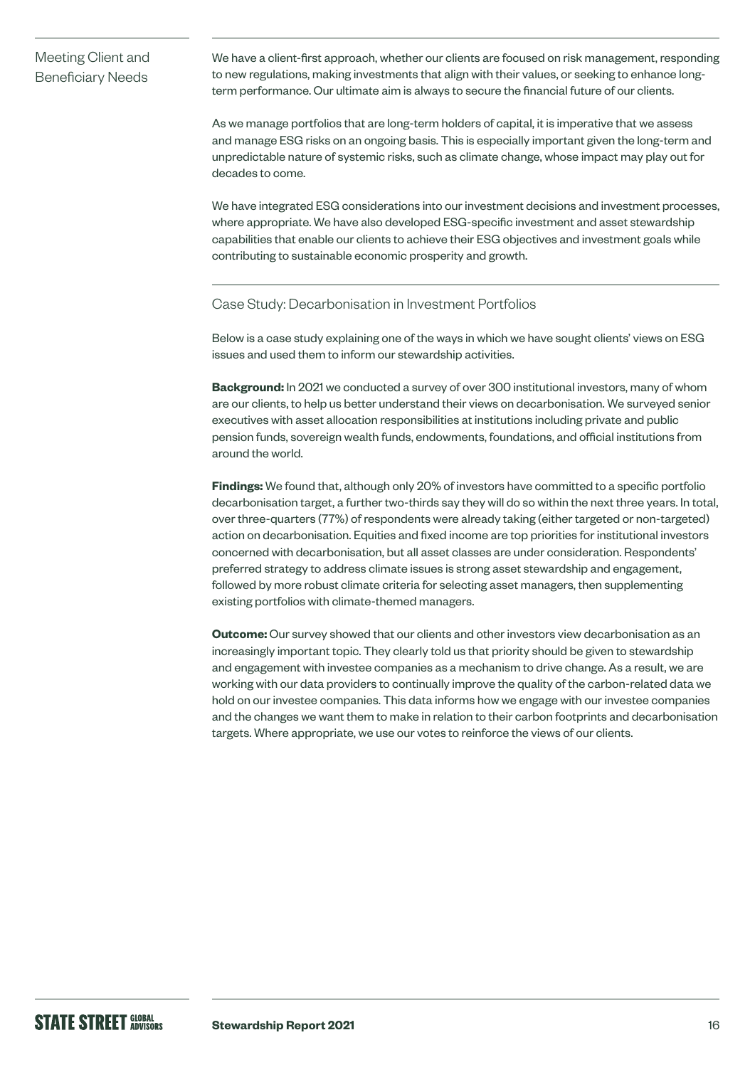## Meeting Client and Beneficiary Needs

We have a client-first approach, whether our clients are focused on risk management, responding to new regulations, making investments that align with their values, or seeking to enhance long-term performance. Our ultimate aim is always to secure the financial future of our clients.

As we manage portfolios that are long-term holders of capital, it is imperative that we assess and manage ESG risks on an ongoing basis. This is especially important given the long-term and unpredictable nature of systemic risks, such as climate change, whose impact may play out for decades to come.

We have integrated ESG considerations into our investment decisions and investment processes, where appropriate. We have also developed ESG-specific investment and asset stewardship capabilities that enable our clients to achieve their ESG objectives and investment goals while contributing to sustainable economic prosperity and growth.

### Case Study: Decarbonisation in Investment Portfolios

Below is a case study explaining one of the ways in which we have sought clients' views on ESG issues and used them to inform our stewardship activities.

**Background:** In 2021 we conducted a survey of over 300 institutional investors, many of whom are our clients, to help us better understand their views on decarbonisation. We surveyed senior executives with asset allocation responsibilities at institutions including private and public pension funds, sovereign wealth funds, endowments, foundations, and official institutions from around the world.

**Findings:** We found that, although only 20% of investors have committed to a specific portfolio decarbonisation target, a further two-thirds say they will do so within the next three years. In total, over three-quarters (77%) of respondents were already taking (either targeted or non-targeted) action on decarbonisation. Equities and fixed income are top priorities for institutional investors concerned with decarbonisation, but all asset classes are under consideration. Respondents' preferred strategy to address climate issues is strong asset stewardship and engagement, followed by more robust climate criteria for selecting asset managers, then supplementing existing portfolios with climate-themed managers.

**Outcome:** Our survey showed that our clients and other investors view decarbonisation as an increasingly important topic. They clearly told us that priority should be given to stewardship and engagement with investee companies as a mechanism to drive change. As a result, we are working with our data providers to continually improve the quality of the carbon-related data we hold on our investee companies. This data informs how we engage with our investee companies and the changes we want them to make in relation to their carbon footprints and decarbonisation targets. Where appropriate, we use our votes to reinforce the views of our clients.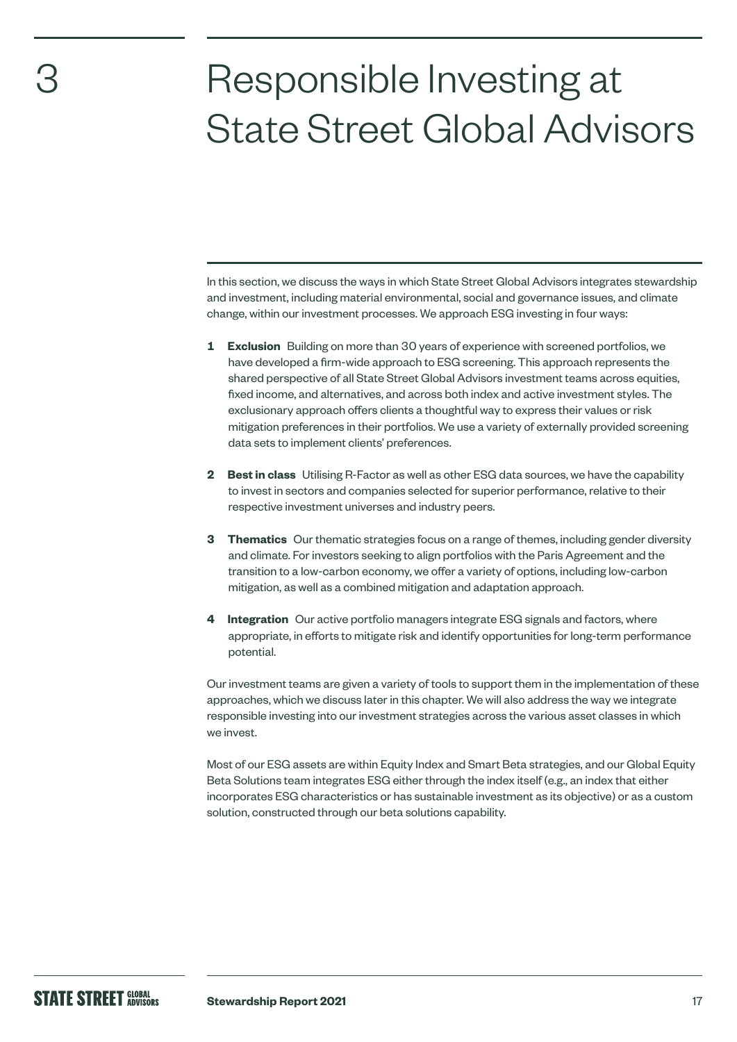# 3 Responsible Investing at State Street Global Advisors

In this section, we discuss the ways in which State Street Global Advisors integrates stewardship and investment, including material environmental, social and governance issues, and climate change, within our investment processes. We approach ESG investing in four ways:

1. **Exclusion** Building on more than 30 years of experience with screened portfolios, we have developed a firm-wide approach to ESG screening. This approach represents the shared perspective of all State Street Global Advisors investment teams across equities, fixed income, and alternatives, and across both index and active investment styles. The exclusionary approach offers clients a thoughtful way to express their values or risk mitigation preferences in their portfolios. We use a variety of externally provided screening data sets to implement clients' preferences.

2. **Best in class** Utilising R-Factor as well as other ESG data sources, we have the capability to invest in sectors and companies selected for superior performance, relative to their respective investment universes and industry peers.

3. **Thematics** Our thematic strategies focus on a range of themes, including gender diversity and climate. For investors seeking to align portfolios with the Paris Agreement and the transition to a low-carbon economy, we offer a variety of options, including low-carbon mitigation, as well as a combined mitigation and adaptation approach.

4. **Integration** Our active portfolio managers integrate ESG signals and factors, where appropriate, in efforts to mitigate risk and identify opportunities for long-term performance potential.

Our investment teams are given a variety of tools to support them in the implementation of these approaches, which we discuss later in this chapter. We will also address the way we integrate responsible investing into our investment strategies across the various asset classes in which we invest.

Most of our ESG assets are within Equity Index and Smart Beta strategies, and our Global Equity Beta Solutions team integrates ESG either through the index itself (e.g., an index that either incorporates ESG characteristics or has sustainable investment as its objective) or as a custom solution, constructed through our beta solutions capability.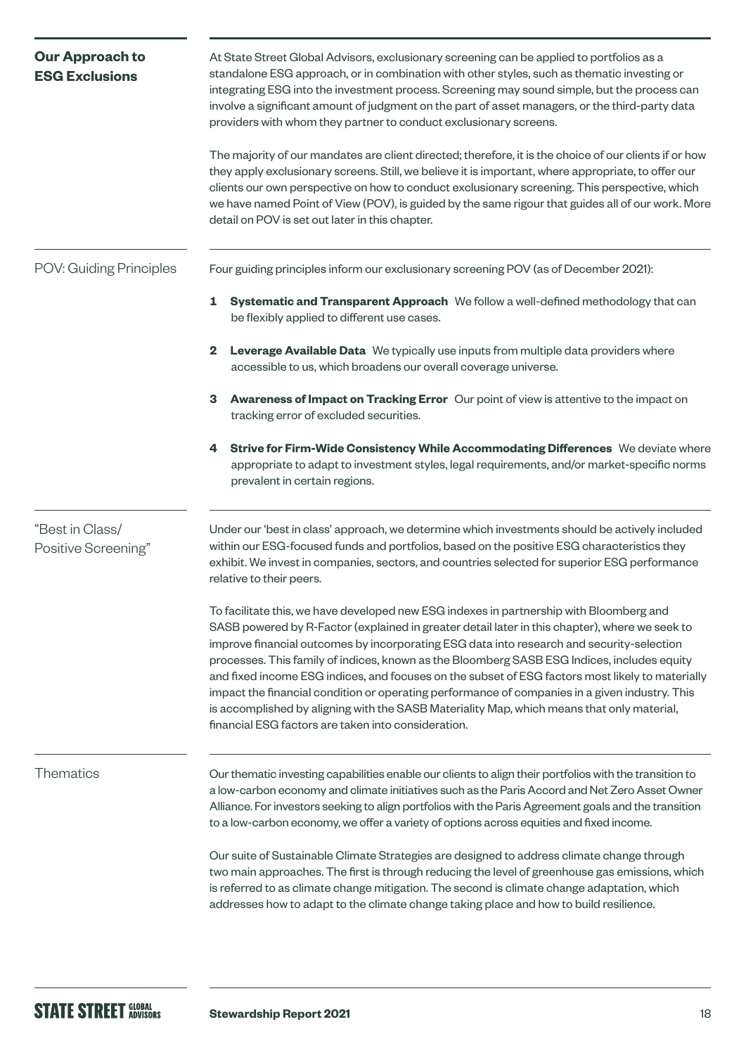## Our Approach to ESG Exclusions

At State Street Global Advisors, exclusionary screening can be applied to portfolios as a standalone ESG approach, or in combination with other styles, such as thematic investing or integrating ESG into the investment process. Screening may sound simple, but the process can involve a significant amount of judgment on the part of asset managers, or the third-party data providers with whom they partner to conduct exclusionary screens.

The majority of our mandates are client directed; therefore, it is the choice of our clients if or how they apply exclusionary screens. Still, we believe it is important, where appropriate, to offer our clients our own perspective on how to conduct exclusionary screening. This perspective, which we have named Point of View (POV), is guided by the same rigour that guides all of our work. More detail on POV is set out later in this chapter.

### POV: Guiding Principles

Four guiding principles inform our exclusionary screening POV (as of December 2021):

1. **Systematic and Transparent Approach** We follow a well-defined methodology that can be flexibly applied to different use cases.
2. **Leverage Available Data** We typically use inputs from multiple data providers where accessible to us, which broadens our overall coverage universe.
3. **Awareness of Impact on Tracking Error** Our point of view is attentive to the impact on tracking error of excluded securities.
4. **Strive for Firm-Wide Consistency While Accommodating Differences** We deviate where appropriate to adapt to investment styles, legal requirements, and/or market-specific norms prevalent in certain regions.

### "Best in Class/ Positive Screening"

Under our 'best in class' approach, we determine which investments should be actively included within our ESG-focused funds and portfolios, based on the positive ESG characteristics they exhibit. We invest in companies, sectors, and countries selected for superior ESG performance relative to their peers.

To facilitate this, we have developed new ESG indexes in partnership with Bloomberg and SASB powered by R-Factor (explained in greater detail later in this chapter), where we seek to improve financial outcomes by incorporating ESG data into research and security-selection processes. This family of indices, known as the Bloomberg SASB ESG Indices, includes equity and fixed income ESG indices, and focuses on the subset of ESG factors most likely to materially impact the financial condition or operating performance of companies in a given industry. This is accomplished by aligning with the SASB Materiality Map, which means that only material, financial ESG factors are taken into consideration.

### Thematics

Our thematic investing capabilities enable our clients to align their portfolios with the transition to a low-carbon economy and climate initiatives such as the Paris Accord and Net Zero Asset Owner Alliance. For investors seeking to align portfolios with the Paris Agreement goals and the transition to a low-carbon economy, we offer a variety of options across equities and fixed income.

Our suite of Sustainable Climate Strategies are designed to address climate change through two main approaches. The first is through reducing the level of greenhouse gas emissions, which is referred to as climate change mitigation. The second is climate change adaptation, which addresses how to adapt to the climate change taking place and how to build resilience.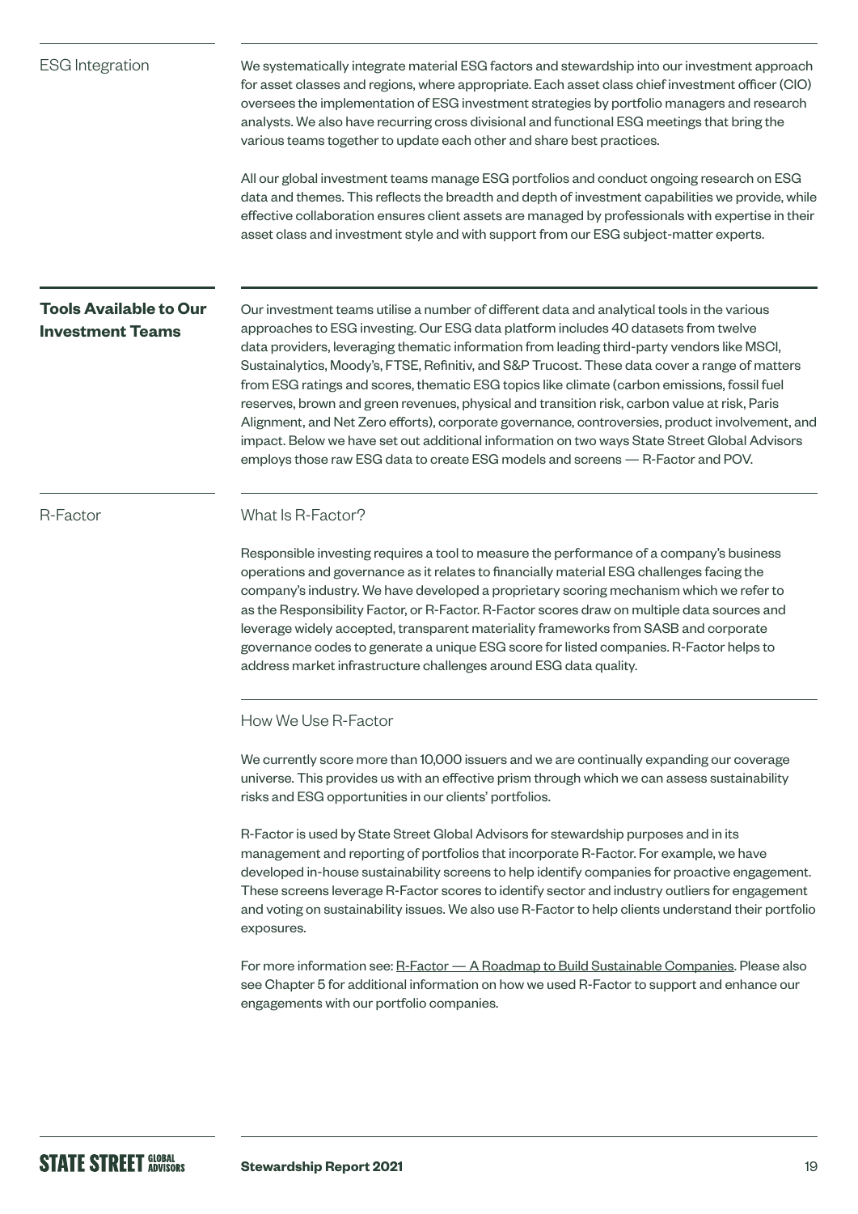## ESG Integration

We systematically integrate material ESG factors and stewardship into our investment approach for asset classes and regions, where appropriate. Each asset class chief investment officer (CIO) oversees the implementation of ESG investment strategies by portfolio managers and research analysts. We also have recurring cross divisional and functional ESG meetings that bring the various teams together to update each other and share best practices.

All our global investment teams manage ESG portfolios and conduct ongoing research on ESG data and themes. This reflects the breadth and depth of investment capabilities we provide, while effective collaboration ensures client assets are managed by professionals with expertise in their asset class and investment style and with support from our ESG subject-matter experts.

## Tools Available to Our Investment Teams

Our investment teams utilise a number of different data and analytical tools in the various approaches to ESG investing. Our ESG data platform includes 40 datasets from twelve data providers, leveraging thematic information from leading third-party vendors like MSCI, Sustainalytics, Moody's, FTSE, Refinitiv, and S&P Trucost. These data cover a range of matters from ESG ratings and scores, thematic ESG topics like climate (carbon emissions, fossil fuel reserves, brown and green revenues, physical and transition risk, carbon value at risk, Paris Alignment, and Net Zero efforts), corporate governance, controversies, product involvement, and impact. Below we have set out additional information on two ways State Street Global Advisors employs those raw ESG data to create ESG models and screens — R-Factor and POV.

## R-Factor

### What Is R-Factor?

Responsible investing requires a tool to measure the performance of a company's business operations and governance as it relates to financially material ESG challenges facing the company's industry. We have developed a proprietary scoring mechanism which we refer to as the Responsibility Factor, or R-Factor. R-Factor scores draw on multiple data sources and leverage widely accepted, transparent materiality frameworks from SASB and corporate governance codes to generate a unique ESG score for listed companies. R-Factor helps to address market infrastructure challenges around ESG data quality.

### How We Use R-Factor

We currently score more than 10,000 issuers and we are continually expanding our coverage universe. This provides us with an effective prism through which we can assess sustainability risks and ESG opportunities in our clients' portfolios.

R-Factor is used by State Street Global Advisors for stewardship purposes and in its management and reporting of portfolios that incorporate R-Factor. For example, we have developed in-house sustainability screens to help identify companies for proactive engagement. These screens leverage R-Factor scores to identify sector and industry outliers for engagement and voting on sustainability issues. We also use R-Factor to help clients understand their portfolio exposures.

For more information see: R-Factor — A Roadmap to Build Sustainable Companies. Please also see Chapter 5 for additional information on how we used R-Factor to support and enhance our engagements with our portfolio companies.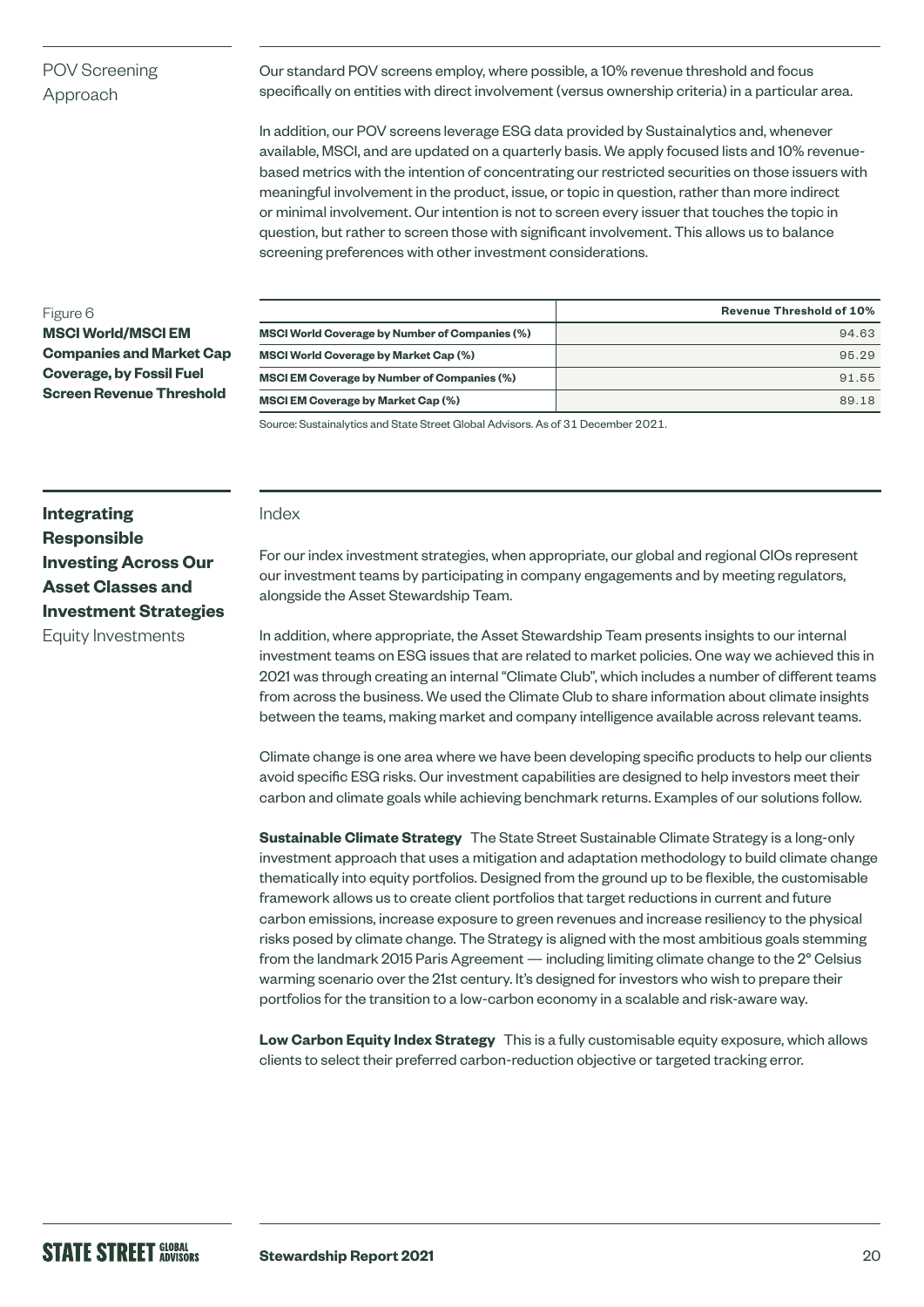## POV Screening Approach

Our standard POV screens employ, where possible, a 10% revenue threshold and focus specifically on entities with direct involvement (versus ownership criteria) in a particular area.

In addition, our POV screens leverage ESG data provided by Sustainalytics and, whenever available, MSCI, and are updated on a quarterly basis. We apply focused lists and 10% revenue-based metrics with the intention of concentrating our restricted securities on those issuers with meaningful involvement in the product, issue, or topic in question, rather than more indirect or minimal involvement. Our intention is not to screen every issuer that touches the topic in question, but rather to screen those with significant involvement. This allows us to balance screening preferences with other investment considerations.

Figure 6
**MSCI World/MSCI EM Companies and Market Cap Coverage, by Fossil Fuel Screen Revenue Threshold**

| | Revenue Threshold of 10% |
|---|---|
| MSCI World Coverage by Number of Companies (%) | 94.63 |
| MSCI World Coverage by Market Cap (%) | 95.29 |
| MSCI EM Coverage by Number of Companies (%) | 91.55 |
| MSCI EM Coverage by Market Cap (%) | 89.18 |

Source: Sustainalytics and State Street Global Advisors. As of 31 December 2021.

## Integrating Responsible Investing Across Our Asset Classes and Investment Strategies

Equity Investments

### Index

For our index investment strategies, when appropriate, our global and regional CIOs represent our investment teams by participating in company engagements and by meeting regulators, alongside the Asset Stewardship Team.

In addition, where appropriate, the Asset Stewardship Team presents insights to our internal investment teams on ESG issues that are related to market policies. One way we achieved this in 2021 was through creating an internal "Climate Club", which includes a number of different teams from across the business. We used the Climate Club to share information about climate insights between the teams, making market and company intelligence available across relevant teams.

Climate change is one area where we have been developing specific products to help our clients avoid specific ESG risks. Our investment capabilities are designed to help investors meet their carbon and climate goals while achieving benchmark returns. Examples of our solutions follow.

**Sustainable Climate Strategy** The State Street Sustainable Climate Strategy is a long-only investment approach that uses a mitigation and adaptation methodology to build climate change thematically into equity portfolios. Designed from the ground up to be flexible, the customisable framework allows us to create client portfolios that target reductions in current and future carbon emissions, increase exposure to green revenues and increase resiliency to the physical risks posed by climate change. The Strategy is aligned with the most ambitious goals stemming from the landmark 2015 Paris Agreement — including limiting climate change to the 2° Celsius warming scenario over the 21st century. It's designed for investors who wish to prepare their portfolios for the transition to a low-carbon economy in a scalable and risk-aware way.

**Low Carbon Equity Index Strategy** This is a fully customisable equity exposure, which allows clients to select their preferred carbon-reduction objective or targeted tracking error.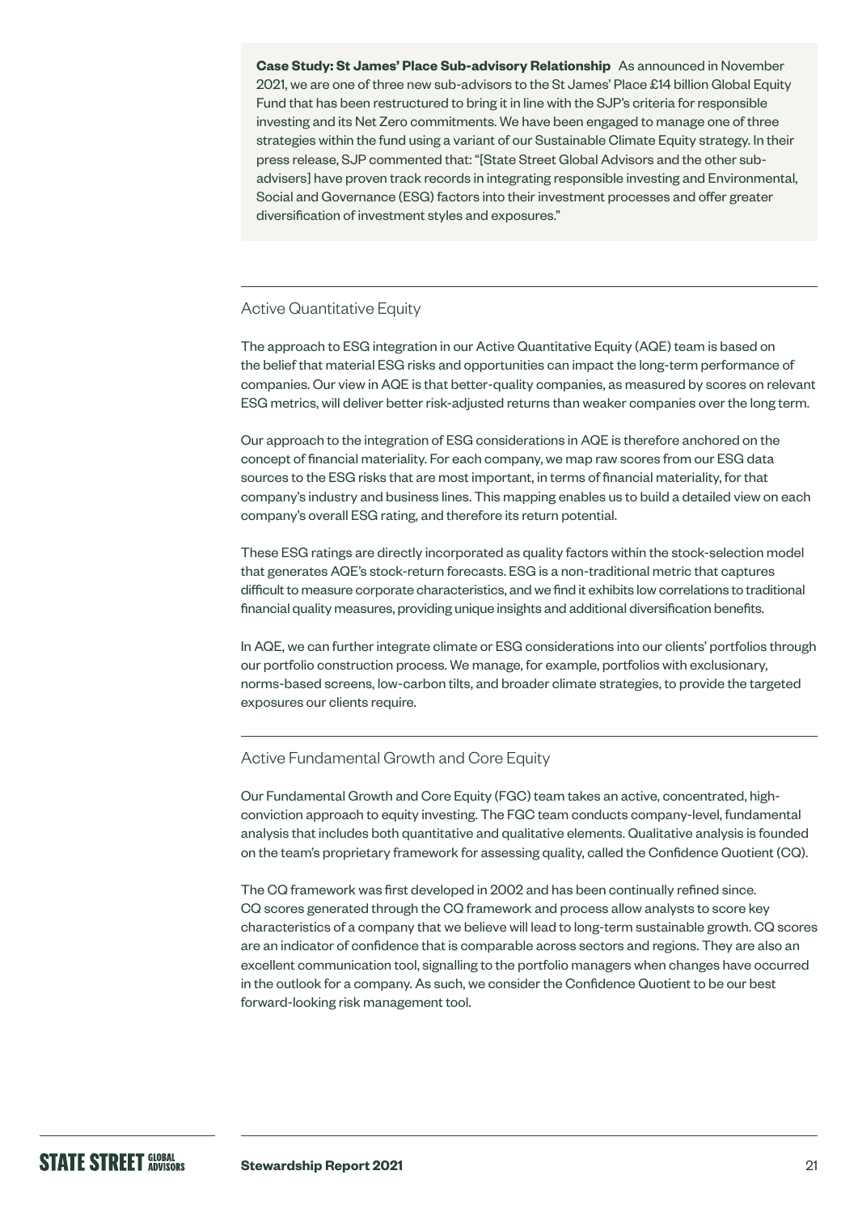**Case Study: St James' Place Sub-advisory Relationship** As announced in November 2021, we are one of three new sub-advisors to the St James' Place £14 billion Global Equity Fund that has been restructured to bring it in line with the SJP's criteria for responsible investing and its Net Zero commitments. We have been engaged to manage one of three strategies within the fund using a variant of our Sustainable Climate Equity strategy. In their press release, SJP commented that: "[State Street Global Advisors and the other sub-advisers] have proven track records in integrating responsible investing and Environmental, Social and Governance (ESG) factors into their investment processes and offer greater diversification of investment styles and exposures."

## Active Quantitative Equity

The approach to ESG integration in our Active Quantitative Equity (AQE) team is based on the belief that material ESG risks and opportunities can impact the long-term performance of companies. Our view in AQE is that better-quality companies, as measured by scores on relevant ESG metrics, will deliver better risk-adjusted returns than weaker companies over the long term.

Our approach to the integration of ESG considerations in AQE is therefore anchored on the concept of financial materiality. For each company, we map raw scores from our ESG data sources to the ESG risks that are most important, in terms of financial materiality, for that company's industry and business lines. This mapping enables us to build a detailed view on each company's overall ESG rating, and therefore its return potential.

These ESG ratings are directly incorporated as quality factors within the stock-selection model that generates AQE's stock-return forecasts. ESG is a non-traditional metric that captures difficult to measure corporate characteristics, and we find it exhibits low correlations to traditional financial quality measures, providing unique insights and additional diversification benefits.

In AQE, we can further integrate climate or ESG considerations into our clients' portfolios through our portfolio construction process. We manage, for example, portfolios with exclusionary, norms-based screens, low-carbon tilts, and broader climate strategies, to provide the targeted exposures our clients require.

## Active Fundamental Growth and Core Equity

Our Fundamental Growth and Core Equity (FGC) team takes an active, concentrated, high-conviction approach to equity investing. The FGC team conducts company-level, fundamental analysis that includes both quantitative and qualitative elements. Qualitative analysis is founded on the team's proprietary framework for assessing quality, called the Confidence Quotient (CQ).

The CQ framework was first developed in 2002 and has been continually refined since. CQ scores generated through the CQ framework and process allow analysts to score key characteristics of a company that we believe will lead to long-term sustainable growth. CQ scores are an indicator of confidence that is comparable across sectors and regions. They are also an excellent communication tool, signalling to the portfolio managers when changes have occurred in the outlook for a company. As such, we consider the Confidence Quotient to be our best forward-looking risk management tool.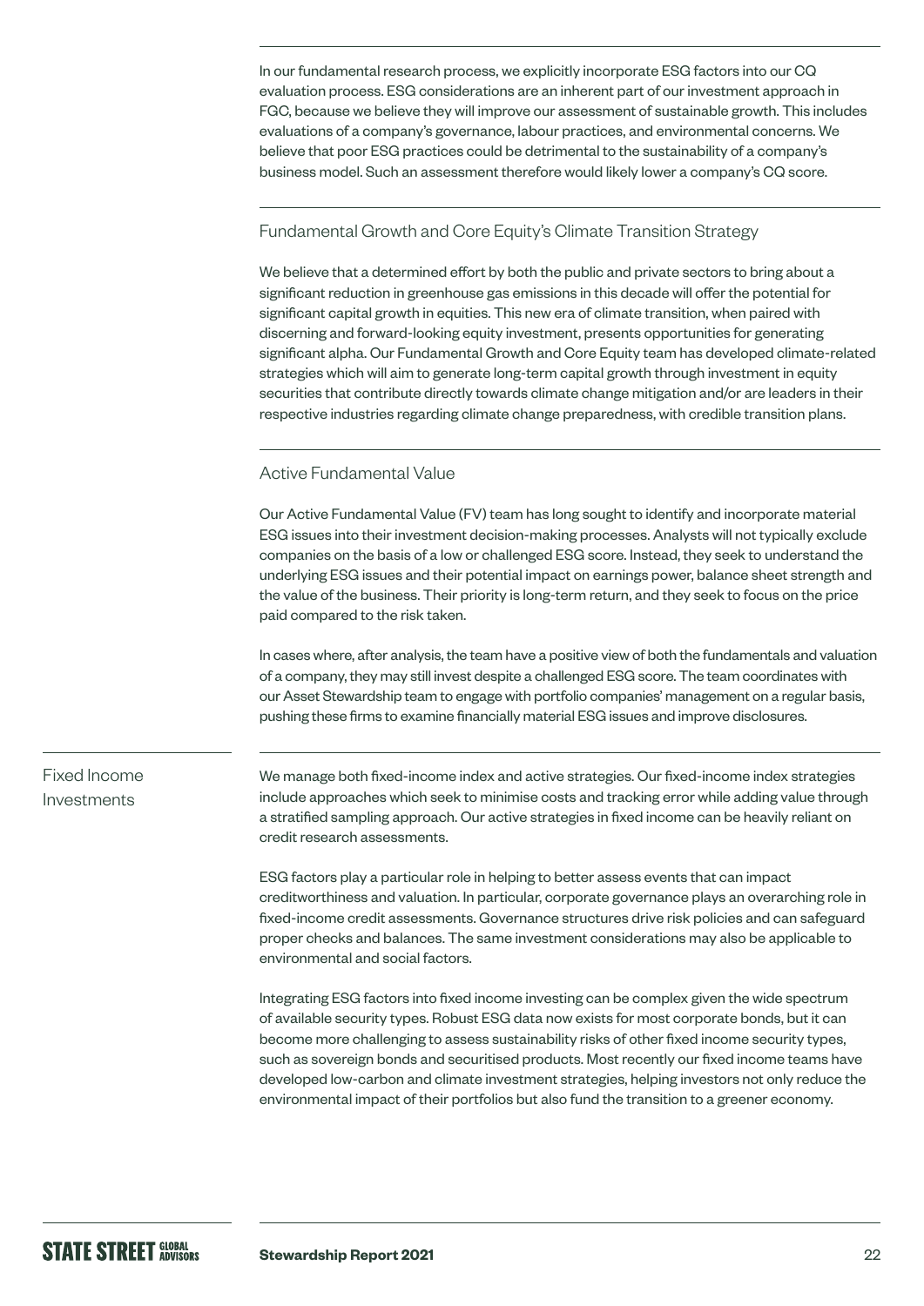In our fundamental research process, we explicitly incorporate ESG factors into our CQ evaluation process. ESG considerations are an inherent part of our investment approach in FGC, because we believe they will improve our assessment of sustainable growth. This includes evaluations of a company's governance, labour practices, and environmental concerns. We believe that poor ESG practices could be detrimental to the sustainability of a company's business model. Such an assessment therefore would likely lower a company's CQ score.

### Fundamental Growth and Core Equity's Climate Transition Strategy

We believe that a determined effort by both the public and private sectors to bring about a significant reduction in greenhouse gas emissions in this decade will offer the potential for significant capital growth in equities. This new era of climate transition, when paired with discerning and forward-looking equity investment, presents opportunities for generating significant alpha. Our Fundamental Growth and Core Equity team has developed climate-related strategies which will aim to generate long-term capital growth through investment in equity securities that contribute directly towards climate change mitigation and/or are leaders in their respective industries regarding climate change preparedness, with credible transition plans.

### Active Fundamental Value

Our Active Fundamental Value (FV) team has long sought to identify and incorporate material ESG issues into their investment decision-making processes. Analysts will not typically exclude companies on the basis of a low or challenged ESG score. Instead, they seek to understand the underlying ESG issues and their potential impact on earnings power, balance sheet strength and the value of the business. Their priority is long-term return, and they seek to focus on the price paid compared to the risk taken.

In cases where, after analysis, the team have a positive view of both the fundamentals and valuation of a company, they may still invest despite a challenged ESG score. The team coordinates with our Asset Stewardship team to engage with portfolio companies' management on a regular basis, pushing these firms to examine financially material ESG issues and improve disclosures.

## Fixed Income Investments

We manage both fixed-income index and active strategies. Our fixed-income index strategies include approaches which seek to minimise costs and tracking error while adding value through a stratified sampling approach. Our active strategies in fixed income can be heavily reliant on credit research assessments.

ESG factors play a particular role in helping to better assess events that can impact creditworthiness and valuation. In particular, corporate governance plays an overarching role in fixed-income credit assessments. Governance structures drive risk policies and can safeguard proper checks and balances. The same investment considerations may also be applicable to environmental and social factors.

Integrating ESG factors into fixed income investing can be complex given the wide spectrum of available security types. Robust ESG data now exists for most corporate bonds, but it can become more challenging to assess sustainability risks of other fixed income security types, such as sovereign bonds and securitised products. Most recently our fixed income teams have developed low-carbon and climate investment strategies, helping investors not only reduce the environmental impact of their portfolios but also fund the transition to a greener economy.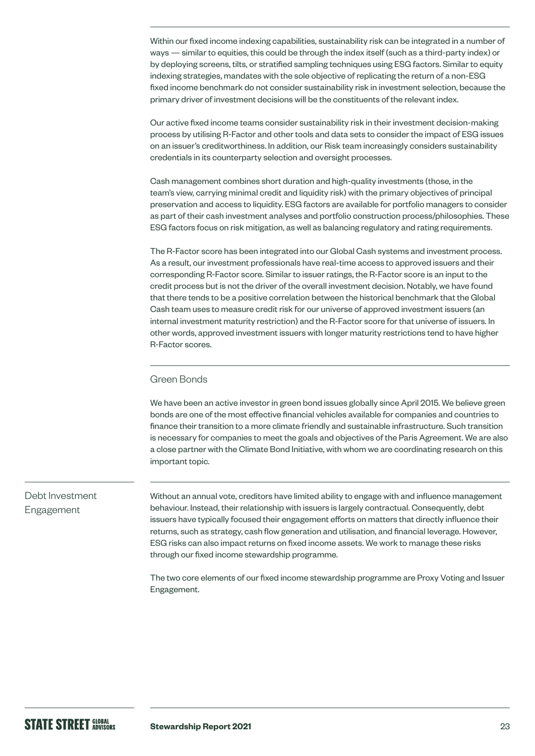Within our fixed income indexing capabilities, sustainability risk can be integrated in a number of ways — similar to equities, this could be through the index itself (such as a third-party index) or by deploying screens, tilts, or stratified sampling techniques using ESG factors. Similar to equity indexing strategies, mandates with the sole objective of replicating the return of a non-ESG fixed income benchmark do not consider sustainability risk in investment selection, because the primary driver of investment decisions will be the constituents of the relevant index.

Our active fixed income teams consider sustainability risk in their investment decision-making process by utilising R-Factor and other tools and data sets to consider the impact of ESG issues on an issuer's creditworthiness. In addition, our Risk team increasingly considers sustainability credentials in its counterparty selection and oversight processes.

Cash management combines short duration and high-quality investments (those, in the team's view, carrying minimal credit and liquidity risk) with the primary objectives of principal preservation and access to liquidity. ESG factors are available for portfolio managers to consider as part of their cash investment analyses and portfolio construction process/philosophies. These ESG factors focus on risk mitigation, as well as balancing regulatory and rating requirements.

The R-Factor score has been integrated into our Global Cash systems and investment process. As a result, our investment professionals have real-time access to approved issuers and their corresponding R-Factor score. Similar to issuer ratings, the R-Factor score is an input to the credit process but is not the driver of the overall investment decision. Notably, we have found that there tends to be a positive correlation between the historical benchmark that the Global Cash team uses to measure credit risk for our universe of approved investment issuers (an internal investment maturity restriction) and the R-Factor score for that universe of issuers. In other words, approved investment issuers with longer maturity restrictions tend to have higher R-Factor scores.

### Green Bonds

We have been an active investor in green bond issues globally since April 2015. We believe green bonds are one of the most effective financial vehicles available for companies and countries to finance their transition to a more climate friendly and sustainable infrastructure. Such transition is necessary for companies to meet the goals and objectives of the Paris Agreement. We are also a close partner with the Climate Bond Initiative, with whom we are coordinating research on this important topic.

## Debt Investment Engagement

Without an annual vote, creditors have limited ability to engage with and influence management behaviour. Instead, their relationship with issuers is largely contractual. Consequently, debt issuers have typically focused their engagement efforts on matters that directly influence their returns, such as strategy, cash flow generation and utilisation, and financial leverage. However, ESG risks can also impact returns on fixed income assets. We work to manage these risks through our fixed income stewardship programme.

The two core elements of our fixed income stewardship programme are Proxy Voting and Issuer Engagement.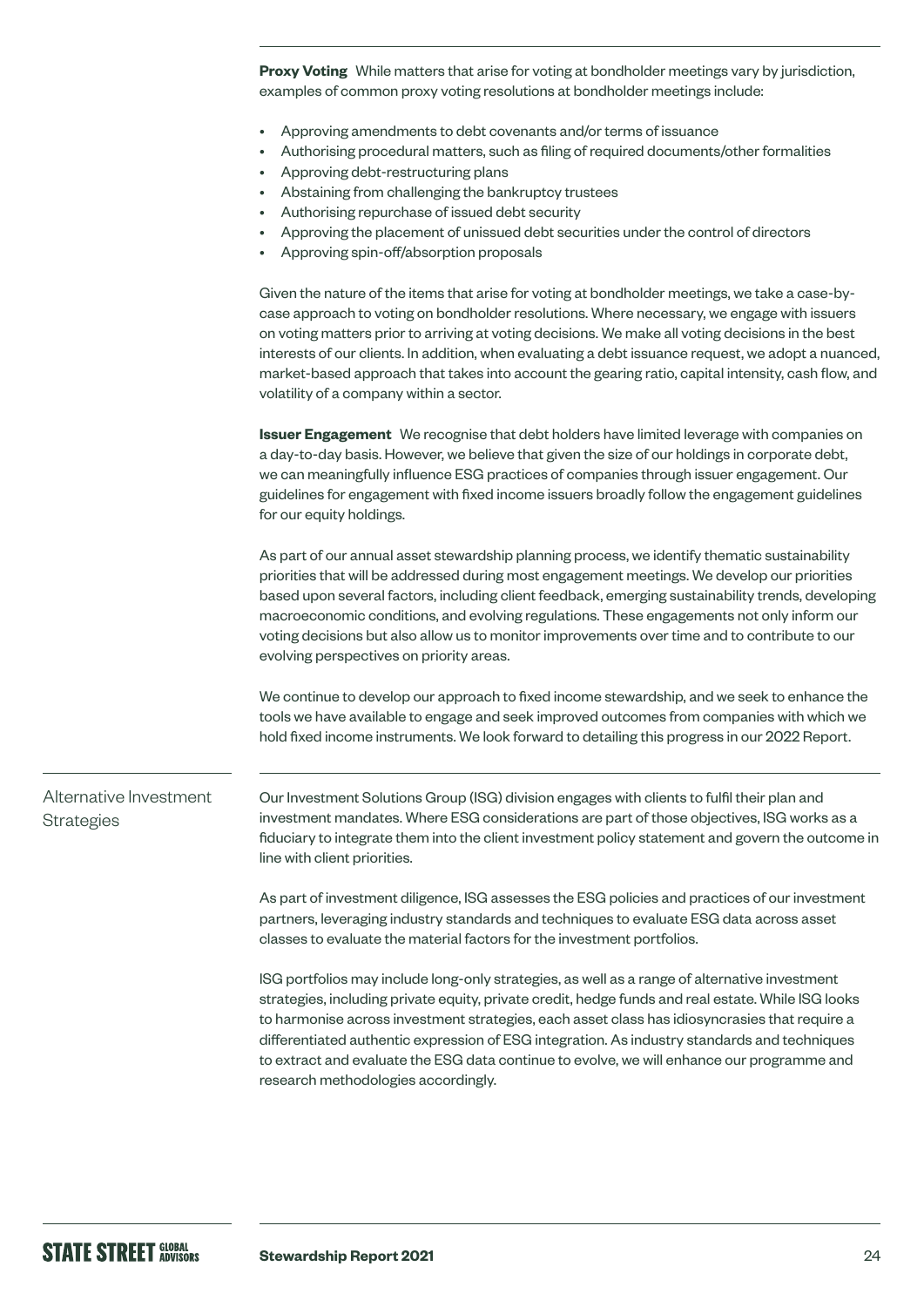**Proxy Voting** While matters that arise for voting at bondholder meetings vary by jurisdiction, examples of common proxy voting resolutions at bondholder meetings include:

- Approving amendments to debt covenants and/or terms of issuance
- Authorising procedural matters, such as filing of required documents/other formalities
- Approving debt-restructuring plans
- Abstaining from challenging the bankruptcy trustees
- Authorising repurchase of issued debt security
- Approving the placement of unissued debt securities under the control of directors
- Approving spin-off/absorption proposals

Given the nature of the items that arise for voting at bondholder meetings, we take a case-by-case approach to voting on bondholder resolutions. Where necessary, we engage with issuers on voting matters prior to arriving at voting decisions. We make all voting decisions in the best interests of our clients. In addition, when evaluating a debt issuance request, we adopt a nuanced, market-based approach that takes into account the gearing ratio, capital intensity, cash flow, and volatility of a company within a sector.

**Issuer Engagement** We recognise that debt holders have limited leverage with companies on a day-to-day basis. However, we believe that given the size of our holdings in corporate debt, we can meaningfully influence ESG practices of companies through issuer engagement. Our guidelines for engagement with fixed income issuers broadly follow the engagement guidelines for our equity holdings.

As part of our annual asset stewardship planning process, we identify thematic sustainability priorities that will be addressed during most engagement meetings. We develop our priorities based upon several factors, including client feedback, emerging sustainability trends, developing macroeconomic conditions, and evolving regulations. These engagements not only inform our voting decisions but also allow us to monitor improvements over time and to contribute to our evolving perspectives on priority areas.

We continue to develop our approach to fixed income stewardship, and we seek to enhance the tools we have available to engage and seek improved outcomes from companies with which we hold fixed income instruments. We look forward to detailing this progress in our 2022 Report.

## Alternative Investment Strategies

Our Investment Solutions Group (ISG) division engages with clients to fulfil their plan and investment mandates. Where ESG considerations are part of those objectives, ISG works as a fiduciary to integrate them into the client investment policy statement and govern the outcome in line with client priorities.

As part of investment diligence, ISG assesses the ESG policies and practices of our investment partners, leveraging industry standards and techniques to evaluate ESG data across asset classes to evaluate the material factors for the investment portfolios.

ISG portfolios may include long-only strategies, as well as a range of alternative investment strategies, including private equity, private credit, hedge funds and real estate. While ISG looks to harmonise across investment strategies, each asset class has idiosyncrasies that require a differentiated authentic expression of ESG integration. As industry standards and techniques to extract and evaluate the ESG data continue to evolve, we will enhance our programme and research methodologies accordingly.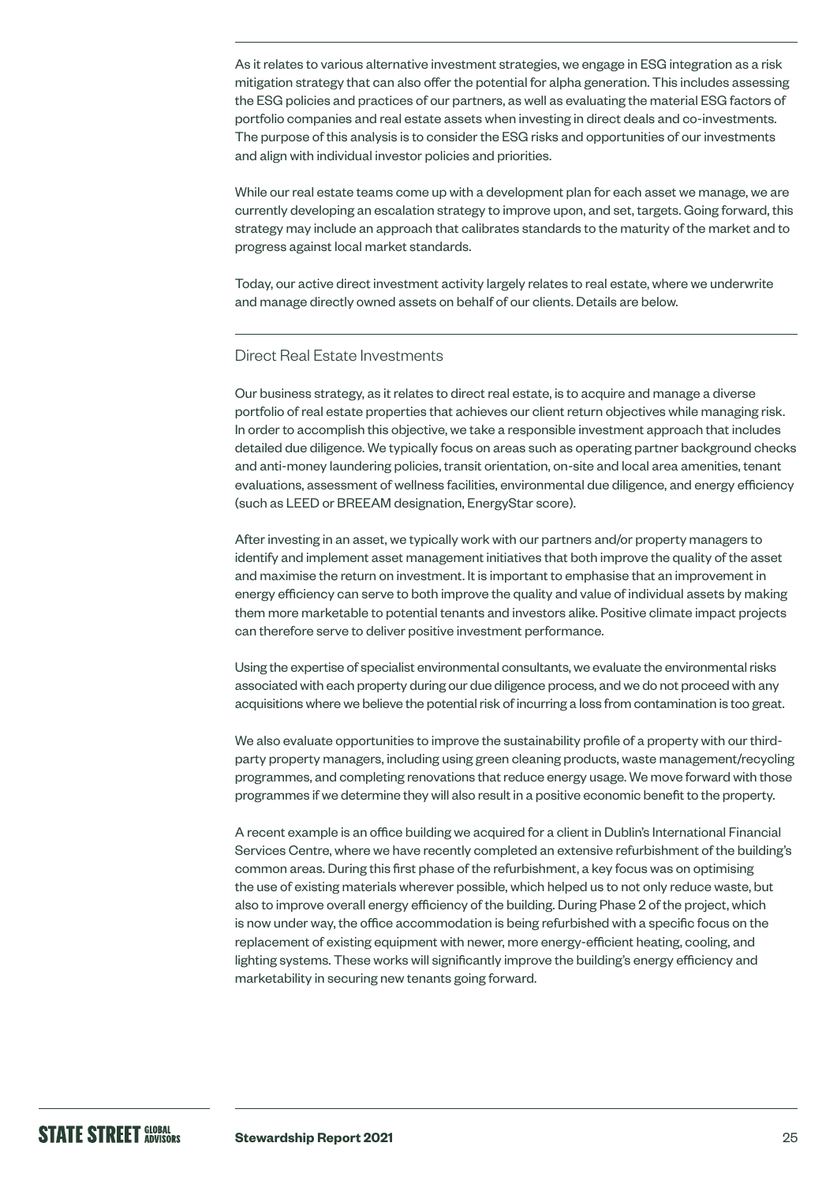As it relates to various alternative investment strategies, we engage in ESG integration as a risk mitigation strategy that can also offer the potential for alpha generation. This includes assessing the ESG policies and practices of our partners, as well as evaluating the material ESG factors of portfolio companies and real estate assets when investing in direct deals and co-investments. The purpose of this analysis is to consider the ESG risks and opportunities of our investments and align with individual investor policies and priorities.

While our real estate teams come up with a development plan for each asset we manage, we are currently developing an escalation strategy to improve upon, and set, targets. Going forward, this strategy may include an approach that calibrates standards to the maturity of the market and to progress against local market standards.

Today, our active direct investment activity largely relates to real estate, where we underwrite and manage directly owned assets on behalf of our clients. Details are below.

## Direct Real Estate Investments

Our business strategy, as it relates to direct real estate, is to acquire and manage a diverse portfolio of real estate properties that achieves our client return objectives while managing risk. In order to accomplish this objective, we take a responsible investment approach that includes detailed due diligence. We typically focus on areas such as operating partner background checks and anti-money laundering policies, transit orientation, on-site and local area amenities, tenant evaluations, assessment of wellness facilities, environmental due diligence, and energy efficiency (such as LEED or BREEAM designation, EnergyStar score).

After investing in an asset, we typically work with our partners and/or property managers to identify and implement asset management initiatives that both improve the quality of the asset and maximise the return on investment. It is important to emphasise that an improvement in energy efficiency can serve to both improve the quality and value of individual assets by making them more marketable to potential tenants and investors alike. Positive climate impact projects can therefore serve to deliver positive investment performance.

Using the expertise of specialist environmental consultants, we evaluate the environmental risks associated with each property during our due diligence process, and we do not proceed with any acquisitions where we believe the potential risk of incurring a loss from contamination is too great.

We also evaluate opportunities to improve the sustainability profile of a property with our third-party property managers, including using green cleaning products, waste management/recycling programmes, and completing renovations that reduce energy usage. We move forward with those programmes if we determine they will also result in a positive economic benefit to the property.

A recent example is an office building we acquired for a client in Dublin's International Financial Services Centre, where we have recently completed an extensive refurbishment of the building's common areas. During this first phase of the refurbishment, a key focus was on optimising the use of existing materials wherever possible, which helped us to not only reduce waste, but also to improve overall energy efficiency of the building. During Phase 2 of the project, which is now under way, the office accommodation is being refurbished with a specific focus on the replacement of existing equipment with newer, more energy-efficient heating, cooling, and lighting systems. These works will significantly improve the building's energy efficiency and marketability in securing new tenants going forward.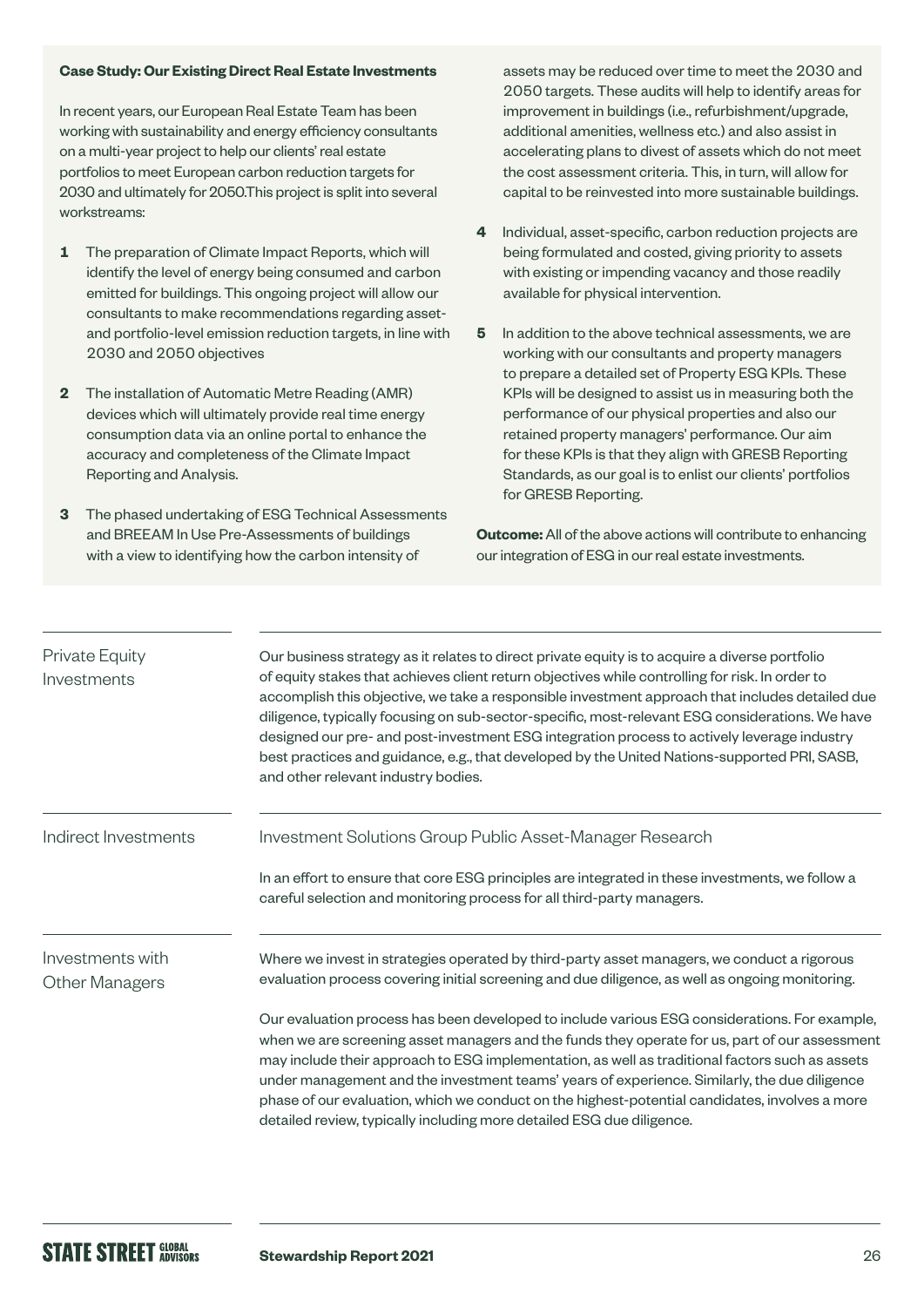**Case Study: Our Existing Direct Real Estate Investments**

In recent years, our European Real Estate Team has been working with sustainability and energy efficiency consultants on a multi-year project to help our clients' real estate portfolios to meet European carbon reduction targets for 2030 and ultimately for 2050.This project is split into several workstreams:

1. The preparation of Climate Impact Reports, which will identify the level of energy being consumed and carbon emitted for buildings. This ongoing project will allow our consultants to make recommendations regarding asset- and portfolio-level emission reduction targets, in line with 2030 and 2050 objectives
2. The installation of Automatic Metre Reading (AMR) devices which will ultimately provide real time energy consumption data via an online portal to enhance the accuracy and completeness of the Climate Impact Reporting and Analysis.
3. The phased undertaking of ESG Technical Assessments and BREEAM In Use Pre-Assessments of buildings with a view to identifying how the carbon intensity of assets may be reduced over time to meet the 2030 and 2050 targets. These audits will help to identify areas for improvement in buildings (i.e., refurbishment/upgrade, additional amenities, wellness etc.) and also assist in accelerating plans to divest of assets which do not meet the cost assessment criteria. This, in turn, will allow for capital to be reinvested into more sustainable buildings.
4. Individual, asset-specific, carbon reduction projects are being formulated and costed, giving priority to assets with existing or impending vacancy and those readily available for physical intervention.
5. In addition to the above technical assessments, we are working with our consultants and property managers to prepare a detailed set of Property ESG KPIs. These KPIs will be designed to assist us in measuring both the performance of our physical properties and also our retained property managers' performance. Our aim for these KPIs is that they align with GRESB Reporting Standards, as our goal is to enlist our clients' portfolios for GRESB Reporting.

**Outcome:** All of the above actions will contribute to enhancing our integration of ESG in our real estate investments.

## Private Equity Investments

Our business strategy as it relates to direct private equity is to acquire a diverse portfolio of equity stakes that achieves client return objectives while controlling for risk. In order to accomplish this objective, we take a responsible investment approach that includes detailed due diligence, typically focusing on sub-sector-specific, most-relevant ESG considerations. We have designed our pre- and post-investment ESG integration process to actively leverage industry best practices and guidance, e.g., that developed by the United Nations-supported PRI, SASB, and other relevant industry bodies.

## Indirect Investments

Investment Solutions Group Public Asset-Manager Research

In an effort to ensure that core ESG principles are integrated in these investments, we follow a careful selection and monitoring process for all third-party managers.

## Investments with Other Managers

Where we invest in strategies operated by third-party asset managers, we conduct a rigorous evaluation process covering initial screening and due diligence, as well as ongoing monitoring.

Our evaluation process has been developed to include various ESG considerations. For example, when we are screening asset managers and the funds they operate for us, part of our assessment may include their approach to ESG implementation, as well as traditional factors such as assets under management and the investment teams' years of experience. Similarly, the due diligence phase of our evaluation, which we conduct on the highest-potential candidates, involves a more detailed review, typically including more detailed ESG due diligence.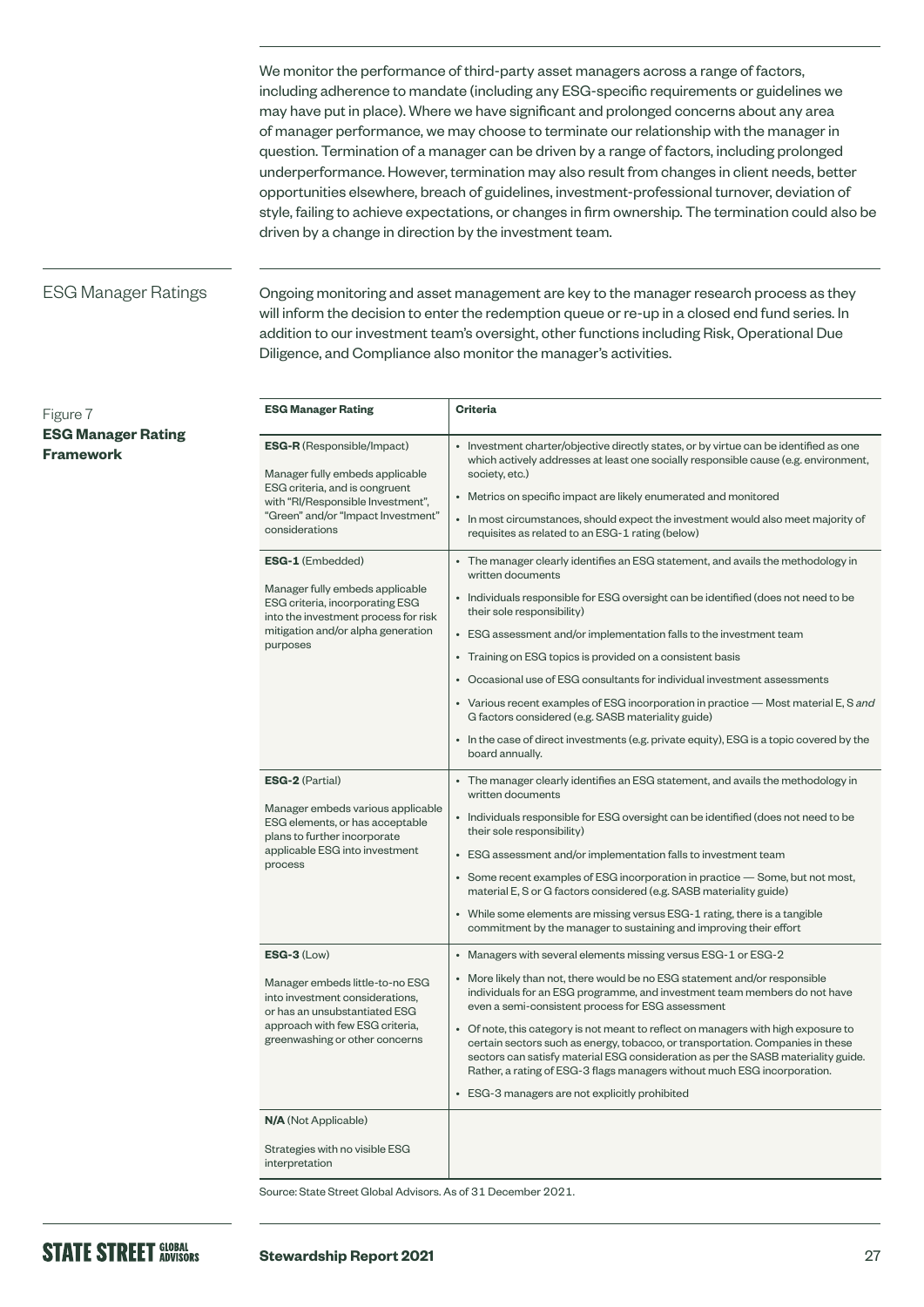We monitor the performance of third-party asset managers across a range of factors, including adherence to mandate (including any ESG-specific requirements or guidelines we may have put in place). Where we have significant and prolonged concerns about any area of manager performance, we may choose to terminate our relationship with the manager in question. Termination of a manager can be driven by a range of factors, including prolonged underperformance. However, termination may also result from changes in client needs, better opportunities elsewhere, breach of guidelines, investment-professional turnover, deviation of style, failing to achieve expectations, or changes in firm ownership. The termination could also be driven by a change in direction by the investment team.

## ESG Manager Ratings

Ongoing monitoring and asset management are key to the manager research process as they will inform the decision to enter the redemption queue or re-up in a closed end fund series. In addition to our investment team's oversight, other functions including Risk, Operational Due Diligence, and Compliance also monitor the manager's activities.

Figure 7
**ESG Manager Rating Framework**

| ESG Manager Rating | Criteria |
|---|---|
| **ESG-R** (Responsible/Impact)<br><br>Manager fully embeds applicable ESG criteria, and is congruent with "RI/Responsible Investment", "Green" and/or "Impact Investment" considerations | • Investment charter/objective directly states, or by virtue can be identified as one which actively addresses at least one socially responsible cause (e.g. environment, society, etc.)<br>• Metrics on specific impact are likely enumerated and monitored<br>• In most circumstances, should expect the investment would also meet majority of requisites as related to an ESG-1 rating (below) |
| **ESG-1** (Embedded)<br><br>Manager fully embeds applicable ESG criteria, incorporating ESG into the investment process for risk mitigation and/or alpha generation purposes | • The manager clearly identifies an ESG statement, and avails the methodology in written documents<br>• Individuals responsible for ESG oversight can be identified (does not need to be their sole responsibility)<br>• ESG assessment and/or implementation falls to the investment team<br>• Training on ESG topics is provided on a consistent basis<br>• Occasional use of ESG consultants for individual investment assessments<br>• Various recent examples of ESG incorporation in practice — Most material E, S *and* G factors considered (e.g. SASB materiality guide)<br>• In the case of direct investments (e.g. private equity), ESG is a topic covered by the board annually. |
| **ESG-2** (Partial)<br><br>Manager embeds various applicable ESG elements, or has acceptable plans to further incorporate applicable ESG into investment process | • The manager clearly identifies an ESG statement, and avails the methodology in written documents<br>• Individuals responsible for ESG oversight can be identified (does not need to be their sole responsibility)<br>• ESG assessment and/or implementation falls to investment team<br>• Some recent examples of ESG incorporation in practice — Some, but not most, material E, S or G factors considered (e.g. SASB materiality guide)<br>• While some elements are missing versus ESG-1 rating, there is a tangible commitment by the manager to sustaining and improving their effort |
| **ESG-3** (Low)<br><br>Manager embeds little-to-no ESG into investment considerations, or has an unsubstantiated ESG approach with few ESG criteria, greenwashing or other concerns | • Managers with several elements missing versus ESG-1 or ESG-2<br>• More likely than not, there would be no ESG statement and/or responsible individuals for an ESG programme, and investment team members do not have even a semi-consistent process for ESG assessment<br>• Of note, this category is not meant to reflect on managers with high exposure to certain sectors such as energy, tobacco, or transportation. Companies in these sectors can satisfy material ESG consideration as per the SASB materiality guide. Rather, a rating of ESG-3 flags managers without much ESG incorporation.<br>• ESG-3 managers are not explicitly prohibited |
| **N/A** (Not Applicable)<br><br>Strategies with no visible ESG interpretation | |

Source: State Street Global Advisors. As of 31 December 2021.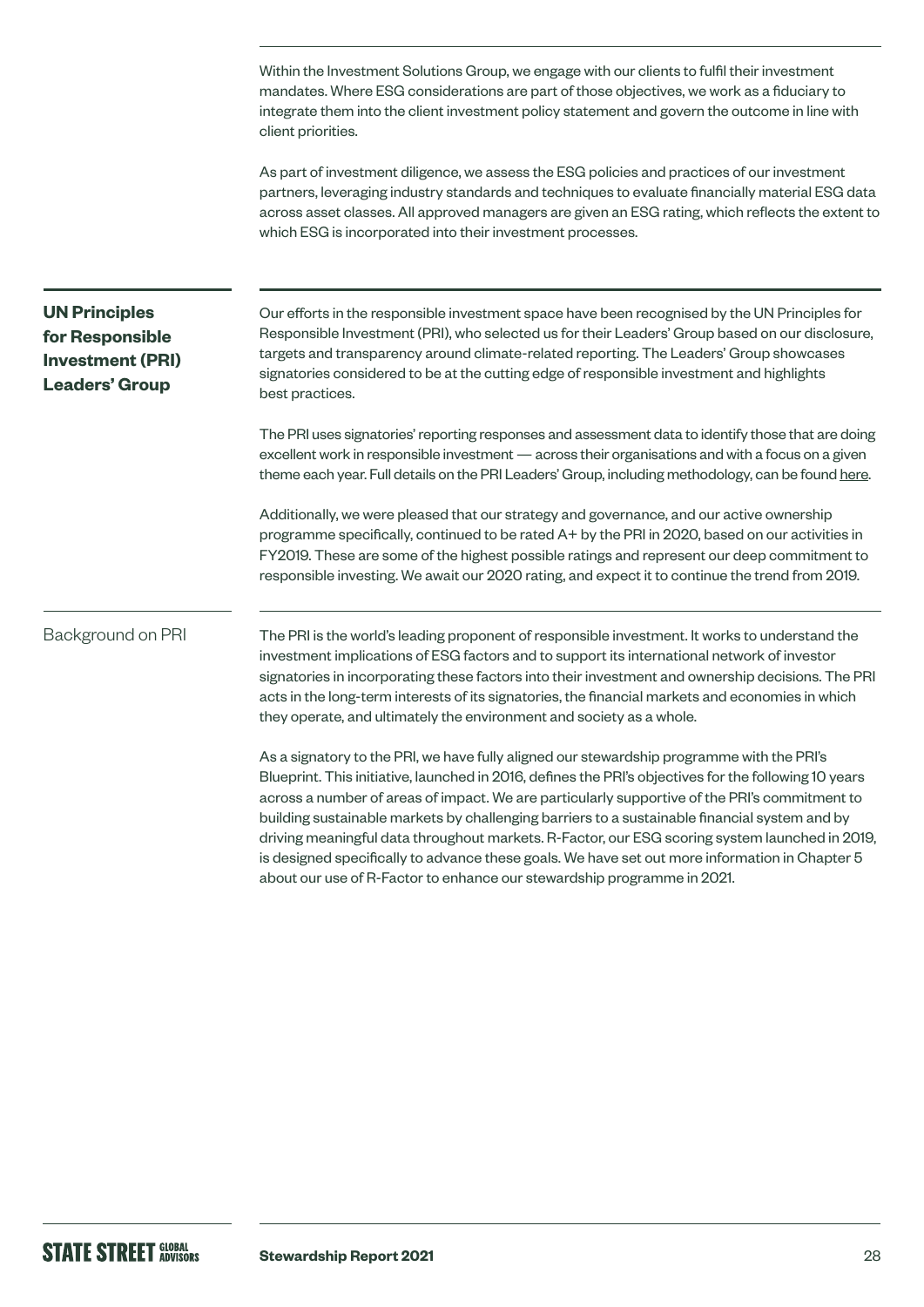Within the Investment Solutions Group, we engage with our clients to fulfil their investment mandates. Where ESG considerations are part of those objectives, we work as a fiduciary to integrate them into the client investment policy statement and govern the outcome in line with client priorities.

As part of investment diligence, we assess the ESG policies and practices of our investment partners, leveraging industry standards and techniques to evaluate financially material ESG data across asset classes. All approved managers are given an ESG rating, which reflects the extent to which ESG is incorporated into their investment processes.

## UN Principles for Responsible Investment (PRI) Leaders' Group

Our efforts in the responsible investment space have been recognised by the UN Principles for Responsible Investment (PRI), who selected us for their Leaders' Group based on our disclosure, targets and transparency around climate-related reporting. The Leaders' Group showcases signatories considered to be at the cutting edge of responsible investment and highlights best practices.

The PRI uses signatories' reporting responses and assessment data to identify those that are doing excellent work in responsible investment — across their organisations and with a focus on a given theme each year. Full details on the PRI Leaders' Group, including methodology, can be found here.

Additionally, we were pleased that our strategy and governance, and our active ownership programme specifically, continued to be rated A+ by the PRI in 2020, based on our activities in FY2019. These are some of the highest possible ratings and represent our deep commitment to responsible investing. We await our 2020 rating, and expect it to continue the trend from 2019.

### Background on PRI

The PRI is the world's leading proponent of responsible investment. It works to understand the investment implications of ESG factors and to support its international network of investor signatories in incorporating these factors into their investment and ownership decisions. The PRI acts in the long-term interests of its signatories, the financial markets and economies in which they operate, and ultimately the environment and society as a whole.

As a signatory to the PRI, we have fully aligned our stewardship programme with the PRI's Blueprint. This initiative, launched in 2016, defines the PRI's objectives for the following 10 years across a number of areas of impact. We are particularly supportive of the PRI's commitment to building sustainable markets by challenging barriers to a sustainable financial system and by driving meaningful data throughout markets. R-Factor, our ESG scoring system launched in 2019, is designed specifically to advance these goals. We have set out more information in Chapter 5 about our use of R-Factor to enhance our stewardship programme in 2021.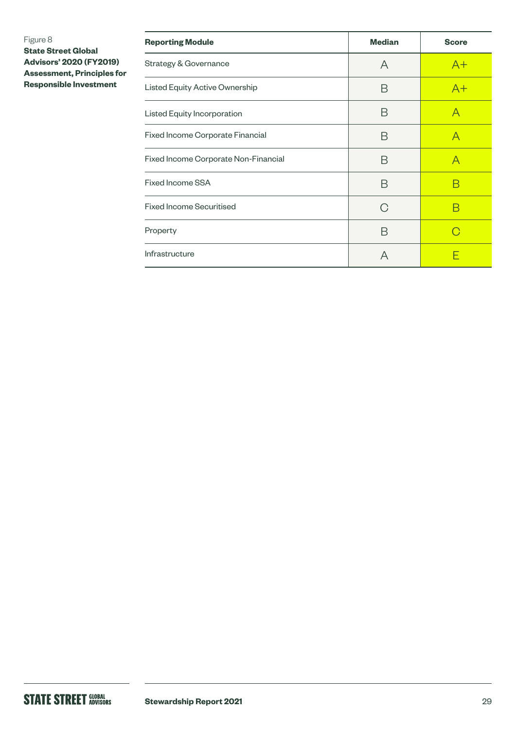Figure 8

**State Street Global Advisors' 2020 (FY2019) Assessment, Principles for Responsible Investment**

| Reporting Module | Median | Score |
|---|---|---|
| Strategy & Governance | A | A+ |
| Listed Equity Active Ownership | B | A+ |
| Listed Equity Incorporation | B | A |
| Fixed Income Corporate Financial | B | A |
| Fixed Income Corporate Non-Financial | B | A |
| Fixed Income SSA | B | B |
| Fixed Income Securitised | C | B |
| Property | B | C |
| Infrastructure | A | E |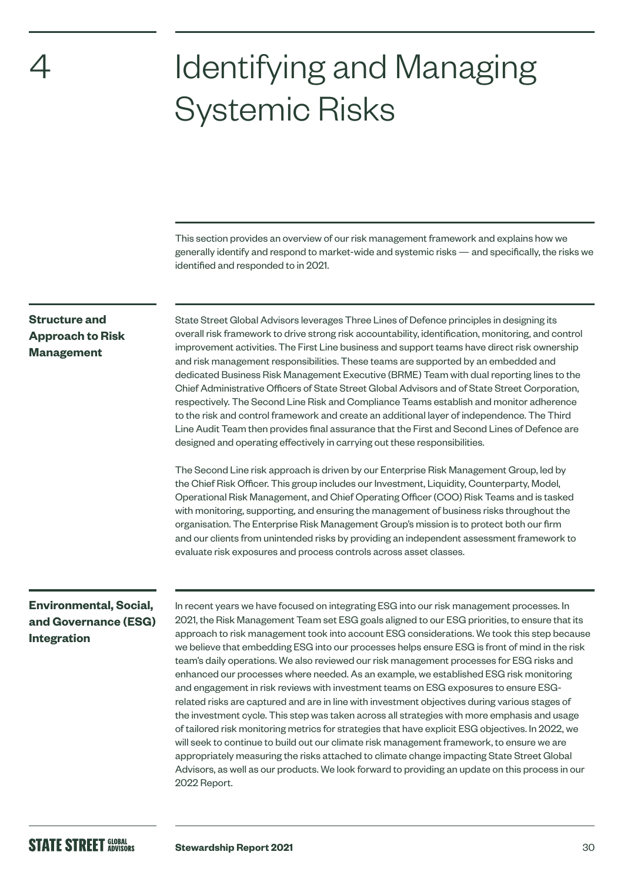# 4 Identifying and Managing Systemic Risks

This section provides an overview of our risk management framework and explains how we generally identify and respond to market-wide and systemic risks — and specifically, the risks we identified and responded to in 2021.

## Structure and Approach to Risk Management

State Street Global Advisors leverages Three Lines of Defence principles in designing its overall risk framework to drive strong risk accountability, identification, monitoring, and control improvement activities. The First Line business and support teams have direct risk ownership and risk management responsibilities. These teams are supported by an embedded and dedicated Business Risk Management Executive (BRME) Team with dual reporting lines to the Chief Administrative Officers of State Street Global Advisors and of State Street Corporation, respectively. The Second Line Risk and Compliance Teams establish and monitor adherence to the risk and control framework and create an additional layer of independence. The Third Line Audit Team then provides final assurance that the First and Second Lines of Defence are designed and operating effectively in carrying out these responsibilities.

The Second Line risk approach is driven by our Enterprise Risk Management Group, led by the Chief Risk Officer. This group includes our Investment, Liquidity, Counterparty, Model, Operational Risk Management, and Chief Operating Officer (COO) Risk Teams and is tasked with monitoring, supporting, and ensuring the management of business risks throughout the organisation. The Enterprise Risk Management Group's mission is to protect both our firm and our clients from unintended risks by providing an independent assessment framework to evaluate risk exposures and process controls across asset classes.

## Environmental, Social, and Governance (ESG) Integration

In recent years we have focused on integrating ESG into our risk management processes. In 2021, the Risk Management Team set ESG goals aligned to our ESG priorities, to ensure that its approach to risk management took into account ESG considerations. We took this step because we believe that embedding ESG into our processes helps ensure ESG is front of mind in the risk team's daily operations. We also reviewed our risk management processes for ESG risks and enhanced our processes where needed. As an example, we established ESG risk monitoring and engagement in risk reviews with investment teams on ESG exposures to ensure ESG-related risks are captured and are in line with investment objectives during various stages of the investment cycle. This step was taken across all strategies with more emphasis and usage of tailored risk monitoring metrics for strategies that have explicit ESG objectives. In 2022, we will seek to continue to build out our climate risk management framework, to ensure we are appropriately measuring the risks attached to climate change impacting State Street Global Advisors, as well as our products. We look forward to providing an update on this process in our 2022 Report.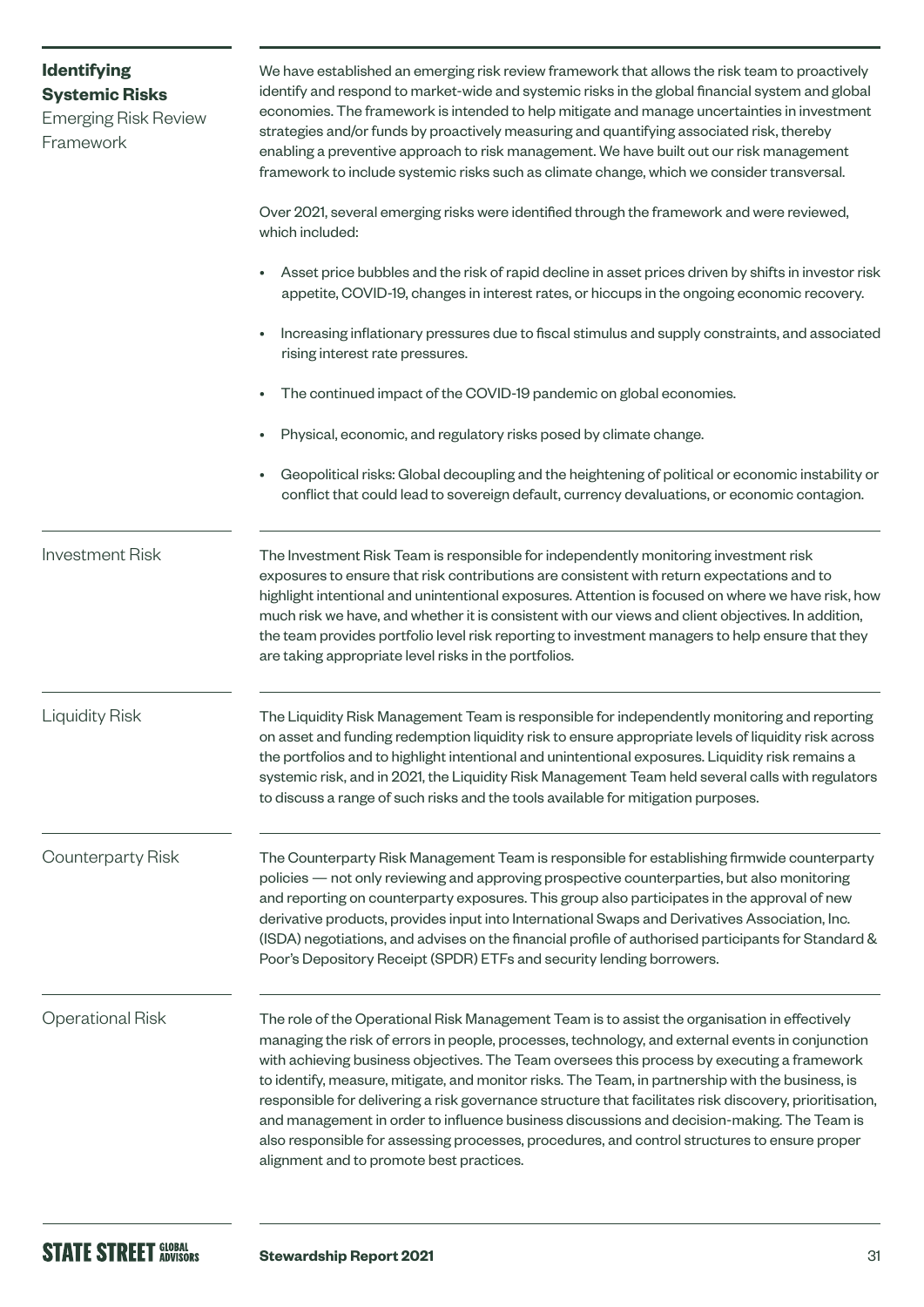## Identifying Systemic Risks

### Emerging Risk Review Framework

We have established an emerging risk review framework that allows the risk team to proactively identify and respond to market-wide and systemic risks in the global financial system and global economies. The framework is intended to help mitigate and manage uncertainties in investment strategies and/or funds by proactively measuring and quantifying associated risk, thereby enabling a preventive approach to risk management. We have built out our risk management framework to include systemic risks such as climate change, which we consider transversal.

Over 2021, several emerging risks were identified through the framework and were reviewed, which included:

- Asset price bubbles and the risk of rapid decline in asset prices driven by shifts in investor risk appetite, COVID-19, changes in interest rates, or hiccups in the ongoing economic recovery.
- Increasing inflationary pressures due to fiscal stimulus and supply constraints, and associated rising interest rate pressures.
- The continued impact of the COVID-19 pandemic on global economies.
- Physical, economic, and regulatory risks posed by climate change.
- Geopolitical risks: Global decoupling and the heightening of political or economic instability or conflict that could lead to sovereign default, currency devaluations, or economic contagion.

### Investment Risk

The Investment Risk Team is responsible for independently monitoring investment risk exposures to ensure that risk contributions are consistent with return expectations and to highlight intentional and unintentional exposures. Attention is focused on where we have risk, how much risk we have, and whether it is consistent with our views and client objectives. In addition, the team provides portfolio level risk reporting to investment managers to help ensure that they are taking appropriate level risks in the portfolios.

### Liquidity Risk

The Liquidity Risk Management Team is responsible for independently monitoring and reporting on asset and funding redemption liquidity risk to ensure appropriate levels of liquidity risk across the portfolios and to highlight intentional and unintentional exposures. Liquidity risk remains a systemic risk, and in 2021, the Liquidity Risk Management Team held several calls with regulators to discuss a range of such risks and the tools available for mitigation purposes.

### Counterparty Risk

The Counterparty Risk Management Team is responsible for establishing firmwide counterparty policies — not only reviewing and approving prospective counterparties, but also monitoring and reporting on counterparty exposures. This group also participates in the approval of new derivative products, provides input into International Swaps and Derivatives Association, Inc. (ISDA) negotiations, and advises on the financial profile of authorised participants for Standard & Poor's Depository Receipt (SPDR) ETFs and security lending borrowers.

### Operational Risk

The role of the Operational Risk Management Team is to assist the organisation in effectively managing the risk of errors in people, processes, technology, and external events in conjunction with achieving business objectives. The Team oversees this process by executing a framework to identify, measure, mitigate, and monitor risks. The Team, in partnership with the business, is responsible for delivering a risk governance structure that facilitates risk discovery, prioritisation, and management in order to influence business discussions and decision-making. The Team is also responsible for assessing processes, procedures, and control structures to ensure proper alignment and to promote best practices.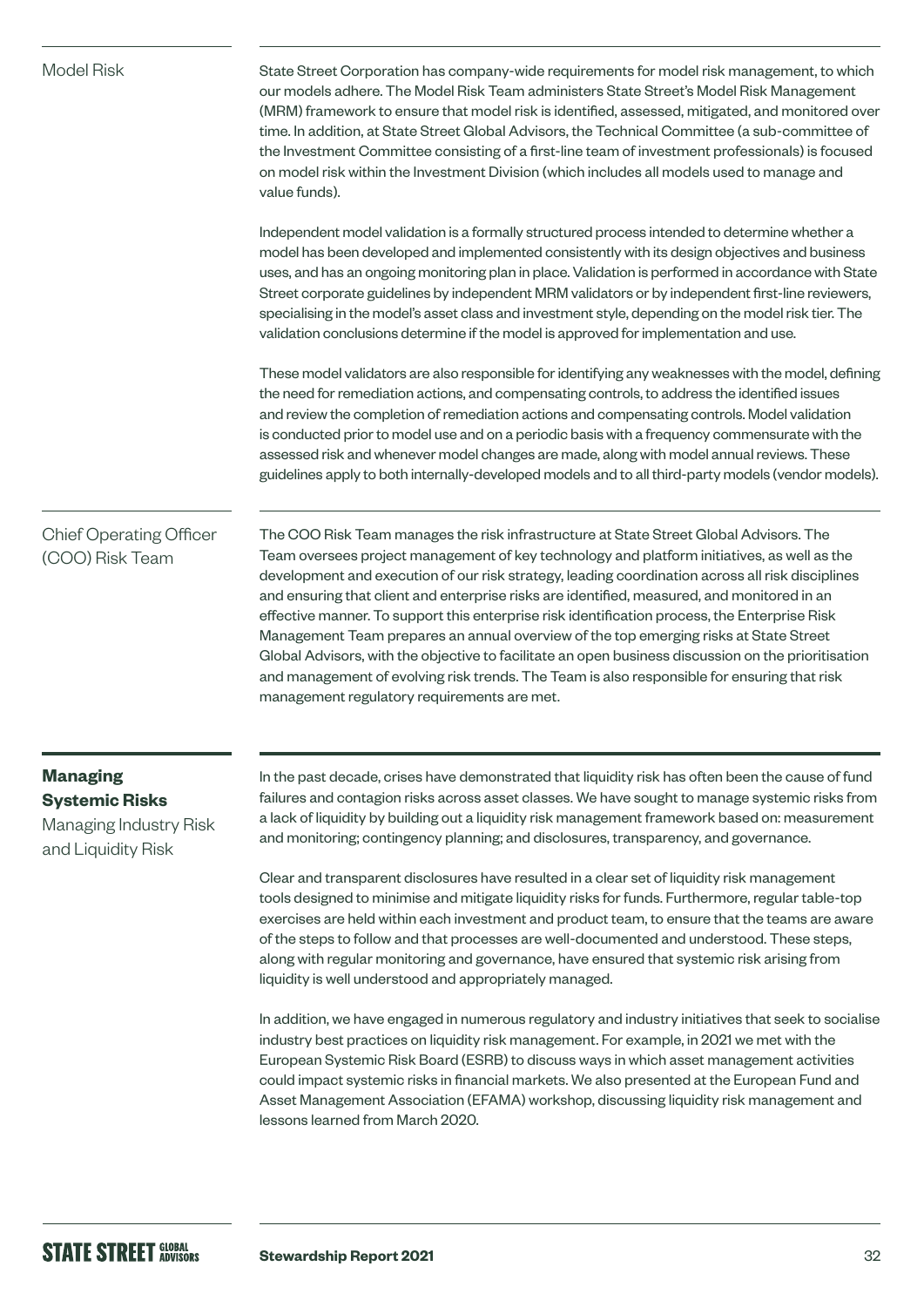### Model Risk

State Street Corporation has company-wide requirements for model risk management, to which our models adhere. The Model Risk Team administers State Street's Model Risk Management (MRM) framework to ensure that model risk is identified, assessed, mitigated, and monitored over time. In addition, at State Street Global Advisors, the Technical Committee (a sub-committee of the Investment Committee consisting of a first-line team of investment professionals) is focused on model risk within the Investment Division (which includes all models used to manage and value funds).

Independent model validation is a formally structured process intended to determine whether a model has been developed and implemented consistently with its design objectives and business uses, and has an ongoing monitoring plan in place. Validation is performed in accordance with State Street corporate guidelines by independent MRM validators or by independent first-line reviewers, specialising in the model's asset class and investment style, depending on the model risk tier. The validation conclusions determine if the model is approved for implementation and use.

These model validators are also responsible for identifying any weaknesses with the model, defining the need for remediation actions, and compensating controls, to address the identified issues and review the completion of remediation actions and compensating controls. Model validation is conducted prior to model use and on a periodic basis with a frequency commensurate with the assessed risk and whenever model changes are made, along with model annual reviews. These guidelines apply to both internally-developed models and to all third-party models (vendor models).

### Chief Operating Officer (COO) Risk Team

The COO Risk Team manages the risk infrastructure at State Street Global Advisors. The Team oversees project management of key technology and platform initiatives, as well as the development and execution of our risk strategy, leading coordination across all risk disciplines and ensuring that client and enterprise risks are identified, measured, and monitored in an effective manner. To support this enterprise risk identification process, the Enterprise Risk Management Team prepares an annual overview of the top emerging risks at State Street Global Advisors, with the objective to facilitate an open business discussion on the prioritisation and management of evolving risk trends. The Team is also responsible for ensuring that risk management regulatory requirements are met.

## Managing Systemic Risks

### Managing Industry Risk and Liquidity Risk

In the past decade, crises have demonstrated that liquidity risk has often been the cause of fund failures and contagion risks across asset classes. We have sought to manage systemic risks from a lack of liquidity by building out a liquidity risk management framework based on: measurement and monitoring; contingency planning; and disclosures, transparency, and governance.

Clear and transparent disclosures have resulted in a clear set of liquidity risk management tools designed to minimise and mitigate liquidity risks for funds. Furthermore, regular table-top exercises are held within each investment and product team, to ensure that the teams are aware of the steps to follow and that processes are well-documented and understood. These steps, along with regular monitoring and governance, have ensured that systemic risk arising from liquidity is well understood and appropriately managed.

In addition, we have engaged in numerous regulatory and industry initiatives that seek to socialise industry best practices on liquidity risk management. For example, in 2021 we met with the European Systemic Risk Board (ESRB) to discuss ways in which asset management activities could impact systemic risks in financial markets. We also presented at the European Fund and Asset Management Association (EFAMA) workshop, discussing liquidity risk management and lessons learned from March 2020.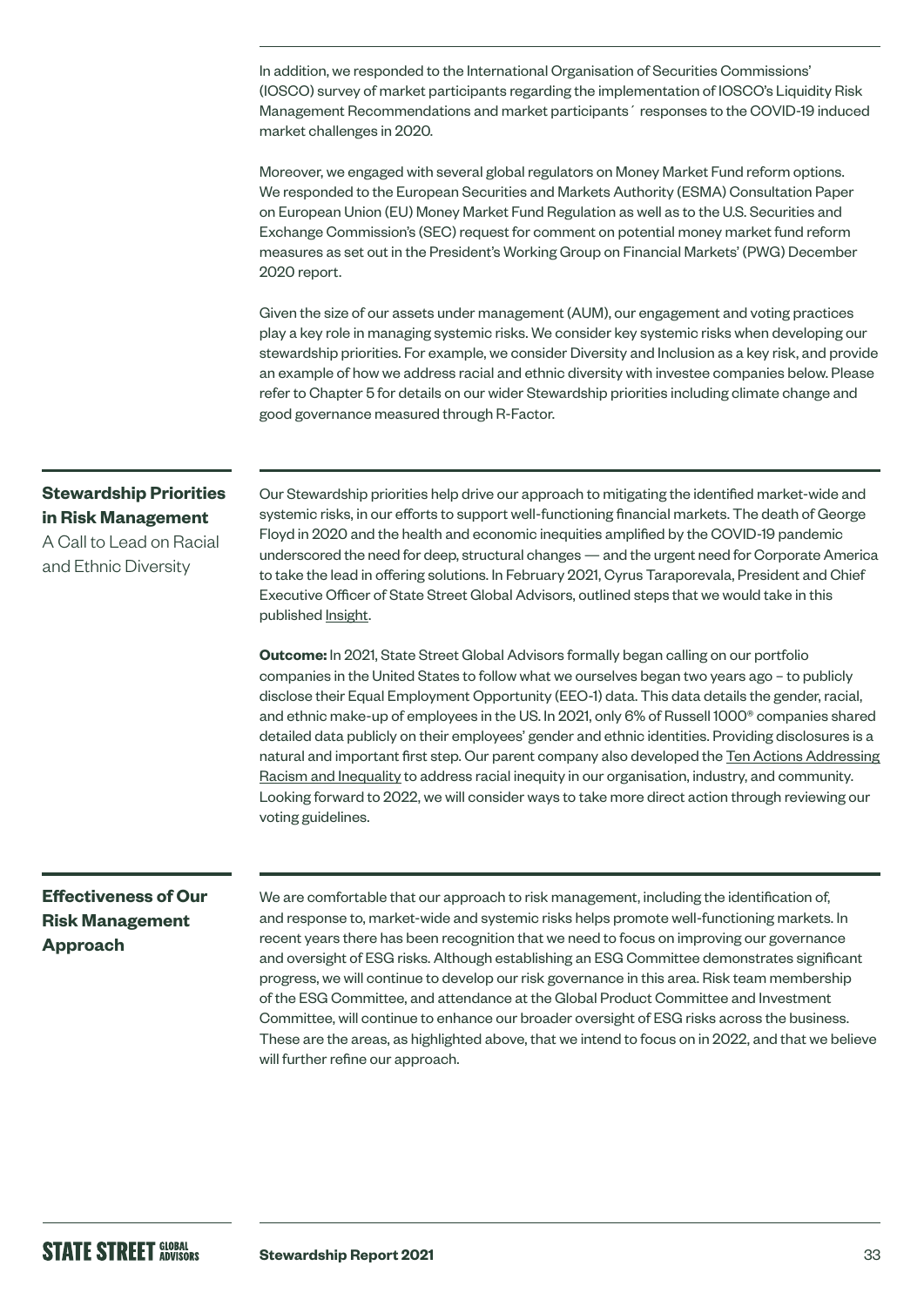In addition, we responded to the International Organisation of Securities Commissions' (IOSCO) survey of market participants regarding the implementation of IOSCO's Liquidity Risk Management Recommendations and market participants´ responses to the COVID-19 induced market challenges in 2020.

Moreover, we engaged with several global regulators on Money Market Fund reform options. We responded to the European Securities and Markets Authority (ESMA) Consultation Paper on European Union (EU) Money Market Fund Regulation as well as to the U.S. Securities and Exchange Commission's (SEC) request for comment on potential money market fund reform measures as set out in the President's Working Group on Financial Markets' (PWG) December 2020 report.

Given the size of our assets under management (AUM), our engagement and voting practices play a key role in managing systemic risks. We consider key systemic risks when developing our stewardship priorities. For example, we consider Diversity and Inclusion as a key risk, and provide an example of how we address racial and ethnic diversity with investee companies below. Please refer to Chapter 5 for details on our wider Stewardship priorities including climate change and good governance measured through R-Factor.

## Stewardship Priorities in Risk Management

A Call to Lead on Racial and Ethnic Diversity

Our Stewardship priorities help drive our approach to mitigating the identified market-wide and systemic risks, in our efforts to support well-functioning financial markets. The death of George Floyd in 2020 and the health and economic inequities amplified by the COVID-19 pandemic underscored the need for deep, structural changes — and the urgent need for Corporate America to take the lead in offering solutions. In February 2021, Cyrus Taraporevala, President and Chief Executive Officer of State Street Global Advisors, outlined steps that we would take in this published Insight.

**Outcome:** In 2021, State Street Global Advisors formally began calling on our portfolio companies in the United States to follow what we ourselves began two years ago – to publicly disclose their Equal Employment Opportunity (EEO-1) data. This data details the gender, racial, and ethnic make-up of employees in the US. In 2021, only 6% of Russell 1000® companies shared detailed data publicly on their employees' gender and ethnic identities. Providing disclosures is a natural and important first step. Our parent company also developed the Ten Actions Addressing Racism and Inequality to address racial inequity in our organisation, industry, and community. Looking forward to 2022, we will consider ways to take more direct action through reviewing our voting guidelines.

## Effectiveness of Our Risk Management Approach

We are comfortable that our approach to risk management, including the identification of, and response to, market-wide and systemic risks helps promote well-functioning markets. In recent years there has been recognition that we need to focus on improving our governance and oversight of ESG risks. Although establishing an ESG Committee demonstrates significant progress, we will continue to develop our risk governance in this area. Risk team membership of the ESG Committee, and attendance at the Global Product Committee and Investment Committee, will continue to enhance our broader oversight of ESG risks across the business. These are the areas, as highlighted above, that we intend to focus on in 2022, and that we believe will further refine our approach.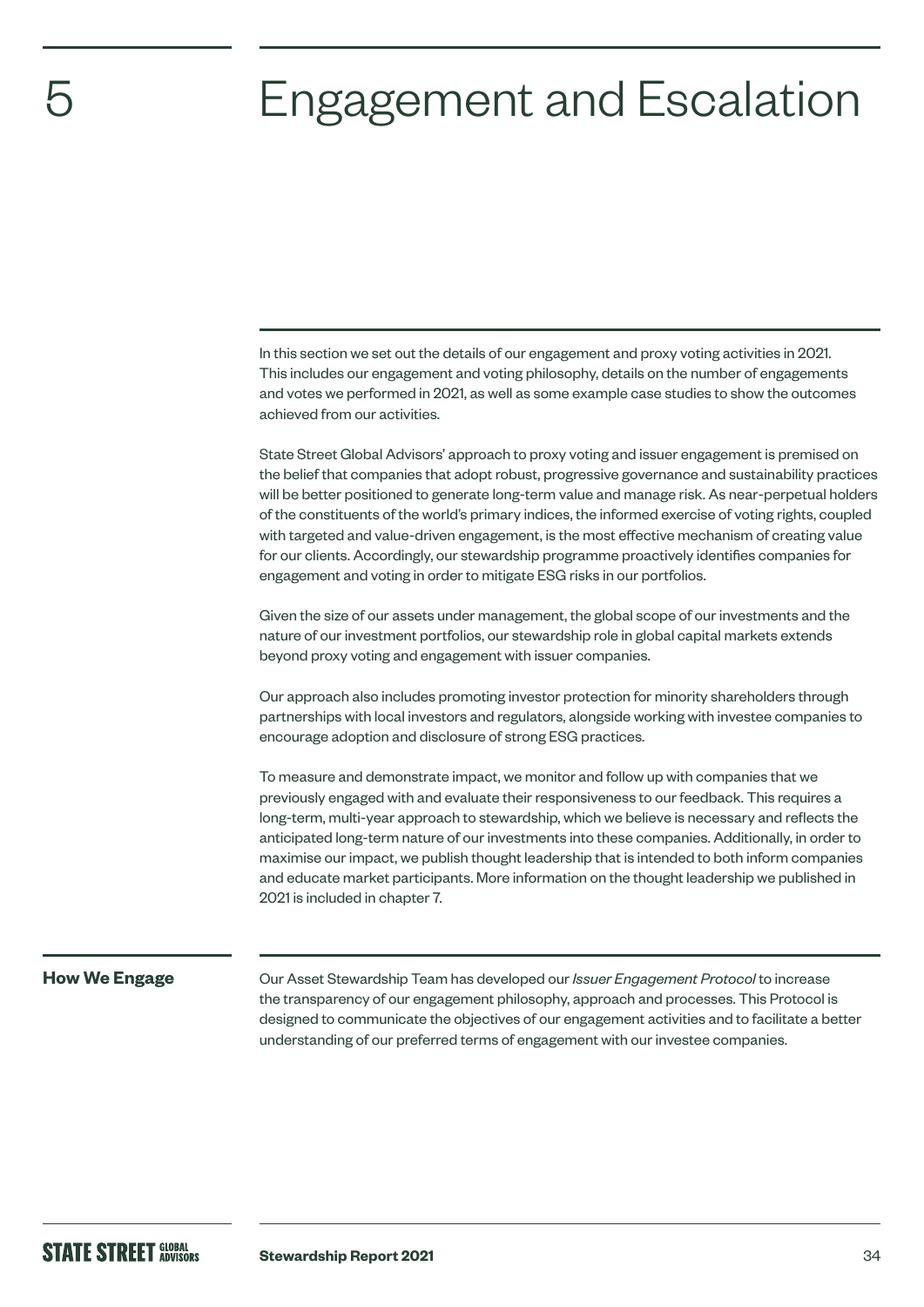# 5 Engagement and Escalation

In this section we set out the details of our engagement and proxy voting activities in 2021. This includes our engagement and voting philosophy, details on the number of engagements and votes we performed in 2021, as well as some example case studies to show the outcomes achieved from our activities.

State Street Global Advisors' approach to proxy voting and issuer engagement is premised on the belief that companies that adopt robust, progressive governance and sustainability practices will be better positioned to generate long-term value and manage risk. As near-perpetual holders of the constituents of the world's primary indices, the informed exercise of voting rights, coupled with targeted and value-driven engagement, is the most effective mechanism of creating value for our clients. Accordingly, our stewardship programme proactively identifies companies for engagement and voting in order to mitigate ESG risks in our portfolios.

Given the size of our assets under management, the global scope of our investments and the nature of our investment portfolios, our stewardship role in global capital markets extends beyond proxy voting and engagement with issuer companies.

Our approach also includes promoting investor protection for minority shareholders through partnerships with local investors and regulators, alongside working with investee companies to encourage adoption and disclosure of strong ESG practices.

To measure and demonstrate impact, we monitor and follow up with companies that we previously engaged with and evaluate their responsiveness to our feedback. This requires a long-term, multi-year approach to stewardship, which we believe is necessary and reflects the anticipated long-term nature of our investments into these companies. Additionally, in order to maximise our impact, we publish thought leadership that is intended to both inform companies and educate market participants. More information on the thought leadership we published in 2021 is included in chapter 7.

## How We Engage

Our Asset Stewardship Team has developed our *Issuer Engagement Protocol* to increase the transparency of our engagement philosophy, approach and processes. This Protocol is designed to communicate the objectives of our engagement activities and to facilitate a better understanding of our preferred terms of engagement with our investee companies.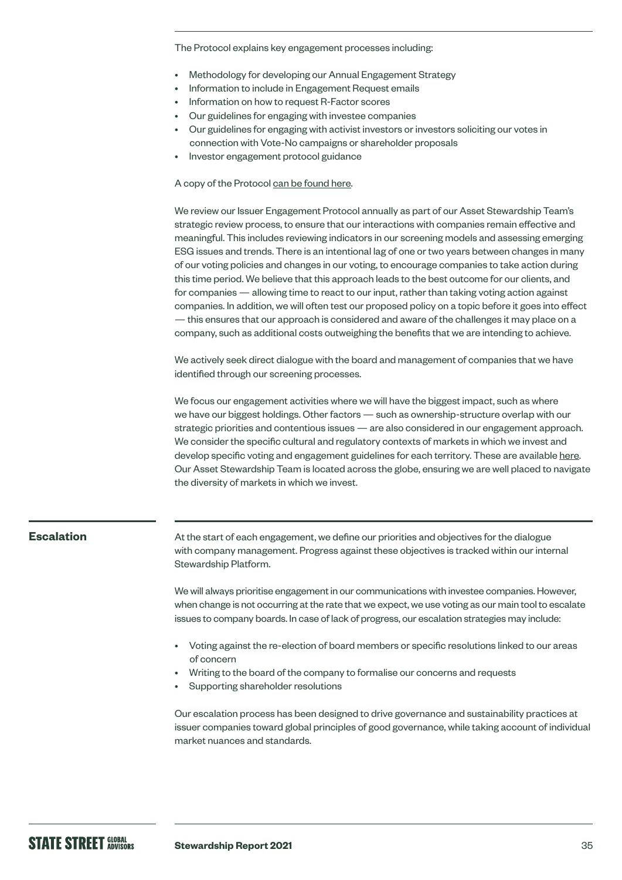The Protocol explains key engagement processes including:

- Methodology for developing our Annual Engagement Strategy
- Information to include in Engagement Request emails
- Information on how to request R-Factor scores
- Our guidelines for engaging with investee companies
- Our guidelines for engaging with activist investors or investors soliciting our votes in connection with Vote-No campaigns or shareholder proposals
- Investor engagement protocol guidance

A copy of the Protocol can be found here.

We review our Issuer Engagement Protocol annually as part of our Asset Stewardship Team's strategic review process, to ensure that our interactions with companies remain effective and meaningful. This includes reviewing indicators in our screening models and assessing emerging ESG issues and trends. There is an intentional lag of one or two years between changes in many of our voting policies and changes in our voting, to encourage companies to take action during this time period. We believe that this approach leads to the best outcome for our clients, and for companies — allowing time to react to our input, rather than taking voting action against companies. In addition, we will often test our proposed policy on a topic before it goes into effect — this ensures that our approach is considered and aware of the challenges it may place on a company, such as additional costs outweighing the benefits that we are intending to achieve.

We actively seek direct dialogue with the board and management of companies that we have identified through our screening processes.

We focus our engagement activities where we will have the biggest impact, such as where we have our biggest holdings. Other factors — such as ownership-structure overlap with our strategic priorities and contentious issues — are also considered in our engagement approach. We consider the specific cultural and regulatory contexts of markets in which we invest and develop specific voting and engagement guidelines for each territory. These are available here. Our Asset Stewardship Team is located across the globe, ensuring we are well placed to navigate the diversity of markets in which we invest.

## Escalation

At the start of each engagement, we define our priorities and objectives for the dialogue with company management. Progress against these objectives is tracked within our internal Stewardship Platform.

We will always prioritise engagement in our communications with investee companies. However, when change is not occurring at the rate that we expect, we use voting as our main tool to escalate issues to company boards. In case of lack of progress, our escalation strategies may include:

- Voting against the re-election of board members or specific resolutions linked to our areas of concern
- Writing to the board of the company to formalise our concerns and requests
- Supporting shareholder resolutions

Our escalation process has been designed to drive governance and sustainability practices at issuer companies toward global principles of good governance, while taking account of individual market nuances and standards.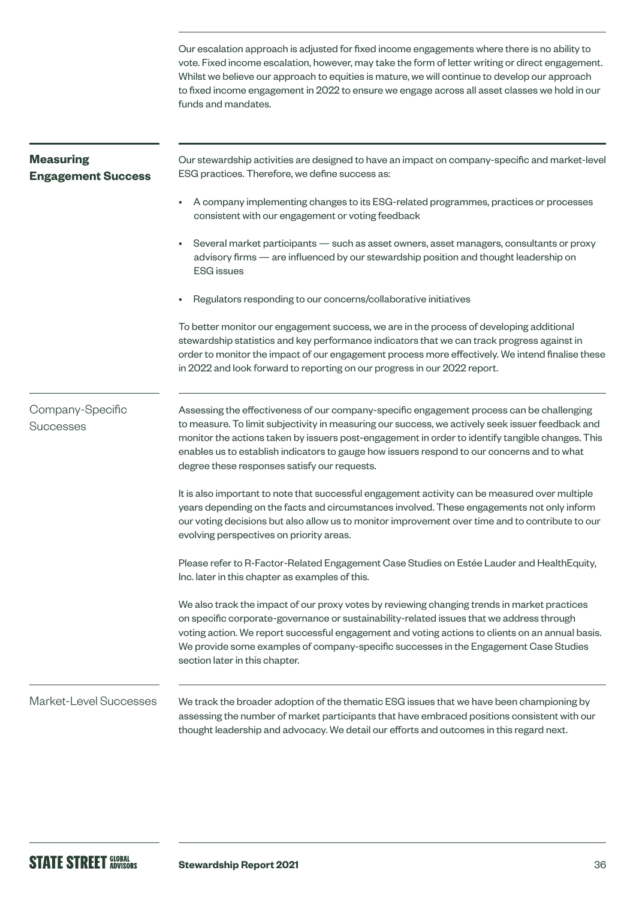Our escalation approach is adjusted for fixed income engagements where there is no ability to vote. Fixed income escalation, however, may take the form of letter writing or direct engagement. Whilst we believe our approach to equities is mature, we will continue to develop our approach to fixed income engagement in 2022 to ensure we engage across all asset classes we hold in our funds and mandates.

## Measuring Engagement Success

Our stewardship activities are designed to have an impact on company-specific and market-level ESG practices. Therefore, we define success as:

- A company implementing changes to its ESG-related programmes, practices or processes consistent with our engagement or voting feedback
- Several market participants — such as asset owners, asset managers, consultants or proxy advisory firms — are influenced by our stewardship position and thought leadership on ESG issues
- Regulators responding to our concerns/collaborative initiatives

To better monitor our engagement success, we are in the process of developing additional stewardship statistics and key performance indicators that we can track progress against in order to monitor the impact of our engagement process more effectively. We intend finalise these in 2022 and look forward to reporting on our progress in our 2022 report.

### Company-Specific Successes

Assessing the effectiveness of our company-specific engagement process can be challenging to measure. To limit subjectivity in measuring our success, we actively seek issuer feedback and monitor the actions taken by issuers post-engagement in order to identify tangible changes. This enables us to establish indicators to gauge how issuers respond to our concerns and to what degree these responses satisfy our requests.

It is also important to note that successful engagement activity can be measured over multiple years depending on the facts and circumstances involved. These engagements not only inform our voting decisions but also allow us to monitor improvement over time and to contribute to our evolving perspectives on priority areas.

Please refer to R-Factor-Related Engagement Case Studies on Estée Lauder and HealthEquity, Inc. later in this chapter as examples of this.

We also track the impact of our proxy votes by reviewing changing trends in market practices on specific corporate-governance or sustainability-related issues that we address through voting action. We report successful engagement and voting actions to clients on an annual basis. We provide some examples of company-specific successes in the Engagement Case Studies section later in this chapter.

### Market-Level Successes

We track the broader adoption of the thematic ESG issues that we have been championing by assessing the number of market participants that have embraced positions consistent with our thought leadership and advocacy. We detail our efforts and outcomes in this regard next.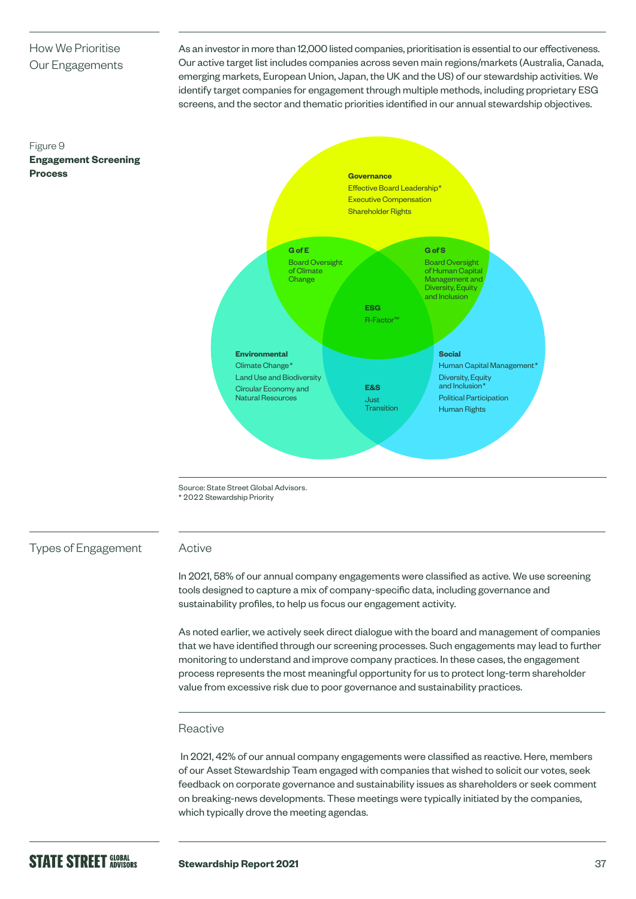## How We Prioritise Our Engagements

As an investor in more than 12,000 listed companies, prioritisation is essential to our effectiveness. Our active target list includes companies across seven main regions/markets (Australia, Canada, emerging markets, European Union, Japan, the UK and the US) of our stewardship activities. We identify target companies for engagement through multiple methods, including proprietary ESG screens, and the sector and thematic priorities identified in our annual stewardship objectives.

Figure 9
**Engagement Screening Process**

**Governance**
Effective Board Leadership*
Executive Compensation
Shareholder Rights

**G of E**
Board Oversight of Climate Change

**G of S**
Board Oversight of Human Capital Management and Diversity, Equity and Inclusion

**ESG**
R-Factor™

**Environmental**
Climate Change*
Land Use and Biodiversity
Circular Economy and Natural Resources

**E&S**
Just Transition

**Social**
Human Capital Management*
Diversity, Equity and Inclusion*
Political Participation
Human Rights

Source: State Street Global Advisors.
* 2022 Stewardship Priority

## Types of Engagement

### Active

In 2021, 58% of our annual company engagements were classified as active. We use screening tools designed to capture a mix of company-specific data, including governance and sustainability profiles, to help us focus our engagement activity.

As noted earlier, we actively seek direct dialogue with the board and management of companies that we have identified through our screening processes. Such engagements may lead to further monitoring to understand and improve company practices. In these cases, the engagement process represents the most meaningful opportunity for us to protect long-term shareholder value from excessive risk due to poor governance and sustainability practices.

### Reactive

In 2021, 42% of our annual company engagements were classified as reactive. Here, members of our Asset Stewardship Team engaged with companies that wished to solicit our votes, seek feedback on corporate governance and sustainability issues as shareholders or seek comment on breaking-news developments. These meetings were typically initiated by the companies, which typically drove the meeting agendas.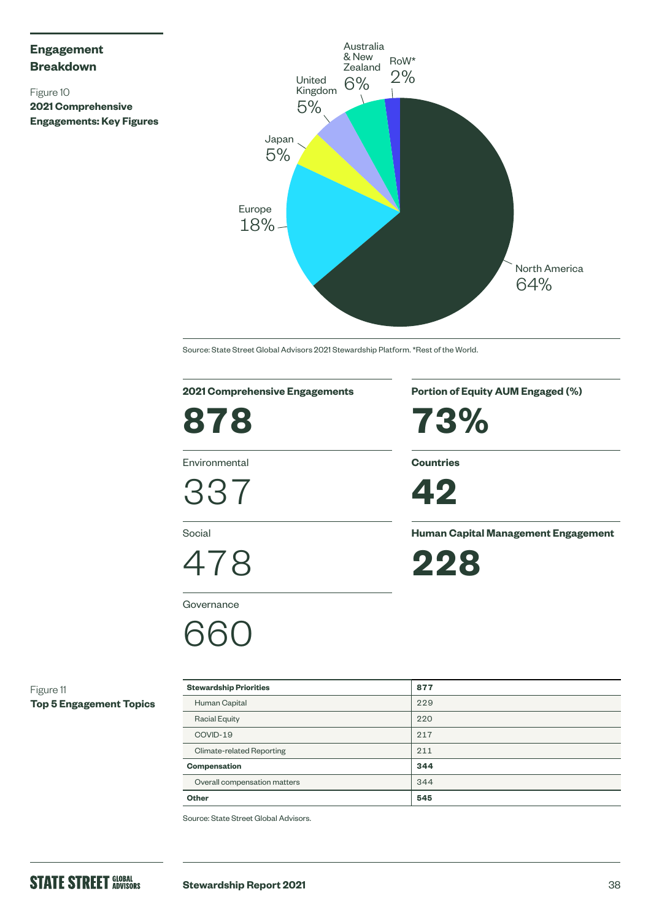## Engagement Breakdown

Figure 10
**2021 Comprehensive Engagements: Key Figures**

| Region | % |
|---|---|
| North America | 64% |
| Europe | 18% |
| Japan | 5% |
| United Kingdom | 5% |
| Australia & New Zealand | 6% |
| RoW* | 2% |

Source: State Street Global Advisors 2021 Stewardship Platform. *Rest of the World.

**2021 Comprehensive Engagements**

**878**

Environmental

337

Social

478

Governance

660

**Portion of Equity AUM Engaged (%)**

**73%**

**Countries**

**42**

**Human Capital Management Engagement**

**228**

Figure 11
**Top 5 Engagement Topics**

| **Stewardship Priorities** | **877** |
|---|---|
| Human Capital | 229 |
| Racial Equity | 220 |
| COVID-19 | 217 |
| Climate-related Reporting | 211 |
| **Compensation** | **344** |
| Overall compensation matters | 344 |
| **Other** | **545** |

Source: State Street Global Advisors.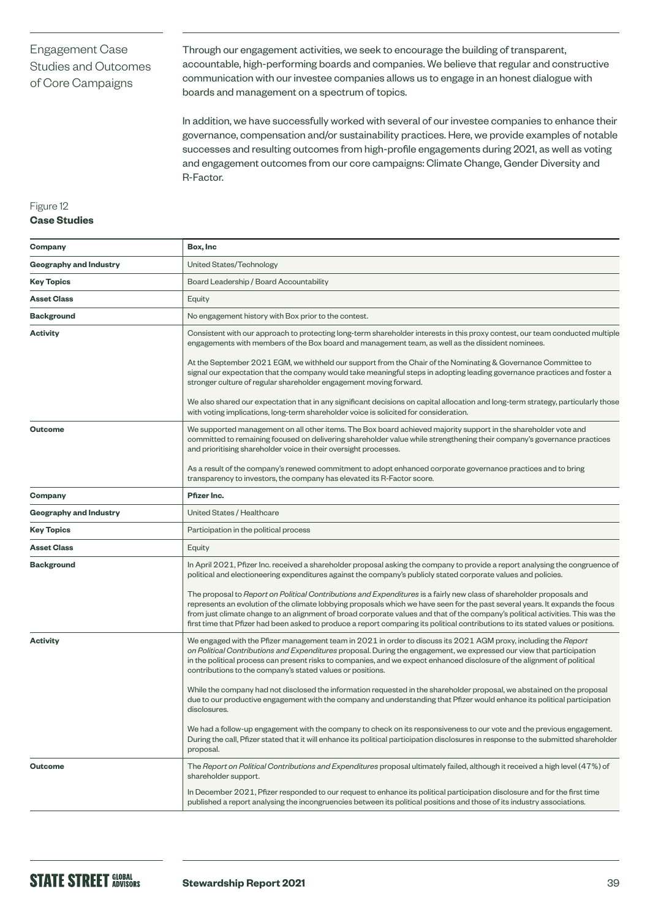## Engagement Case Studies and Outcomes of Core Campaigns

Through our engagement activities, we seek to encourage the building of transparent, accountable, high-performing boards and companies. We believe that regular and constructive communication with our investee companies allows us to engage in an honest dialogue with boards and management on a spectrum of topics.

In addition, we have successfully worked with several of our investee companies to enhance their governance, compensation and/or sustainability practices. Here, we provide examples of notable successes and resulting outcomes from high-profile engagements during 2021, as well as voting and engagement outcomes from our core campaigns: Climate Change, Gender Diversity and R-Factor.

Figure 12
**Case Studies**

| **Company** | **Box, Inc** |
|---|---|
| **Geography and Industry** | United States/Technology |
| **Key Topics** | Board Leadership / Board Accountability |
| **Asset Class** | Equity |
| **Background** | No engagement history with Box prior to the contest. |
| **Activity** | Consistent with our approach to protecting long-term shareholder interests in this proxy contest, our team conducted multiple engagements with members of the Box board and management team, as well as the dissident nominees.<br><br>At the September 2021 EGM, we withheld our support from the Chair of the Nominating & Governance Committee to signal our expectation that the company would take meaningful steps in adopting leading governance practices and foster a stronger culture of regular shareholder engagement moving forward.<br><br>We also shared our expectation that in any significant decisions on capital allocation and long-term strategy, particularly those with voting implications, long-term shareholder voice is solicited for consideration. |
| **Outcome** | We supported management on all other items. The Box board achieved majority support in the shareholder vote and committed to remaining focused on delivering shareholder value while strengthening their company's governance practices and prioritising shareholder voice in their oversight processes.<br><br>As a result of the company's renewed commitment to adopt enhanced corporate governance practices and to bring transparency to investors, the company has elevated its R-Factor score. |
| **Company** | **Pfizer Inc.** |
| **Geography and Industry** | United States / Healthcare |
| **Key Topics** | Participation in the political process |
| **Asset Class** | Equity |
| **Background** | In April 2021, Pfizer Inc. received a shareholder proposal asking the company to provide a report analysing the congruence of political and electioneering expenditures against the company's publicly stated corporate values and policies.<br><br>The proposal to *Report on Political Contributions and Expenditures* is a fairly new class of shareholder proposals and represents an evolution of the climate lobbying proposals which we have seen for the past several years. It expands the focus from just climate change to an alignment of broad corporate values and that of the company's political activities. This was the first time that Pfizer had been asked to produce a report comparing its political contributions to its stated values or positions. |
| **Activity** | We engaged with the Pfizer management team in 2021 in order to discuss its 2021 AGM proxy, including the *Report on Political Contributions and Expenditures* proposal. During the engagement, we expressed our view that participation in the political process can present risks to companies, and we expect enhanced disclosure of the alignment of political contributions to the company's stated values or positions.<br><br>While the company had not disclosed the information requested in the shareholder proposal, we abstained on the proposal due to our productive engagement with the company and understanding that Pfizer would enhance its political participation disclosures.<br><br>We had a follow-up engagement with the company to check on its responsiveness to our vote and the previous engagement. During the call, Pfizer stated that it will enhance its political participation disclosures in response to the submitted shareholder proposal. |
| **Outcome** | The *Report on Political Contributions and Expenditures* proposal ultimately failed, although it received a high level (47%) of shareholder support.<br><br>In December 2021, Pfizer responded to our request to enhance its political participation disclosure and for the first time published a report analysing the incongruencies between its political positions and those of its industry associations. |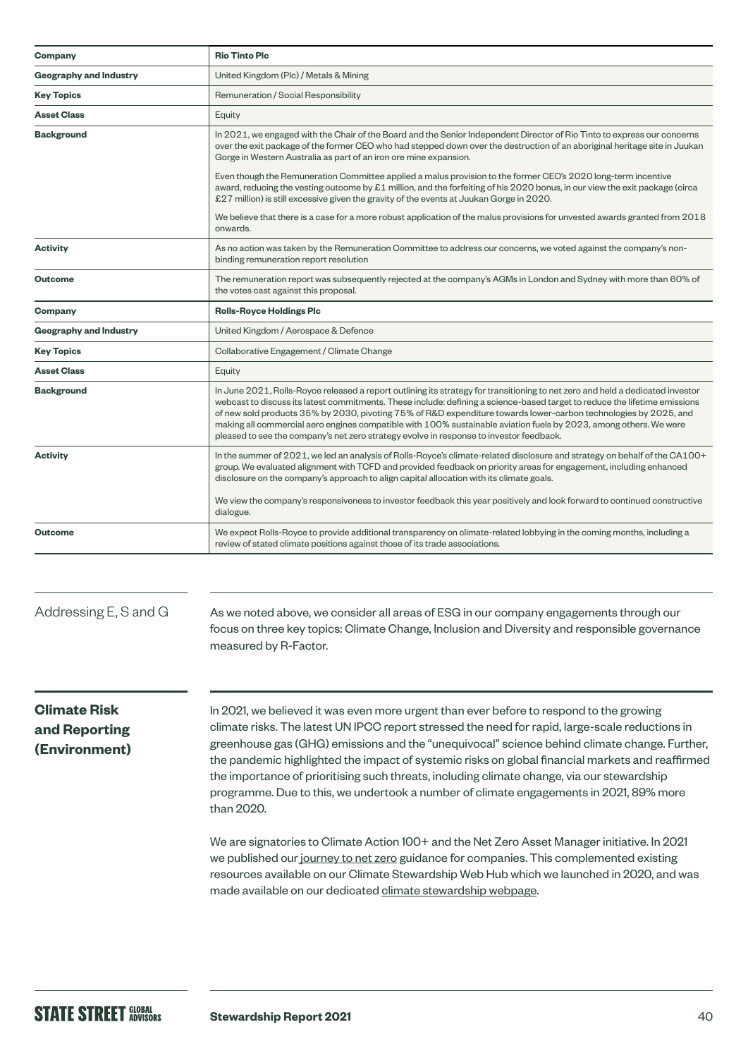| Company | Rio Tinto Plc |
|---|---|
| Geography and Industry | United Kingdom (Plc) / Metals & Mining |
| Key Topics | Remuneration / Social Responsibility |
| Asset Class | Equity |
| Background | In 2021, we engaged with the Chair of the Board and the Senior Independent Director of Rio Tinto to express our concerns over the exit package of the former CEO who had stepped down over the destruction of an aboriginal heritage site in Juukan Gorge in Western Australia as part of an iron ore mine expansion.<br><br>Even though the Remuneration Committee applied a malus provision to the former CEO's 2020 long-term incentive award, reducing the vesting outcome by £1 million, and the forfeiting of his 2020 bonus, in our view the exit package (circa £27 million) is still excessive given the gravity of the events at Juukan Gorge in 2020.<br><br>We believe that there is a case for a more robust application of the malus provisions for unvested awards granted from 2018 onwards. |
| Activity | As no action was taken by the Remuneration Committee to address our concerns, we voted against the company's non-binding remuneration report resolution |
| Outcome | The remuneration report was subsequently rejected at the company's AGMs in London and Sydney with more than 60% of the votes cast against this proposal. |
| **Company** | **Rolls-Royce Holdings Plc** |
| Geography and Industry | United Kingdom / Aerospace & Defence |
| Key Topics | Collaborative Engagement / Climate Change |
| Asset Class | Equity |
| Background | In June 2021, Rolls-Royce released a report outlining its strategy for transitioning to net zero and held a dedicated investor webcast to discuss its latest commitments. These include: defining a science-based target to reduce the lifetime emissions of new sold products 35% by 2030, pivoting 75% of R&D expenditure towards lower-carbon technologies by 2025, and making all commercial aero engines compatible with 100% sustainable aviation fuels by 2023, among others. We were pleased to see the company's net zero strategy evolve in response to investor feedback. |
| Activity | In the summer of 2021, we led an analysis of Rolls-Royce's climate-related disclosure and strategy on behalf of the CA100+ group. We evaluated alignment with TCFD and provided feedback on priority areas for engagement, including enhanced disclosure on the company's approach to align capital allocation with its climate goals.<br><br>We view the company's responsiveness to investor feedback this year positively and look forward to continued constructive dialogue. |
| Outcome | We expect Rolls-Royce to provide additional transparency on climate-related lobbying in the coming months, including a review of stated climate positions against those of its trade associations. |

## Addressing E, S and G

As we noted above, we consider all areas of ESG in our company engagements through our focus on three key topics: Climate Change, Inclusion and Diversity and responsible governance measured by R-Factor.

## Climate Risk and Reporting (Environment)

In 2021, we believed it was even more urgent than ever before to respond to the growing climate risks. The latest UN IPCC report stressed the need for rapid, large-scale reductions in greenhouse gas (GHG) emissions and the "unequivocal" science behind climate change. Further, the pandemic highlighted the impact of systemic risks on global financial markets and reaffirmed the importance of prioritising such threats, including climate change, via our stewardship programme. Due to this, we undertook a number of climate engagements in 2021, 89% more than 2020.

We are signatories to Climate Action 100+ and the Net Zero Asset Manager initiative. In 2021 we published our journey to net zero guidance for companies. This complemented existing resources available on our Climate Stewardship Web Hub which we launched in 2020, and was made available on our dedicated climate stewardship webpage.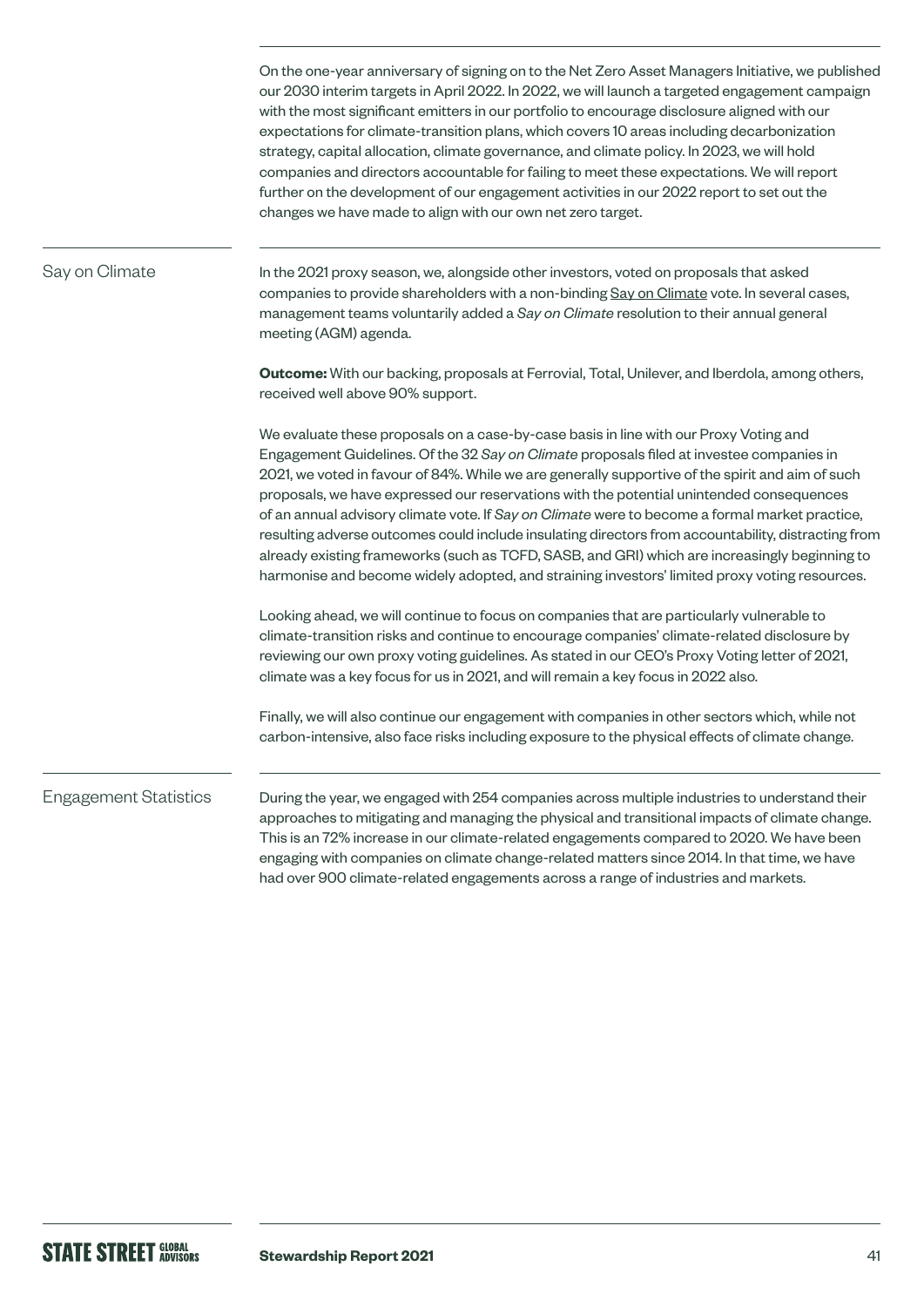On the one-year anniversary of signing on to the Net Zero Asset Managers Initiative, we published our 2030 interim targets in April 2022. In 2022, we will launch a targeted engagement campaign with the most significant emitters in our portfolio to encourage disclosure aligned with our expectations for climate-transition plans, which covers 10 areas including decarbonization strategy, capital allocation, climate governance, and climate policy. In 2023, we will hold companies and directors accountable for failing to meet these expectations. We will report further on the development of our engagement activities in our 2022 report to set out the changes we have made to align with our own net zero target.

## Say on Climate

In the 2021 proxy season, we, alongside other investors, voted on proposals that asked companies to provide shareholders with a non-binding Say on Climate vote. In several cases, management teams voluntarily added a *Say on Climate* resolution to their annual general meeting (AGM) agenda.

**Outcome:** With our backing, proposals at Ferrovial, Total, Unilever, and Iberdola, among others, received well above 90% support.

We evaluate these proposals on a case-by-case basis in line with our Proxy Voting and Engagement Guidelines. Of the 32 *Say on Climate* proposals filed at investee companies in 2021, we voted in favour of 84%. While we are generally supportive of the spirit and aim of such proposals, we have expressed our reservations with the potential unintended consequences of an annual advisory climate vote. If *Say on Climate* were to become a formal market practice, resulting adverse outcomes could include insulating directors from accountability, distracting from already existing frameworks (such as TCFD, SASB, and GRI) which are increasingly beginning to harmonise and become widely adopted, and straining investors' limited proxy voting resources.

Looking ahead, we will continue to focus on companies that are particularly vulnerable to climate-transition risks and continue to encourage companies' climate-related disclosure by reviewing our own proxy voting guidelines. As stated in our CEO's Proxy Voting letter of 2021, climate was a key focus for us in 2021, and will remain a key focus in 2022 also.

Finally, we will also continue our engagement with companies in other sectors which, while not carbon-intensive, also face risks including exposure to the physical effects of climate change.

## Engagement Statistics

During the year, we engaged with 254 companies across multiple industries to understand their approaches to mitigating and managing the physical and transitional impacts of climate change. This is an 72% increase in our climate-related engagements compared to 2020. We have been engaging with companies on climate change-related matters since 2014. In that time, we have had over 900 climate-related engagements across a range of industries and markets.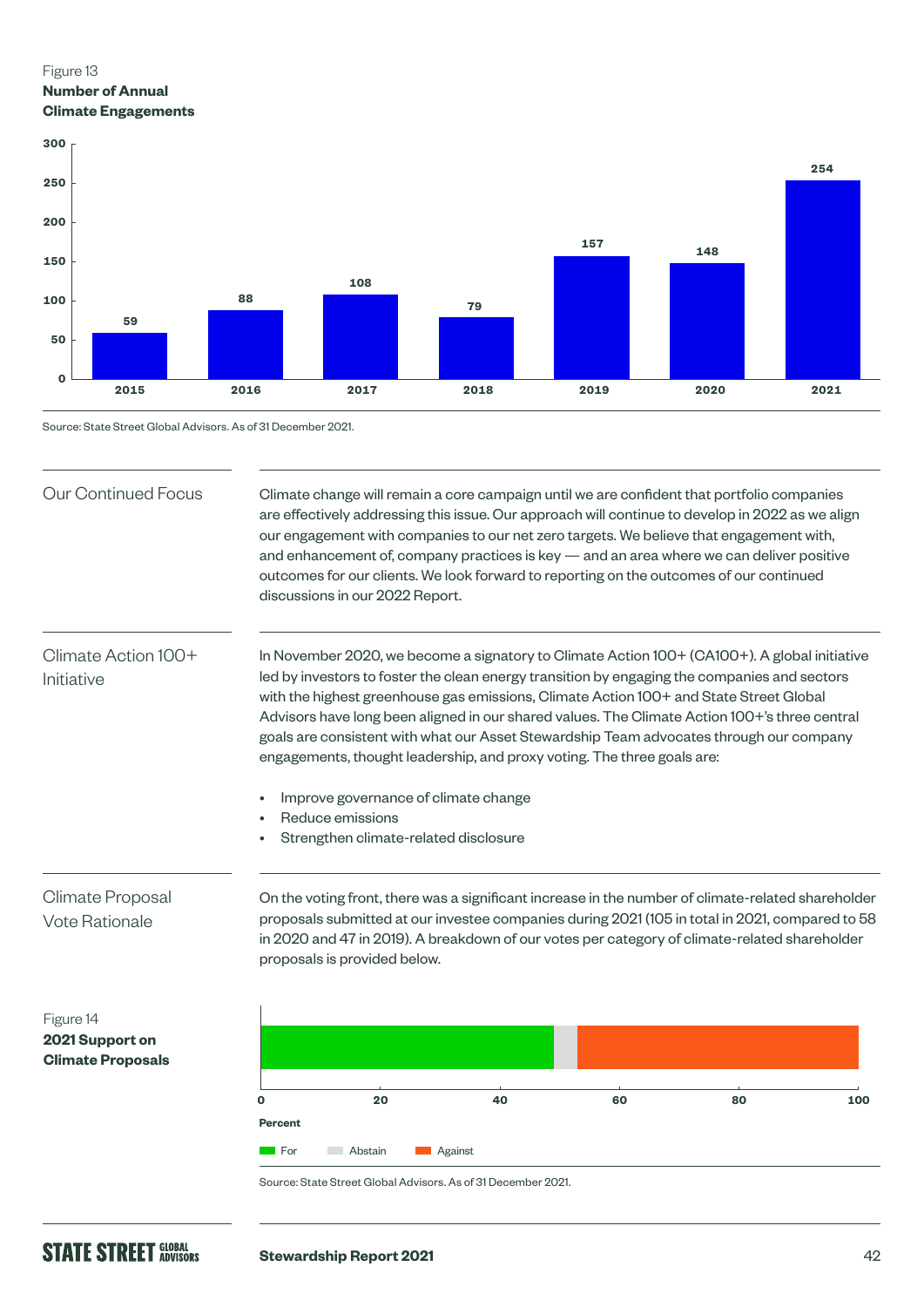Figure 13
**Number of Annual Climate Engagements**

| Year | Number of Engagements |
|---|---|
| 2015 | 59 |
| 2016 | 88 |
| 2017 | 108 |
| 2018 | 79 |
| 2019 | 157 |
| 2020 | 148 |
| 2021 | 254 |

Source: State Street Global Advisors. As of 31 December 2021.

## Our Continued Focus

Climate change will remain a core campaign until we are confident that portfolio companies are effectively addressing this issue. Our approach will continue to develop in 2022 as we align our engagement with companies to our net zero targets. We believe that engagement with, and enhancement of, company practices is key — and an area where we can deliver positive outcomes for our clients. We look forward to reporting on the outcomes of our continued discussions in our 2022 Report.

## Climate Action 100+ Initiative

In November 2020, we become a signatory to Climate Action 100+ (CA100+). A global initiative led by investors to foster the clean energy transition by engaging the companies and sectors with the highest greenhouse gas emissions, Climate Action 100+ and State Street Global Advisors have long been aligned in our shared values. The Climate Action 100+'s three central goals are consistent with what our Asset Stewardship Team advocates through our company engagements, thought leadership, and proxy voting. The three goals are:

- Improve governance of climate change
- Reduce emissions
- Strengthen climate-related disclosure

## Climate Proposal Vote Rationale

On the voting front, there was a significant increase in the number of climate-related shareholder proposals submitted at our investee companies during 2021 (105 in total in 2021, compared to 58 in 2020 and 47 in 2019). A breakdown of our votes per category of climate-related shareholder proposals is provided below.

Figure 14
**2021 Support on Climate Proposals**

| For | Abstain | Against |
|---|---|---|
| ~49% | ~4% | ~47% |

Percent

Source: State Street Global Advisors. As of 31 December 2021.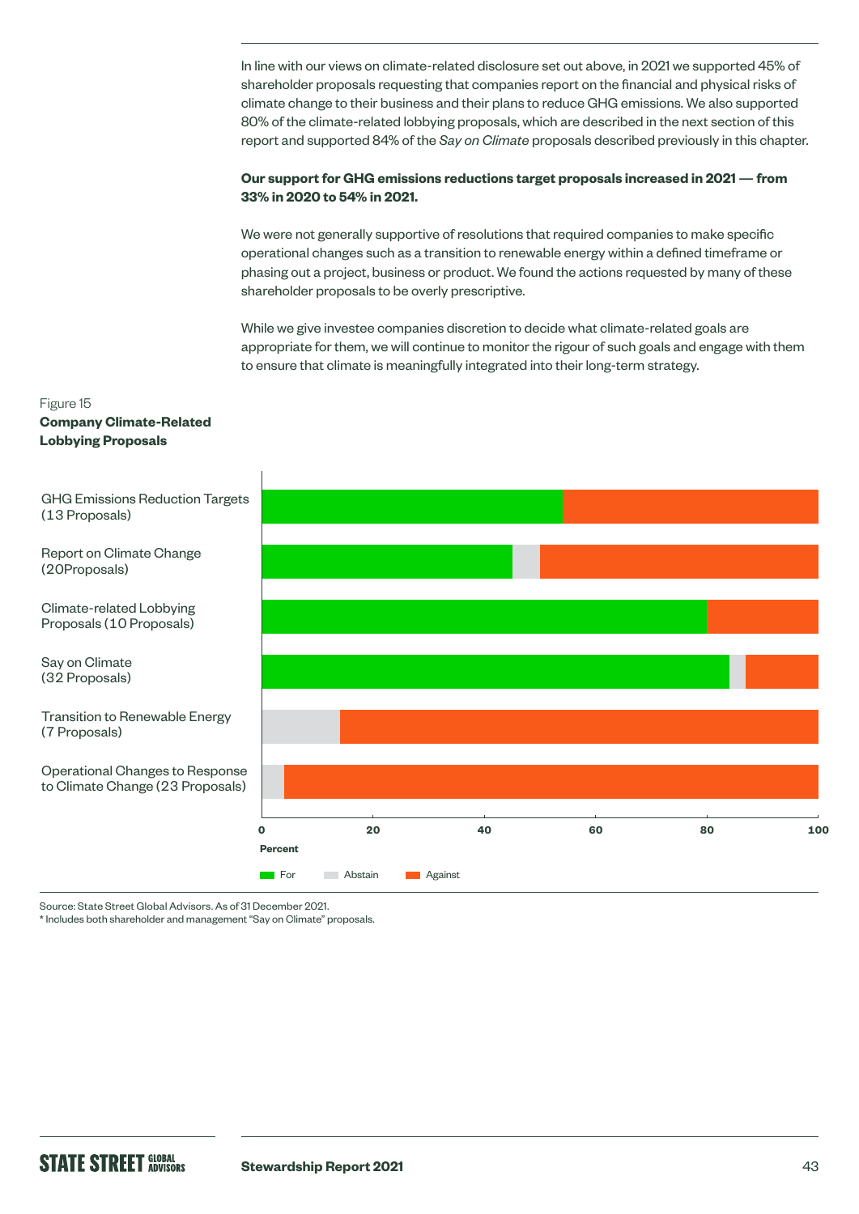In line with our views on climate-related disclosure set out above, in 2021 we supported 45% of shareholder proposals requesting that companies report on the financial and physical risks of climate change to their business and their plans to reduce GHG emissions. We also supported 80% of the climate-related lobbying proposals, which are described in the next section of this report and supported 84% of the *Say on Climate* proposals described previously in this chapter.

**Our support for GHG emissions reductions target proposals increased in 2021 — from 33% in 2020 to 54% in 2021.**

We were not generally supportive of resolutions that required companies to make specific operational changes such as a transition to renewable energy within a defined timeframe or phasing out a project, business or product. We found the actions requested by many of these shareholder proposals to be overly prescriptive.

While we give investee companies discretion to decide what climate-related goals are appropriate for them, we will continue to monitor the rigour of such goals and engage with them to ensure that climate is meaningfully integrated into their long-term strategy.

Figure 15
**Company Climate-Related Lobbying Proposals**

GHG Emissions Reduction Targets (13 Proposals)

Report on Climate Change (20Proposals)

Climate-related Lobbying Proposals (10 Proposals)

Say on Climate (32 Proposals)

Transition to Renewable Energy (7 Proposals)

Operational Changes to Response to Climate Change (23 Proposals)

0 20 40 60 80 100

Percent

For Abstain Against

Source: State Street Global Advisors. As of 31 December 2021.
* Includes both shareholder and management "Say on Climate" proposals.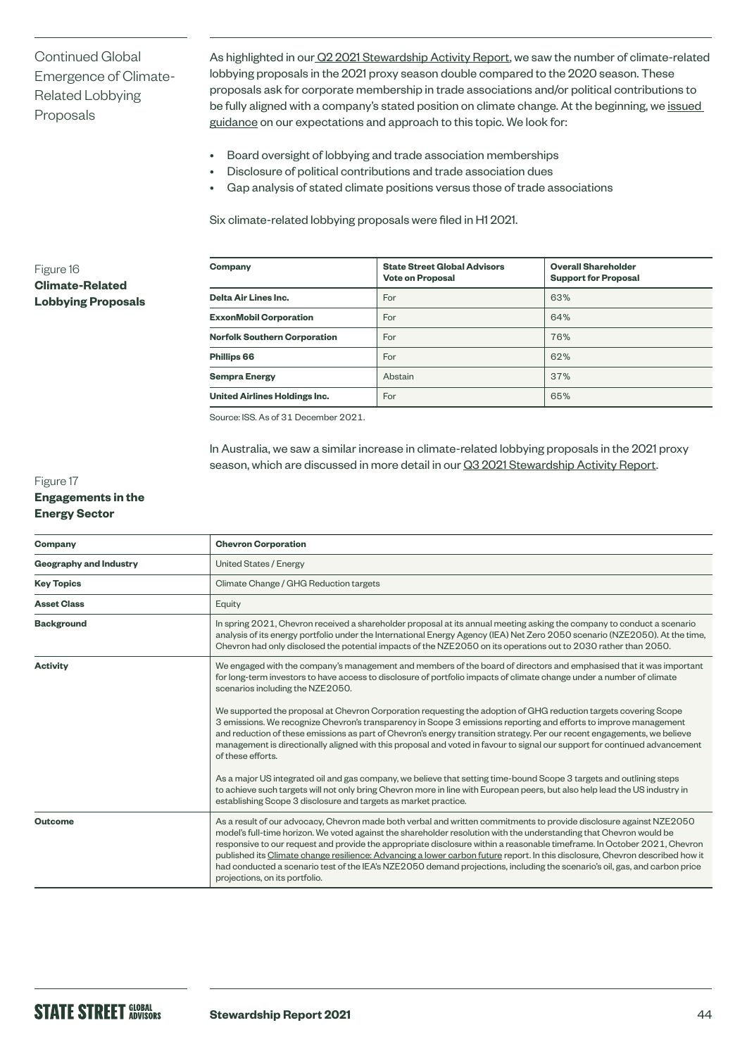## Continued Global Emergence of Climate-Related Lobbying Proposals

As highlighted in our Q2 2021 Stewardship Activity Report, we saw the number of climate-related lobbying proposals in the 2021 proxy season double compared to the 2020 season. These proposals ask for corporate membership in trade associations and/or political contributions to be fully aligned with a company's stated position on climate change. At the beginning, we issued guidance on our expectations and approach to this topic. We look for:

- Board oversight of lobbying and trade association memberships
- Disclosure of political contributions and trade association dues
- Gap analysis of stated climate positions versus those of trade associations

Six climate-related lobbying proposals were filed in H1 2021.

Figure 16
**Climate-Related Lobbying Proposals**

| Company | State Street Global Advisors Vote on Proposal | Overall Shareholder Support for Proposal |
|---|---|---|
| **Delta Air Lines Inc.** | For | 63% |
| **ExxonMobil Corporation** | For | 64% |
| **Norfolk Southern Corporation** | For | 76% |
| **Phillips 66** | For | 62% |
| **Sempra Energy** | Abstain | 37% |
| **United Airlines Holdings Inc.** | For | 65% |

Source: ISS. As of 31 December 2021.

In Australia, we saw a similar increase in climate-related lobbying proposals in the 2021 proxy season, which are discussed in more detail in our Q3 2021 Stewardship Activity Report.

Figure 17
**Engagements in the Energy Sector**

| **Company** | **Chevron Corporation** |
|---|---|
| **Geography and Industry** | United States / Energy |
| **Key Topics** | Climate Change / GHG Reduction targets |
| **Asset Class** | Equity |
| **Background** | In spring 2021, Chevron received a shareholder proposal at its annual meeting asking the company to conduct a scenario analysis of its energy portfolio under the International Energy Agency (IEA) Net Zero 2050 scenario (NZE2050). At the time, Chevron had only disclosed the potential impacts of the NZE2050 on its operations out to 2030 rather than 2050. |
| **Activity** | We engaged with the company's management and members of the board of directors and emphasised that it was important for long-term investors to have access to disclosure of portfolio impacts of climate change under a number of climate scenarios including the NZE2050.<br><br>We supported the proposal at Chevron Corporation requesting the adoption of GHG reduction targets covering Scope 3 emissions. We recognize Chevron's transparency in Scope 3 emissions reporting and efforts to improve management and reduction of these emissions as part of Chevron's energy transition strategy. Per our recent engagements, we believe management is directionally aligned with this proposal and voted in favour to signal our support for continued advancement of these efforts.<br><br>As a major US integrated oil and gas company, we believe that setting time-bound Scope 3 targets and outlining steps to achieve such targets will not only bring Chevron more in line with European peers, but also help lead the US industry in establishing Scope 3 disclosure and targets as market practice. |
| **Outcome** | As a result of our advocacy, Chevron made both verbal and written commitments to provide disclosure against NZE2050 model's full-time horizon. We voted against the shareholder resolution with the understanding that Chevron would be responsive to our request and provide the appropriate disclosure within a reasonable timeframe. In October 2021, Chevron published its Climate change resilience: Advancing a lower carbon future report. In this disclosure, Chevron described how it had conducted a scenario test of the IEA's NZE2050 demand projections, including the scenario's oil, gas, and carbon price projections, on its portfolio. |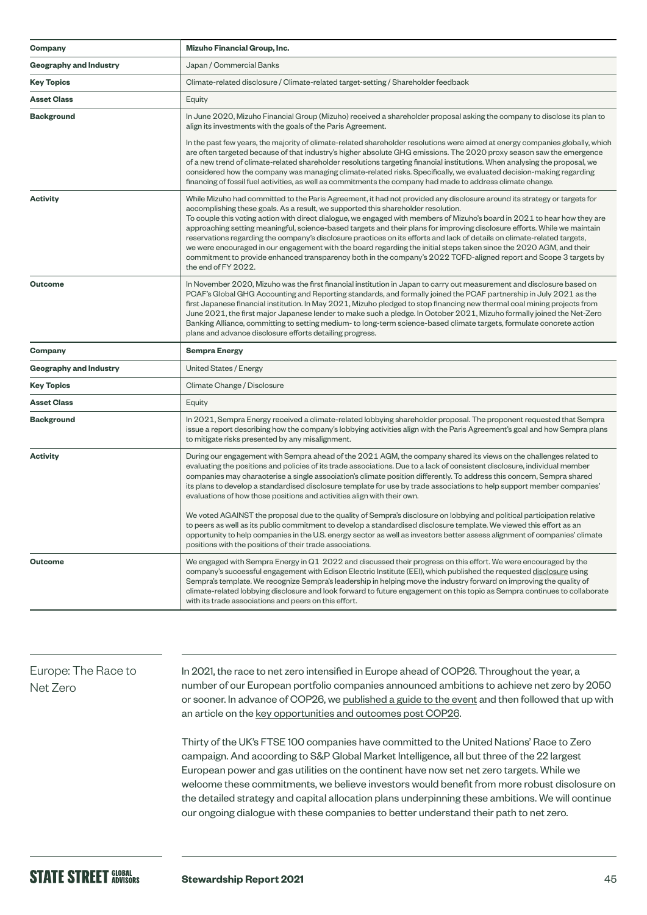| Company | Mizuho Financial Group, Inc. |
|---|---|
| **Geography and Industry** | Japan / Commercial Banks |
| **Key Topics** | Climate-related disclosure / Climate-related target-setting / Shareholder feedback |
| **Asset Class** | Equity |
| **Background** | In June 2020, Mizuho Financial Group (Mizuho) received a shareholder proposal asking the company to disclose its plan to align its investments with the goals of the Paris Agreement.<br><br>In the past few years, the majority of climate-related shareholder resolutions were aimed at energy companies globally, which are often targeted because of that industry's higher absolute GHG emissions. The 2020 proxy season saw the emergence of a new trend of climate-related shareholder resolutions targeting financial institutions. When analysing the proposal, we considered how the company was managing climate-related risks. Specifically, we evaluated decision-making regarding financing of fossil fuel activities, as well as commitments the company had made to address climate change. |
| **Activity** | While Mizuho had committed to the Paris Agreement, it had not provided any disclosure around its strategy or targets for accomplishing these goals. As a result, we supported this shareholder resolution.<br>To couple this voting action with direct dialogue, we engaged with members of Mizuho's board in 2021 to hear how they are approaching setting meaningful, science-based targets and their plans for improving disclosure efforts. While we maintain reservations regarding the company's disclosure practices on its efforts and lack of details on climate-related targets, we were encouraged in our engagement with the board regarding the initial steps taken since the 2020 AGM, and their commitment to provide enhanced transparency both in the company's 2022 TCFD-aligned report and Scope 3 targets by the end of FY 2022. |
| **Outcome** | In November 2020, Mizuho was the first financial institution in Japan to carry out measurement and disclosure based on PCAF's Global GHG Accounting and Reporting standards, and formally joined the PCAF partnership in July 2021 as the first Japanese financial institution. In May 2021, Mizuho pledged to stop financing new thermal coal mining projects from June 2021, the first major Japanese lender to make such a pledge. In October 2021, Mizuho formally joined the Net-Zero Banking Alliance, committing to setting medium- to long-term science-based climate targets, formulate concrete action plans and advance disclosure efforts detailing progress. |
| **Company** | **Sempra Energy** |
| **Geography and Industry** | United States / Energy |
| **Key Topics** | Climate Change / Disclosure |
| **Asset Class** | Equity |
| **Background** | In 2021, Sempra Energy received a climate-related lobbying shareholder proposal. The proponent requested that Sempra issue a report describing how the company's lobbying activities align with the Paris Agreement's goal and how Sempra plans to mitigate risks presented by any misalignment. |
| **Activity** | During our engagement with Sempra ahead of the 2021 AGM, the company shared its views on the challenges related to evaluating the positions and policies of its trade associations. Due to a lack of consistent disclosure, individual member companies may characterise a single association's climate position differently. To address this concern, Sempra shared its plans to develop a standardised disclosure template for use by trade associations to help support member companies' evaluations of how those positions and activities align with their own.<br><br>We voted AGAINST the proposal due to the quality of Sempra's disclosure on lobbying and political participation relative to peers as well as its public commitment to develop a standardised disclosure template. We viewed this effort as an opportunity to help companies in the U.S. energy sector as well as investors better assess alignment of companies' climate positions with the positions of their trade associations. |
| **Outcome** | We engaged with Sempra Energy in Q1 2022 and discussed their progress on this effort. We were encouraged by the company's successful engagement with Edison Electric Institute (EEI), which published the requested disclosure using Sempra's template. We recognize Sempra's leadership in helping move the industry forward on improving the quality of climate-related lobbying disclosure and look forward to future engagement on this topic as Sempra continues to collaborate with its trade associations and peers on this effort. |

## Europe: The Race to Net Zero

In 2021, the race to net zero intensified in Europe ahead of COP26. Throughout the year, a number of our European portfolio companies announced ambitions to achieve net zero by 2050 or sooner. In advance of COP26, we published a guide to the event and then followed that up with an article on the key opportunities and outcomes post COP26.

Thirty of the UK's FTSE 100 companies have committed to the United Nations' Race to Zero campaign. And according to S&P Global Market Intelligence, all but three of the 22 largest European power and gas utilities on the continent have now set net zero targets. While we welcome these commitments, we believe investors would benefit from more robust disclosure on the detailed strategy and capital allocation plans underpinning these ambitions. We will continue our ongoing dialogue with these companies to better understand their path to net zero.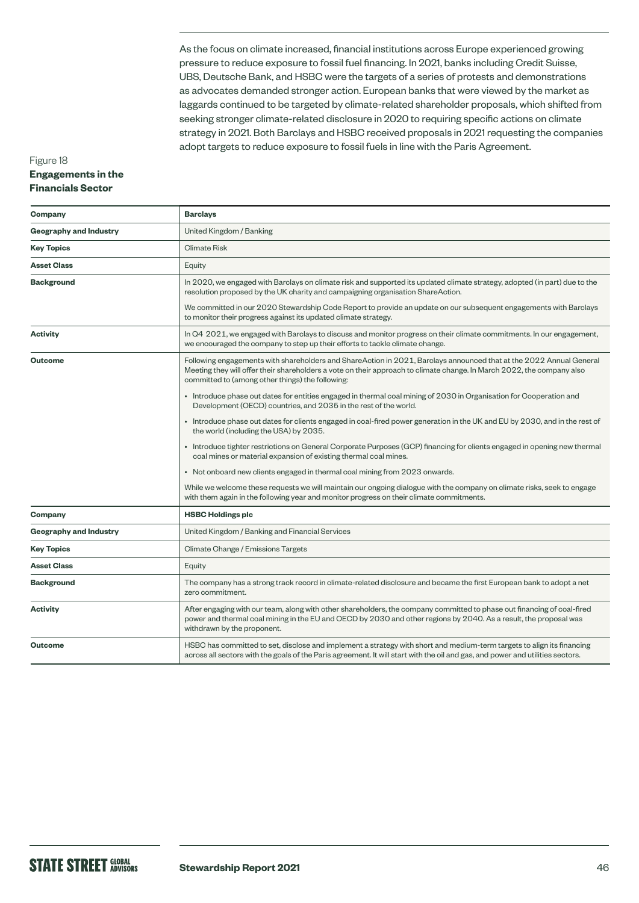As the focus on climate increased, financial institutions across Europe experienced growing pressure to reduce exposure to fossil fuel financing. In 2021, banks including Credit Suisse, UBS, Deutsche Bank, and HSBC were the targets of a series of protests and demonstrations as advocates demanded stronger action. European banks that were viewed by the market as laggards continued to be targeted by climate-related shareholder proposals, which shifted from seeking stronger climate-related disclosure in 2020 to requiring specific actions on climate strategy in 2021. Both Barclays and HSBC received proposals in 2021 requesting the companies adopt targets to reduce exposure to fossil fuels in line with the Paris Agreement.

Figure 18
**Engagements in the Financials Sector**

| **Company** | **Barclays** |
|---|---|
| **Geography and Industry** | United Kingdom / Banking |
| **Key Topics** | Climate Risk |
| **Asset Class** | Equity |
| **Background** | In 2020, we engaged with Barclays on climate risk and supported its updated climate strategy, adopted (in part) due to the resolution proposed by the UK charity and campaigning organisation ShareAction.<br><br>We committed in our 2020 Stewardship Code Report to provide an update on our subsequent engagements with Barclays to monitor their progress against its updated climate strategy. |
| **Activity** | In Q4 2021, we engaged with Barclays to discuss and monitor progress on their climate commitments. In our engagement, we encouraged the company to step up their efforts to tackle climate change. |
| **Outcome** | Following engagements with shareholders and ShareAction in 2021, Barclays announced that at the 2022 Annual General Meeting they will offer their shareholders a vote on their approach to climate change. In March 2022, the company also committed to (among other things) the following:<br><br>• Introduce phase out dates for entities engaged in thermal coal mining of 2030 in Organisation for Cooperation and Development (OECD) countries, and 2035 in the rest of the world.<br>• Introduce phase out dates for clients engaged in coal-fired power generation in the UK and EU by 2030, and in the rest of the world (including the USA) by 2035.<br>• Introduce tighter restrictions on General Corporate Purposes (GCP) financing for clients engaged in opening new thermal coal mines or material expansion of existing thermal coal mines.<br>• Not onboard new clients engaged in thermal coal mining from 2023 onwards.<br><br>While we welcome these requests we will maintain our ongoing dialogue with the company on climate risks, seek to engage with them again in the following year and monitor progress on their climate commitments. |
| **Company** | **HSBC Holdings plc** |
| **Geography and Industry** | United Kingdom / Banking and Financial Services |
| **Key Topics** | Climate Change / Emissions Targets |
| **Asset Class** | Equity |
| **Background** | The company has a strong track record in climate-related disclosure and became the first European bank to adopt a net zero commitment. |
| **Activity** | After engaging with our team, along with other shareholders, the company committed to phase out financing of coal-fired power and thermal coal mining in the EU and OECD by 2030 and other regions by 2040. As a result, the proposal was withdrawn by the proponent. |
| **Outcome** | HSBC has committed to set, disclose and implement a strategy with short and medium-term targets to align its financing across all sectors with the goals of the Paris agreement. It will start with the oil and gas, and power and utilities sectors. |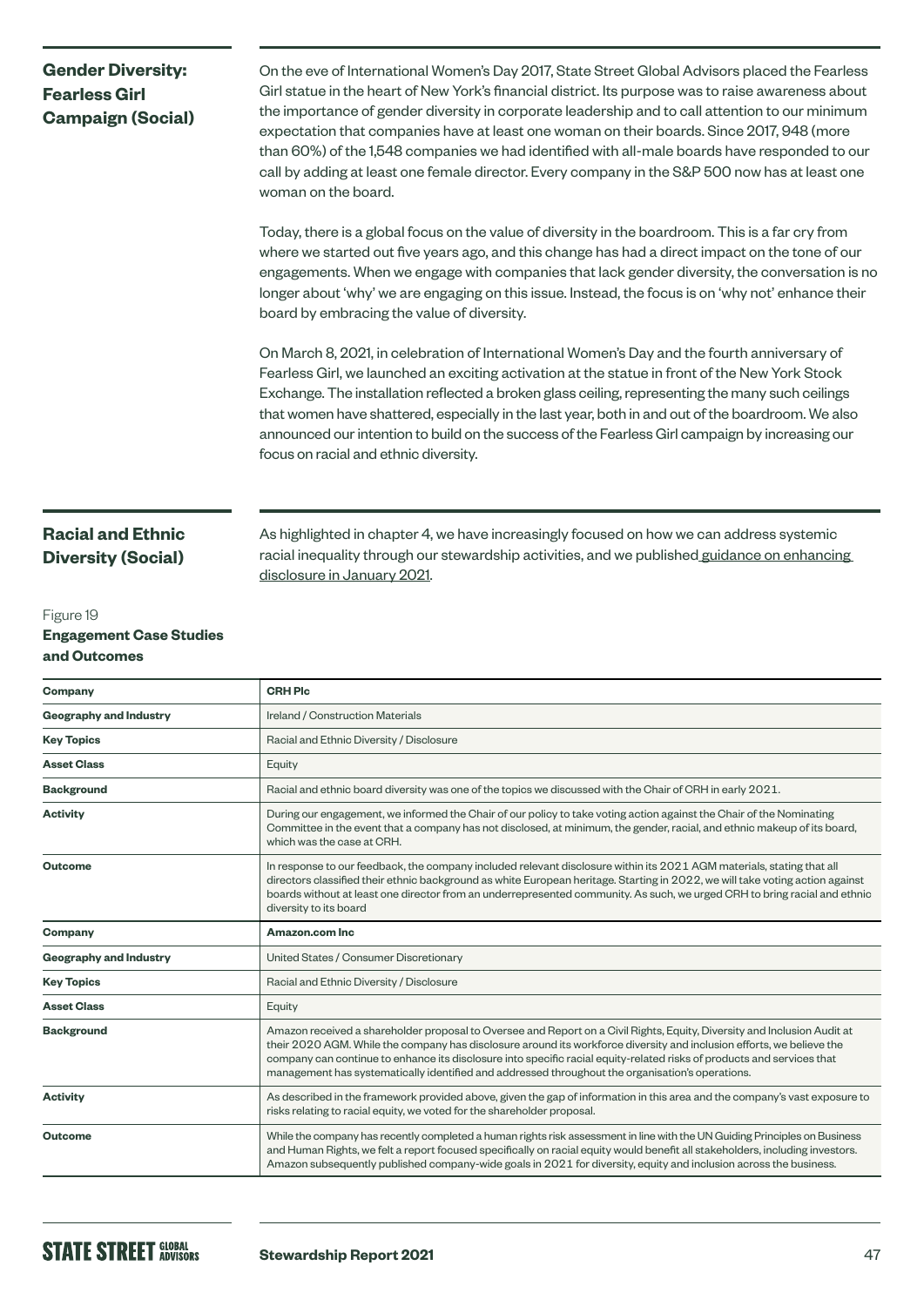## Gender Diversity: Fearless Girl Campaign (Social)

On the eve of International Women's Day 2017, State Street Global Advisors placed the Fearless Girl statue in the heart of New York's financial district. Its purpose was to raise awareness about the importance of gender diversity in corporate leadership and to call attention to our minimum expectation that companies have at least one woman on their boards. Since 2017, 948 (more than 60%) of the 1,548 companies we had identified with all-male boards have responded to our call by adding at least one female director. Every company in the S&P 500 now has at least one woman on the board.

Today, there is a global focus on the value of diversity in the boardroom. This is a far cry from where we started out five years ago, and this change has had a direct impact on the tone of our engagements. When we engage with companies that lack gender diversity, the conversation is no longer about 'why' we are engaging on this issue. Instead, the focus is on 'why not' enhance their board by embracing the value of diversity.

On March 8, 2021, in celebration of International Women's Day and the fourth anniversary of Fearless Girl, we launched an exciting activation at the statue in front of the New York Stock Exchange. The installation reflected a broken glass ceiling, representing the many such ceilings that women have shattered, especially in the last year, both in and out of the boardroom. We also announced our intention to build on the success of the Fearless Girl campaign by increasing our focus on racial and ethnic diversity.

## Racial and Ethnic Diversity (Social)

As highlighted in chapter 4, we have increasingly focused on how we can address systemic racial inequality through our stewardship activities, and we published guidance on enhancing disclosure in January 2021.

Figure 19
**Engagement Case Studies and Outcomes**

| **Company** | **CRH Plc** |
|---|---|
| **Geography and Industry** | Ireland / Construction Materials |
| **Key Topics** | Racial and Ethnic Diversity / Disclosure |
| **Asset Class** | Equity |
| **Background** | Racial and ethnic board diversity was one of the topics we discussed with the Chair of CRH in early 2021. |
| **Activity** | During our engagement, we informed the Chair of our policy to take voting action against the Chair of the Nominating Committee in the event that a company has not disclosed, at minimum, the gender, racial, and ethnic makeup of its board, which was the case at CRH. |
| **Outcome** | In response to our feedback, the company included relevant disclosure within its 2021 AGM materials, stating that all directors classified their ethnic background as white European heritage. Starting in 2022, we will take voting action against boards without at least one director from an underrepresented community. As such, we urged CRH to bring racial and ethnic diversity to its board |
| **Company** | **Amazon.com Inc** |
| **Geography and Industry** | United States / Consumer Discretionary |
| **Key Topics** | Racial and Ethnic Diversity / Disclosure |
| **Asset Class** | Equity |
| **Background** | Amazon received a shareholder proposal to Oversee and Report on a Civil Rights, Equity, Diversity and Inclusion Audit at their 2020 AGM. While the company has disclosure around its workforce diversity and inclusion efforts, we believe the company can continue to enhance its disclosure into specific racial equity-related risks of products and services that management has systematically identified and addressed throughout the organisation's operations. |
| **Activity** | As described in the framework provided above, given the gap of information in this area and the company's vast exposure to risks relating to racial equity, we voted for the shareholder proposal. |
| **Outcome** | While the company has recently completed a human rights risk assessment in line with the UN Guiding Principles on Business and Human Rights, we felt a report focused specifically on racial equity would benefit all stakeholders, including investors. Amazon subsequently published company-wide goals in 2021 for diversity, equity and inclusion across the business. |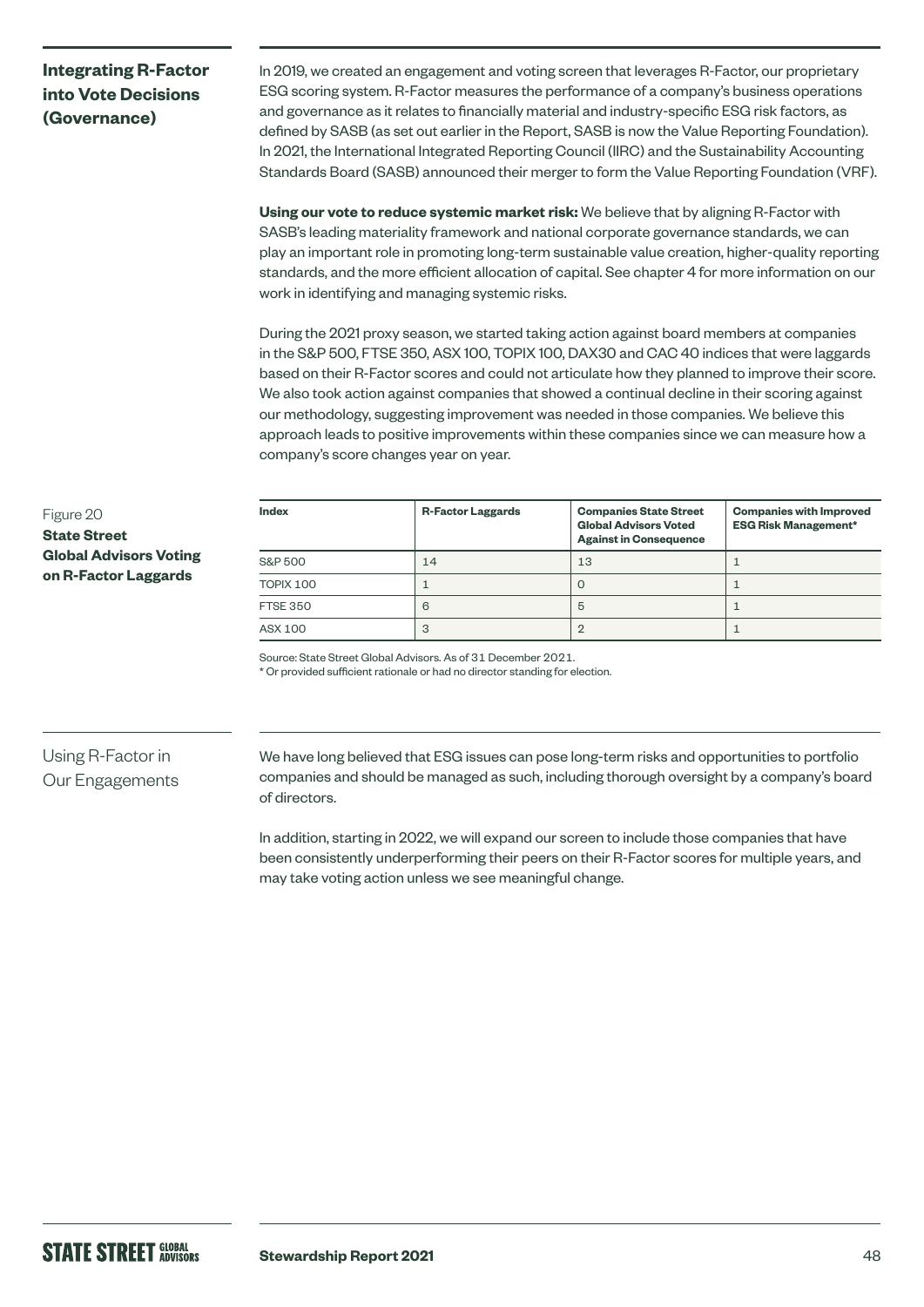## Integrating R-Factor into Vote Decisions (Governance)

In 2019, we created an engagement and voting screen that leverages R-Factor, our proprietary ESG scoring system. R-Factor measures the performance of a company's business operations and governance as it relates to financially material and industry-specific ESG risk factors, as defined by SASB (as set out earlier in the Report, SASB is now the Value Reporting Foundation). In 2021, the International Integrated Reporting Council (IIRC) and the Sustainability Accounting Standards Board (SASB) announced their merger to form the Value Reporting Foundation (VRF).

**Using our vote to reduce systemic market risk:** We believe that by aligning R-Factor with SASB's leading materiality framework and national corporate governance standards, we can play an important role in promoting long-term sustainable value creation, higher-quality reporting standards, and the more efficient allocation of capital. See chapter 4 for more information on our work in identifying and managing systemic risks.

During the 2021 proxy season, we started taking action against board members at companies in the S&P 500, FTSE 350, ASX 100, TOPIX 100, DAX30 and CAC 40 indices that were laggards based on their R-Factor scores and could not articulate how they planned to improve their score. We also took action against companies that showed a continual decline in their scoring against our methodology, suggesting improvement was needed in those companies. We believe this approach leads to positive improvements within these companies since we can measure how a company's score changes year on year.

Figure 20
**State Street Global Advisors Voting on R-Factor Laggards**

| Index | R-Factor Laggards | Companies State Street Global Advisors Voted Against in Consequence | Companies with Improved ESG Risk Management* |
|---|---|---|---|
| S&P 500 | 14 | 13 | 1 |
| TOPIX 100 | 1 | 0 | 1 |
| FTSE 350 | 6 | 5 | 1 |
| ASX 100 | 3 | 2 | 1 |

Source: State Street Global Advisors. As of 31 December 2021.
* Or provided sufficient rationale or had no director standing for election.

## Using R-Factor in Our Engagements

We have long believed that ESG issues can pose long-term risks and opportunities to portfolio companies and should be managed as such, including thorough oversight by a company's board of directors.

In addition, starting in 2022, we will expand our screen to include those companies that have been consistently underperforming their peers on their R-Factor scores for multiple years, and may take voting action unless we see meaningful change.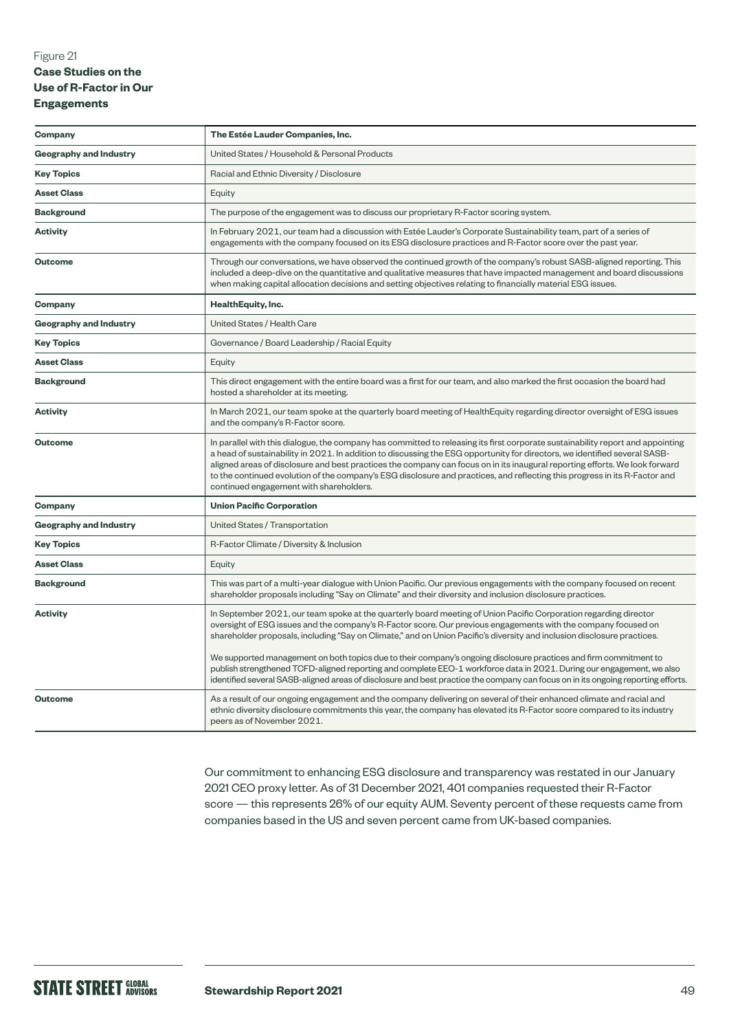Figure 21

**Case Studies on the Use of R-Factor in Our Engagements**

| **Company** | **The Estée Lauder Companies, Inc.** |
|---|---|
| **Geography and Industry** | United States / Household & Personal Products |
| **Key Topics** | Racial and Ethnic Diversity / Disclosure |
| **Asset Class** | Equity |
| **Background** | The purpose of the engagement was to discuss our proprietary R-Factor scoring system. |
| **Activity** | In February 2021, our team had a discussion with Estée Lauder's Corporate Sustainability team, part of a series of engagements with the company focused on its ESG disclosure practices and R-Factor score over the past year. |
| **Outcome** | Through our conversations, we have observed the continued growth of the company's robust SASB-aligned reporting. This included a deep-dive on the quantitative and qualitative measures that have impacted management and board discussions when making capital allocation decisions and setting objectives relating to financially material ESG issues. |
| **Company** | **HealthEquity, Inc.** |
| **Geography and Industry** | United States / Health Care |
| **Key Topics** | Governance / Board Leadership / Racial Equity |
| **Asset Class** | Equity |
| **Background** | This direct engagement with the entire board was a first for our team, and also marked the first occasion the board had hosted a shareholder at its meeting. |
| **Activity** | In March 2021, our team spoke at the quarterly board meeting of HealthEquity regarding director oversight of ESG issues and the company's R-Factor score. |
| **Outcome** | In parallel with this dialogue, the company has committed to releasing its first corporate sustainability report and appointing a head of sustainability in 2021. In addition to discussing the ESG opportunity for directors, we identified several SASB-aligned areas of disclosure and best practices the company can focus on in its inaugural reporting efforts. We look forward to the continued evolution of the company's ESG disclosure and practices, and reflecting this progress in its R-Factor and continued engagement with shareholders. |
| **Company** | **Union Pacific Corporation** |
| **Geography and Industry** | United States / Transportation |
| **Key Topics** | R-Factor Climate / Diversity & Inclusion |
| **Asset Class** | Equity |
| **Background** | This was part of a multi-year dialogue with Union Pacific. Our previous engagements with the company focused on recent shareholder proposals including "Say on Climate" and their diversity and inclusion disclosure practices. |
| **Activity** | In September 2021, our team spoke at the quarterly board meeting of Union Pacific Corporation regarding director oversight of ESG issues and the company's R-Factor score. Our previous engagements with the company focused on shareholder proposals, including "Say on Climate," and on Union Pacific's diversity and inclusion disclosure practices. We supported management on both topics due to their company's ongoing disclosure practices and firm commitment to publish strengthened TCFD-aligned reporting and complete EEO-1 workforce data in 2021. During our engagement, we also identified several SASB-aligned areas of disclosure and best practice the company can focus on in its ongoing reporting efforts. |
| **Outcome** | As a result of our ongoing engagement and the company delivering on several of their enhanced climate and racial and ethnic diversity disclosure commitments this year, the company has elevated its R-Factor score compared to its industry peers as of November 2021. |

Our commitment to enhancing ESG disclosure and transparency was restated in our January 2021 CEO proxy letter. As of 31 December 2021, 401 companies requested their R-Factor score — this represents 26% of our equity AUM. Seventy percent of these requests came from companies based in the US and seven percent came from UK-based companies.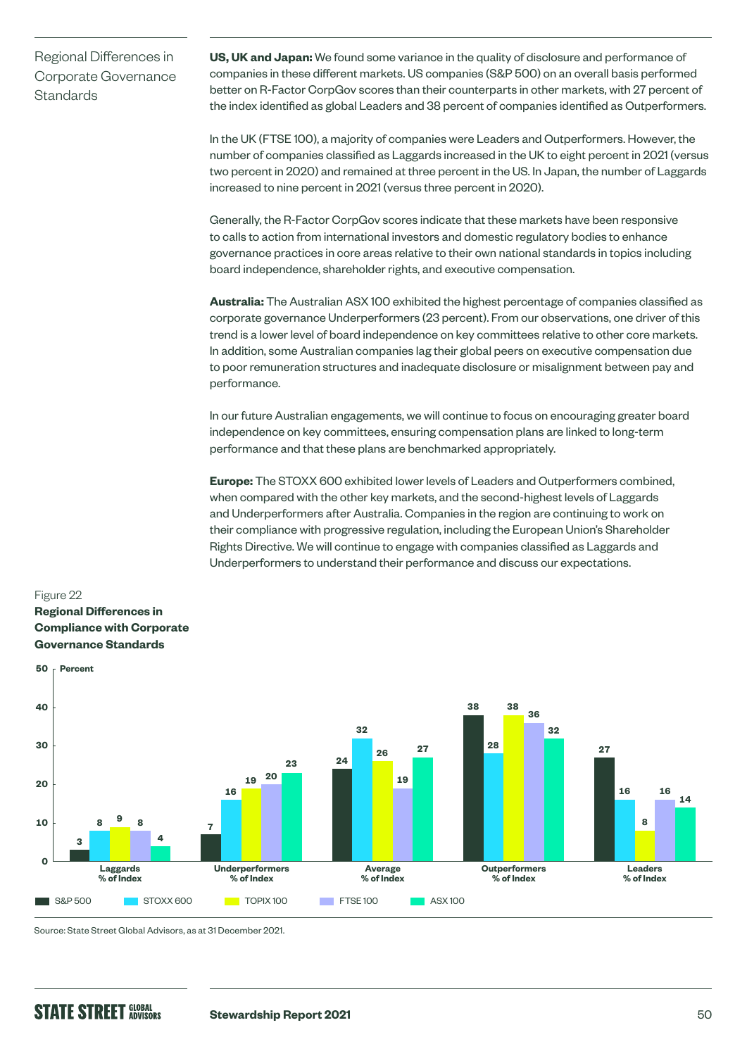## Regional Differences in Corporate Governance Standards

**US, UK and Japan:** We found some variance in the quality of disclosure and performance of companies in these different markets. US companies (S&P 500) on an overall basis performed better on R-Factor CorpGov scores than their counterparts in other markets, with 27 percent of the index identified as global Leaders and 38 percent of companies identified as Outperformers.

In the UK (FTSE 100), a majority of companies were Leaders and Outperformers. However, the number of companies classified as Laggards increased in the UK to eight percent in 2021 (versus two percent in 2020) and remained at three percent in the US. In Japan, the number of Laggards increased to nine percent in 2021 (versus three percent in 2020).

Generally, the R-Factor CorpGov scores indicate that these markets have been responsive to calls to action from international investors and domestic regulatory bodies to enhance governance practices in core areas relative to their own national standards in topics including board independence, shareholder rights, and executive compensation.

**Australia:** The Australian ASX 100 exhibited the highest percentage of companies classified as corporate governance Underperformers (23 percent). From our observations, one driver of this trend is a lower level of board independence on key committees relative to other core markets. In addition, some Australian companies lag their global peers on executive compensation due to poor remuneration structures and inadequate disclosure or misalignment between pay and performance.

In our future Australian engagements, we will continue to focus on encouraging greater board independence on key committees, ensuring compensation plans are linked to long-term performance and that these plans are benchmarked appropriately.

**Europe:** The STOXX 600 exhibited lower levels of Leaders and Outperformers combined, when compared with the other key markets, and the second-highest levels of Laggards and Underperformers after Australia. Companies in the region are continuing to work on their compliance with progressive regulation, including the European Union's Shareholder Rights Directive. We will continue to engage with companies classified as Laggards and Underperformers to understand their performance and discuss our expectations.

Figure 22
**Regional Differences in Compliance with Corporate Governance Standards**

Percent

| | S&P 500 | STOXX 600 | TOPIX 100 | FTSE 100 | ASX 100 |
|---|---|---|---|---|---|
| Laggards % of Index | 3 | 8 | 9 | 8 | 4 |
| Underperformers % of Index | 7 | 16 | 19 | 20 | 23 |
| Average % of Index | 24 | 32 | 26 | 19 | 27 |
| Outperformers % of Index | 38 | 28 | 38 | 36 | 32 |
| Leaders % of Index | 27 | 16 | 8 | 16 | 14 |

Source: State Street Global Advisors, as at 31 December 2021.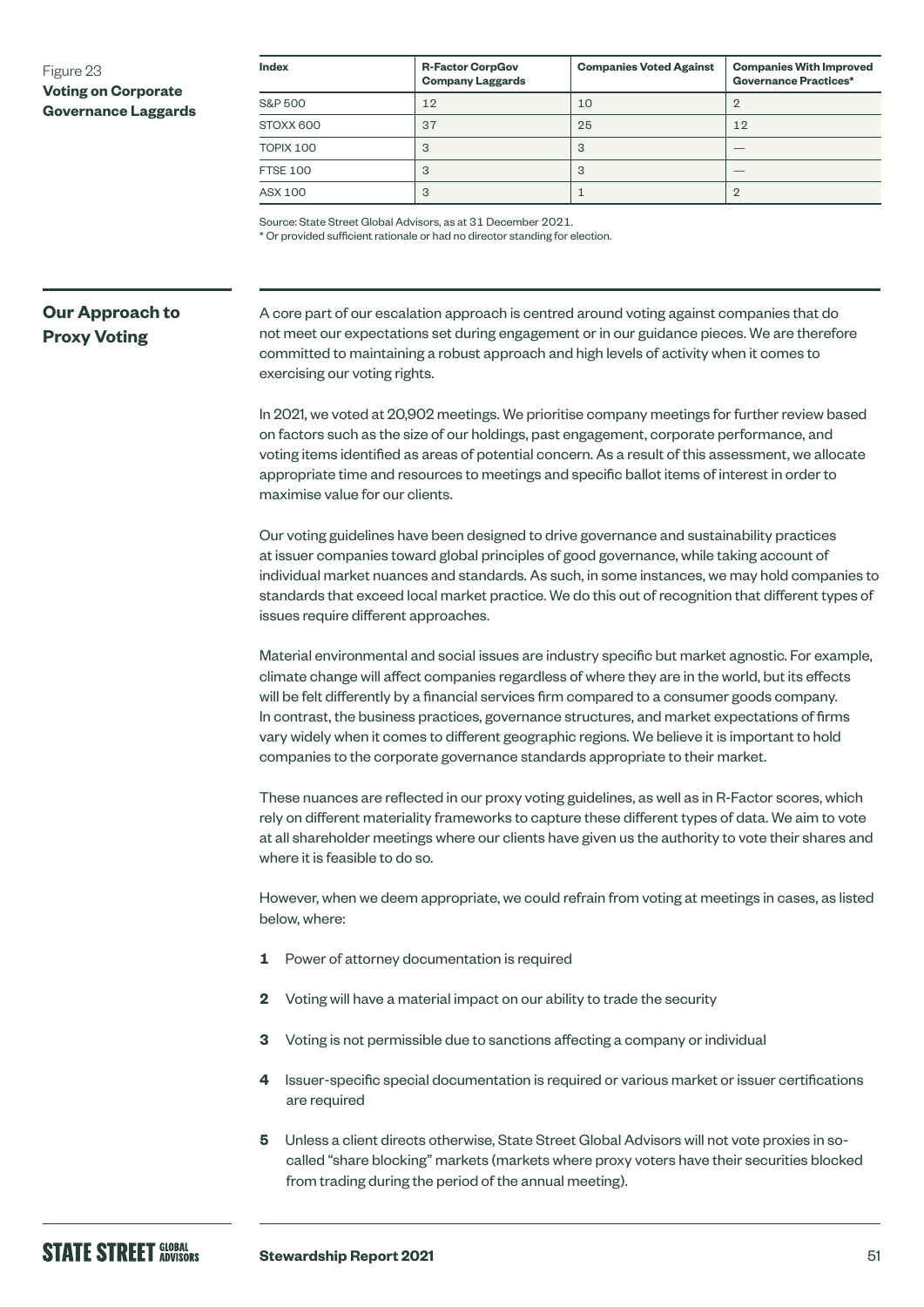Figure 23
**Voting on Corporate Governance Laggards**

| Index | R-Factor CorpGov Company Laggards | Companies Voted Against | Companies With Improved Governance Practices* |
|---|---|---|---|
| S&P 500 | 12 | 10 | 2 |
| STOXX 600 | 37 | 25 | 12 |
| TOPIX 100 | 3 | 3 | — |
| FTSE 100 | 3 | 3 | — |
| ASX 100 | 3 | 1 | 2 |

Source: State Street Global Advisors, as at 31 December 2021.
* Or provided sufficient rationale or had no director standing for election.

## Our Approach to Proxy Voting

A core part of our escalation approach is centred around voting against companies that do not meet our expectations set during engagement or in our guidance pieces. We are therefore committed to maintaining a robust approach and high levels of activity when it comes to exercising our voting rights.

In 2021, we voted at 20,902 meetings. We prioritise company meetings for further review based on factors such as the size of our holdings, past engagement, corporate performance, and voting items identified as areas of potential concern. As a result of this assessment, we allocate appropriate time and resources to meetings and specific ballot items of interest in order to maximise value for our clients.

Our voting guidelines have been designed to drive governance and sustainability practices at issuer companies toward global principles of good governance, while taking account of individual market nuances and standards. As such, in some instances, we may hold companies to standards that exceed local market practice. We do this out of recognition that different types of issues require different approaches.

Material environmental and social issues are industry specific but market agnostic. For example, climate change will affect companies regardless of where they are in the world, but its effects will be felt differently by a financial services firm compared to a consumer goods company. In contrast, the business practices, governance structures, and market expectations of firms vary widely when it comes to different geographic regions. We believe it is important to hold companies to the corporate governance standards appropriate to their market.

These nuances are reflected in our proxy voting guidelines, as well as in R-Factor scores, which rely on different materiality frameworks to capture these different types of data. We aim to vote at all shareholder meetings where our clients have given us the authority to vote their shares and where it is feasible to do so.

However, when we deem appropriate, we could refrain from voting at meetings in cases, as listed below, where:

1. Power of attorney documentation is required
2. Voting will have a material impact on our ability to trade the security
3. Voting is not permissible due to sanctions affecting a company or individual
4. Issuer-specific special documentation is required or various market or issuer certifications are required
5. Unless a client directs otherwise, State Street Global Advisors will not vote proxies in so-called "share blocking" markets (markets where proxy voters have their securities blocked from trading during the period of the annual meeting).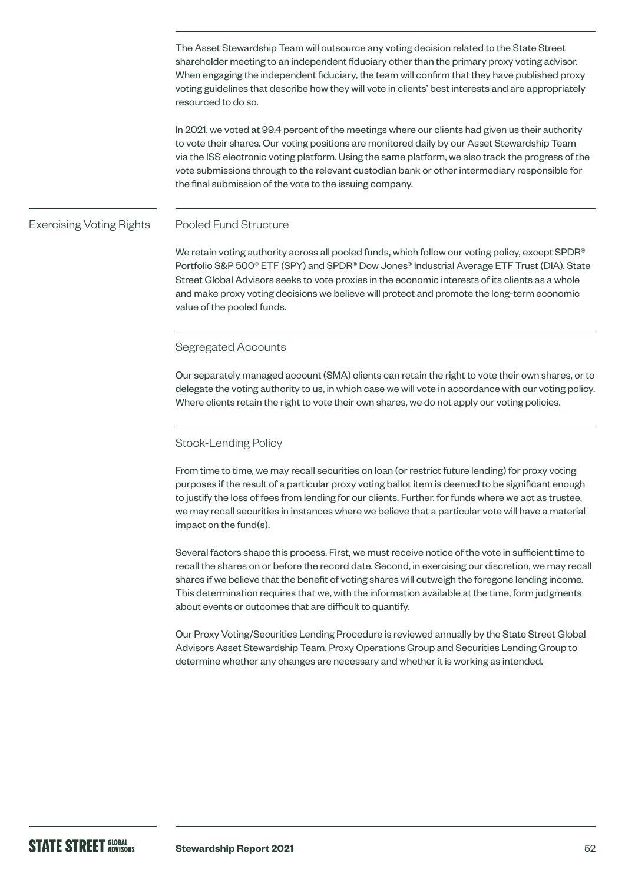The Asset Stewardship Team will outsource any voting decision related to the State Street shareholder meeting to an independent fiduciary other than the primary proxy voting advisor. When engaging the independent fiduciary, the team will confirm that they have published proxy voting guidelines that describe how they will vote in clients' best interests and are appropriately resourced to do so.

In 2021, we voted at 99.4 percent of the meetings where our clients had given us their authority to vote their shares. Our voting positions are monitored daily by our Asset Stewardship Team via the ISS electronic voting platform. Using the same platform, we also track the progress of the vote submissions through to the relevant custodian bank or other intermediary responsible for the final submission of the vote to the issuing company.

## Exercising Voting Rights

### Pooled Fund Structure

We retain voting authority across all pooled funds, which follow our voting policy, except SPDR® Portfolio S&P 500® ETF (SPY) and SPDR® Dow Jones® Industrial Average ETF Trust (DIA). State Street Global Advisors seeks to vote proxies in the economic interests of its clients as a whole and make proxy voting decisions we believe will protect and promote the long-term economic value of the pooled funds.

### Segregated Accounts

Our separately managed account (SMA) clients can retain the right to vote their own shares, or to delegate the voting authority to us, in which case we will vote in accordance with our voting policy. Where clients retain the right to vote their own shares, we do not apply our voting policies.

### Stock-Lending Policy

From time to time, we may recall securities on loan (or restrict future lending) for proxy voting purposes if the result of a particular proxy voting ballot item is deemed to be significant enough to justify the loss of fees from lending for our clients. Further, for funds where we act as trustee, we may recall securities in instances where we believe that a particular vote will have a material impact on the fund(s).

Several factors shape this process. First, we must receive notice of the vote in sufficient time to recall the shares on or before the record date. Second, in exercising our discretion, we may recall shares if we believe that the benefit of voting shares will outweigh the foregone lending income. This determination requires that we, with the information available at the time, form judgments about events or outcomes that are difficult to quantify.

Our Proxy Voting/Securities Lending Procedure is reviewed annually by the State Street Global Advisors Asset Stewardship Team, Proxy Operations Group and Securities Lending Group to determine whether any changes are necessary and whether it is working as intended.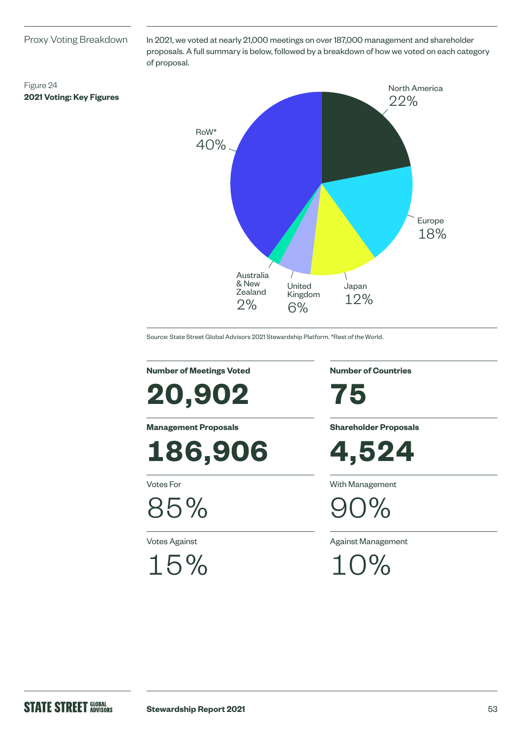## Proxy Voting Breakdown

In 2021, we voted at nearly 21,000 meetings on over 187,000 management and shareholder proposals. A full summary is below, followed by a breakdown of how we voted on each category of proposal.

Figure 24
**2021 Voting: Key Figures**

| Region | Share |
|---|---|
| North America | 22% |
| Europe | 18% |
| Japan | 12% |
| United Kingdom | 6% |
| Australia & New Zealand | 2% |
| RoW* | 40% |

Source: State Street Global Advisors 2021 Stewardship Platform. *Rest of the World.

**Number of Meetings Voted**

**20,902**

**Number of Countries**

**75**

**Management Proposals**

**186,906**

**Shareholder Proposals**

**4,524**

Votes For

85%

With Management

90%

Votes Against

15%

Against Management

10%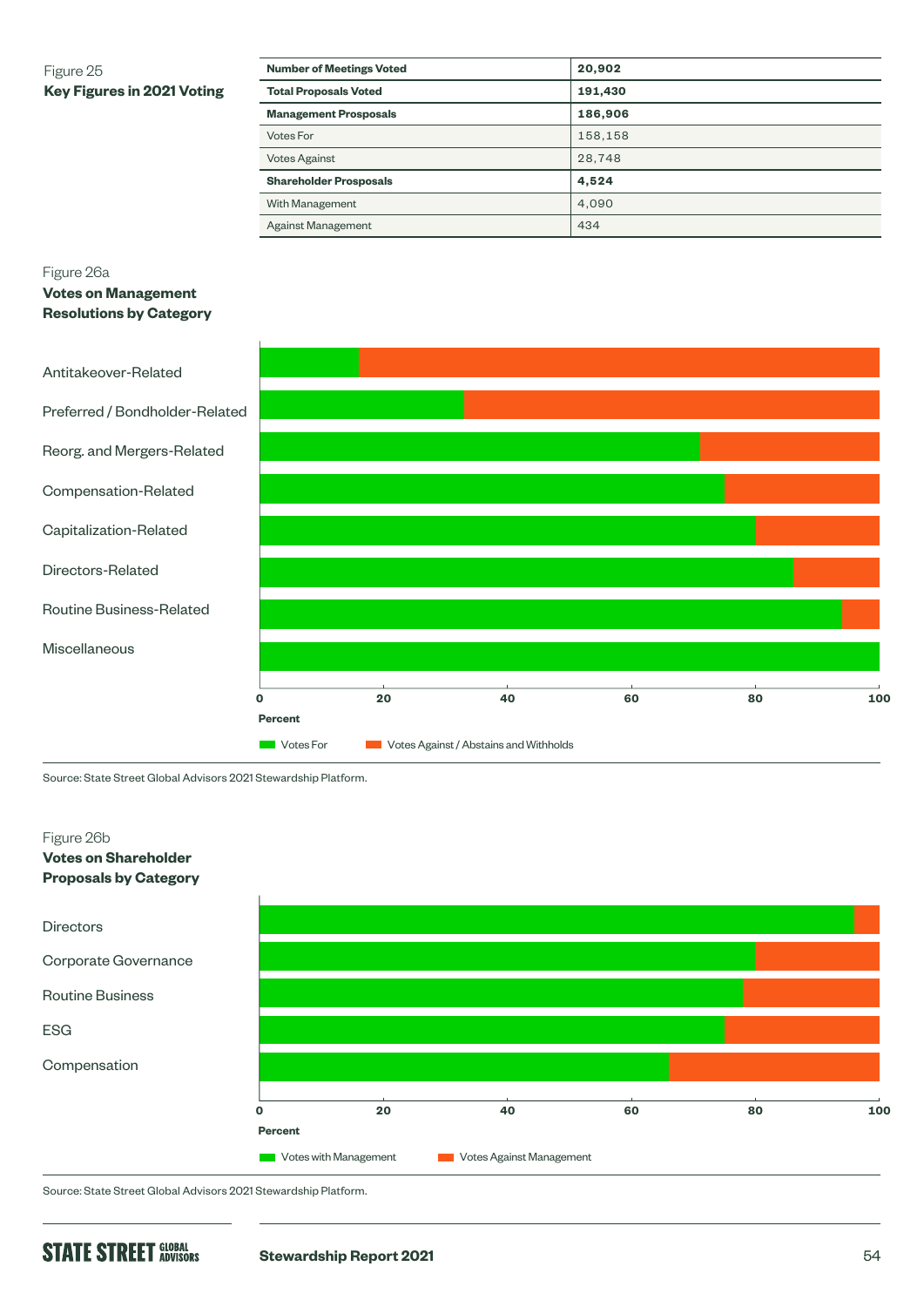Figure 25
**Key Figures in 2021 Voting**

| | |
|---|---|
| **Number of Meetings Voted** | **20,902** |
| **Total Proposals Voted** | **191,430** |
| **Management Prosposals** | **186,906** |
| Votes For | 158,158 |
| Votes Against | 28,748 |
| **Shareholder Prosposals** | **4,524** |
| With Management | 4,090 |
| Against Management | 434 |

Figure 26a
**Votes on Management Resolutions by Category**

Antitakeover-Related
Preferred / Bondholder-Related
Reorg. and Mergers-Related
Compensation-Related
Capitalization-Related
Directors-Related
Routine Business-Related
Miscellaneous

0 20 40 60 80 100
**Percent**

Votes For | Votes Against / Abstains and Withholds

Source: State Street Global Advisors 2021 Stewardship Platform.

Figure 26b
**Votes on Shareholder Proposals by Category**

Directors
Corporate Governance
Routine Business
ESG
Compensation

0 20 40 60 80 100
**Percent**

Votes with Management | Votes Against Management

Source: State Street Global Advisors 2021 Stewardship Platform.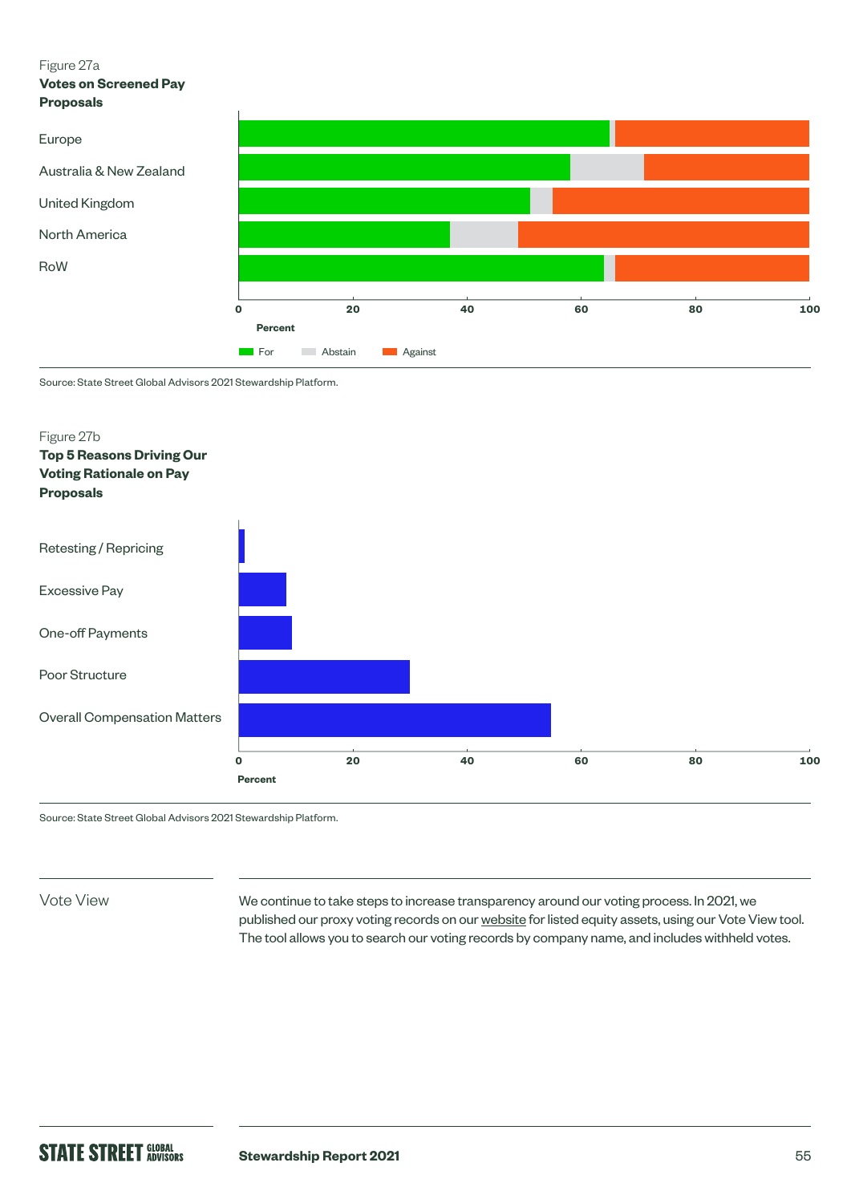Figure 27a

**Votes on Screened Pay Proposals**

| Region | For | Abstain | Against |
|---|---|---|---|
| Europe | | | |
| Australia & New Zealand | | | |
| United Kingdom | | | |
| North America | | | |
| RoW | | | |

Percent (0, 20, 40, 60, 80, 100)

Legend: For, Abstain, Against

Source: State Street Global Advisors 2021 Stewardship Platform.

Figure 27b

**Top 5 Reasons Driving Our Voting Rationale on Pay Proposals**

- Retesting / Repricing
- Excessive Pay
- One-off Payments
- Poor Structure
- Overall Compensation Matters

Percent (0, 20, 40, 60, 80, 100)

Source: State Street Global Advisors 2021 Stewardship Platform.

## Vote View

We continue to take steps to increase transparency around our voting process. In 2021, we published our proxy voting records on our website for listed equity assets, using our Vote View tool. The tool allows you to search our voting records by company name, and includes withheld votes.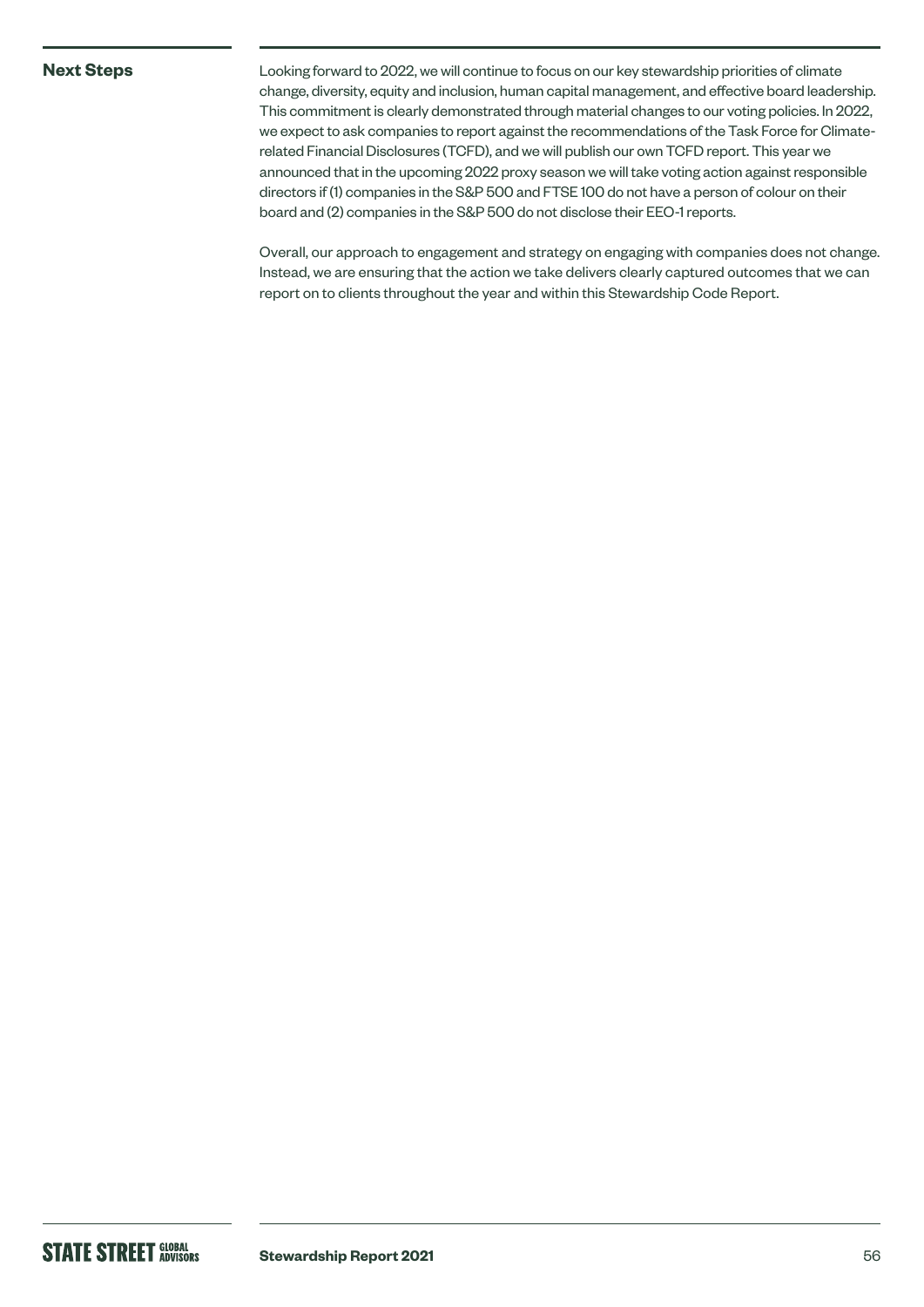## Next Steps

Looking forward to 2022, we will continue to focus on our key stewardship priorities of climate change, diversity, equity and inclusion, human capital management, and effective board leadership. This commitment is clearly demonstrated through material changes to our voting policies. In 2022, we expect to ask companies to report against the recommendations of the Task Force for Climate-related Financial Disclosures (TCFD), and we will publish our own TCFD report. This year we announced that in the upcoming 2022 proxy season we will take voting action against responsible directors if (1) companies in the S&P 500 and FTSE 100 do not have a person of colour on their board and (2) companies in the S&P 500 do not disclose their EEO-1 reports.

Overall, our approach to engagement and strategy on engaging with companies does not change. Instead, we are ensuring that the action we take delivers clearly captured outcomes that we can report on to clients throughout the year and within this Stewardship Code Report.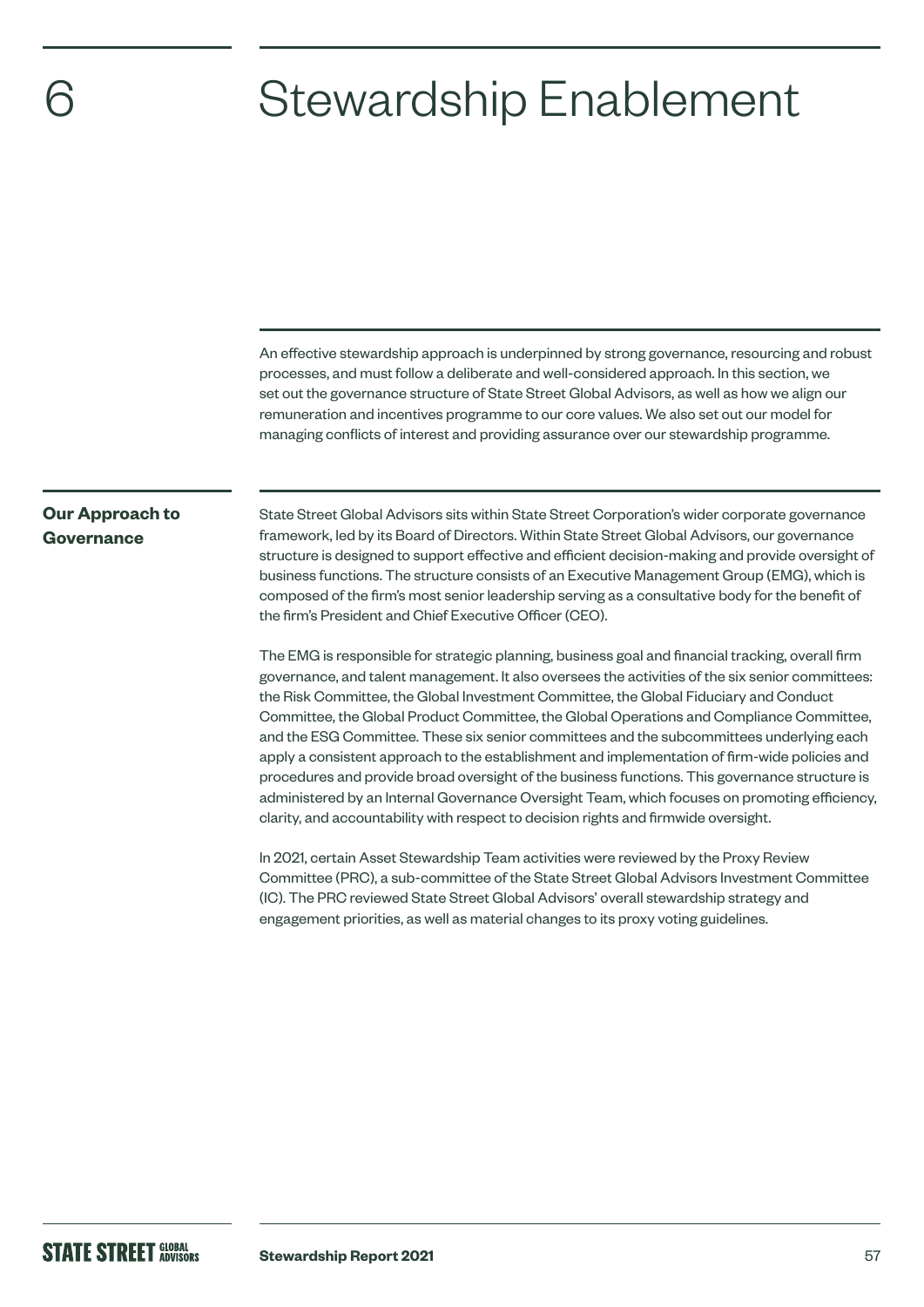# 6 Stewardship Enablement

An effective stewardship approach is underpinned by strong governance, resourcing and robust processes, and must follow a deliberate and well-considered approach. In this section, we set out the governance structure of State Street Global Advisors, as well as how we align our remuneration and incentives programme to our core values. We also set out our model for managing conflicts of interest and providing assurance over our stewardship programme.

## Our Approach to Governance

State Street Global Advisors sits within State Street Corporation's wider corporate governance framework, led by its Board of Directors. Within State Street Global Advisors, our governance structure is designed to support effective and efficient decision-making and provide oversight of business functions. The structure consists of an Executive Management Group (EMG), which is composed of the firm's most senior leadership serving as a consultative body for the benefit of the firm's President and Chief Executive Officer (CEO).

The EMG is responsible for strategic planning, business goal and financial tracking, overall firm governance, and talent management. It also oversees the activities of the six senior committees: the Risk Committee, the Global Investment Committee, the Global Fiduciary and Conduct Committee, the Global Product Committee, the Global Operations and Compliance Committee, and the ESG Committee. These six senior committees and the subcommittees underlying each apply a consistent approach to the establishment and implementation of firm-wide policies and procedures and provide broad oversight of the business functions. This governance structure is administered by an Internal Governance Oversight Team, which focuses on promoting efficiency, clarity, and accountability with respect to decision rights and firmwide oversight.

In 2021, certain Asset Stewardship Team activities were reviewed by the Proxy Review Committee (PRC), a sub-committee of the State Street Global Advisors Investment Committee (IC). The PRC reviewed State Street Global Advisors' overall stewardship strategy and engagement priorities, as well as material changes to its proxy voting guidelines.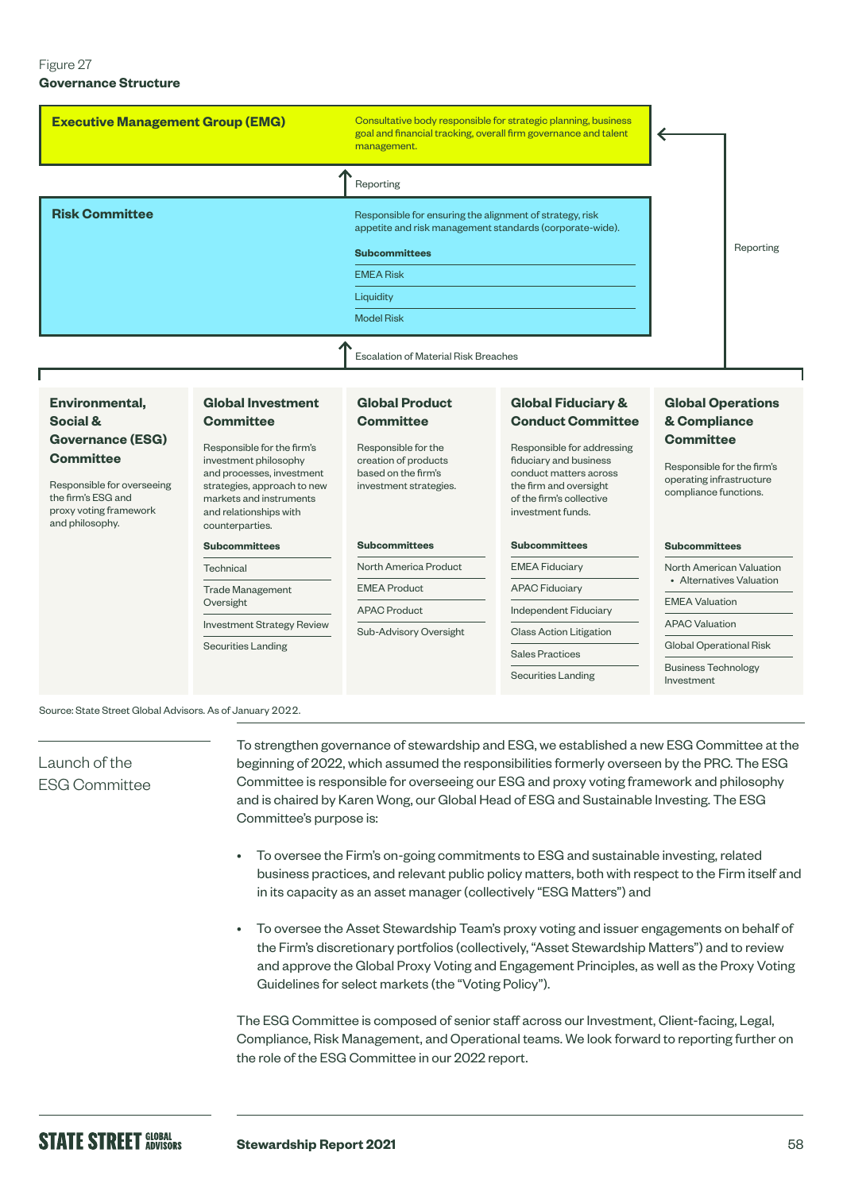Figure 27

**Governance Structure**

**Executive Management Group (EMG)**

Consultative body responsible for strategic planning, business goal and financial tracking, overall firm governance and talent management.

↑ Reporting

**Risk Committee**

Responsible for ensuring the alignment of strategy, risk appetite and risk management standards (corporate-wide).

**Subcommittees**

- EMEA Risk
- Liquidity
- Model Risk

↑ Escalation of Material Risk Breaches

Reporting

**Environmental, Social & Governance (ESG) Committee**

Responsible for overseeing the firm's ESG and proxy voting framework and philosophy.

**Global Investment Committee**

Responsible for the firm's investment philosophy and processes, investment strategies, approach to new markets and instruments and relationships with counterparties.

**Subcommittees**

- Technical
- Trade Management Oversight
- Investment Strategy Review
- Securities Landing

**Global Product Committee**

Responsible for the creation of products based on the firm's investment strategies.

**Subcommittees**

- North America Product
- EMEA Product
- APAC Product
- Sub-Advisory Oversight

**Global Fiduciary & Conduct Committee**

Responsible for addressing fiduciary and business conduct matters across the firm and oversight of the firm's collective investment funds.

**Subcommittees**

- EMEA Fiduciary
- APAC Fiduciary
- Independent Fiduciary
- Class Action Litigation
- Sales Practices
- Securities Landing

**Global Operations & Compliance Committee**

Responsible for the firm's operating infrastructure compliance functions.

**Subcommittees**

- North American Valuation
  - Alternatives Valuation
- EMEA Valuation
- APAC Valuation
- Global Operational Risk
- Business Technology Investment

Source: State Street Global Advisors. As of January 2022.

## Launch of the ESG Committee

To strengthen governance of stewardship and ESG, we established a new ESG Committee at the beginning of 2022, which assumed the responsibilities formerly overseen by the PRC. The ESG Committee is responsible for overseeing our ESG and proxy voting framework and philosophy and is chaired by Karen Wong, our Global Head of ESG and Sustainable Investing. The ESG Committee's purpose is:

- To oversee the Firm's on-going commitments to ESG and sustainable investing, related business practices, and relevant public policy matters, both with respect to the Firm itself and in its capacity as an asset manager (collectively "ESG Matters") and
- To oversee the Asset Stewardship Team's proxy voting and issuer engagements on behalf of the Firm's discretionary portfolios (collectively, "Asset Stewardship Matters") and to review and approve the Global Proxy Voting and Engagement Principles, as well as the Proxy Voting Guidelines for select markets (the "Voting Policy").

The ESG Committee is composed of senior staff across our Investment, Client-facing, Legal, Compliance, Risk Management, and Operational teams. We look forward to reporting further on the role of the ESG Committee in our 2022 report.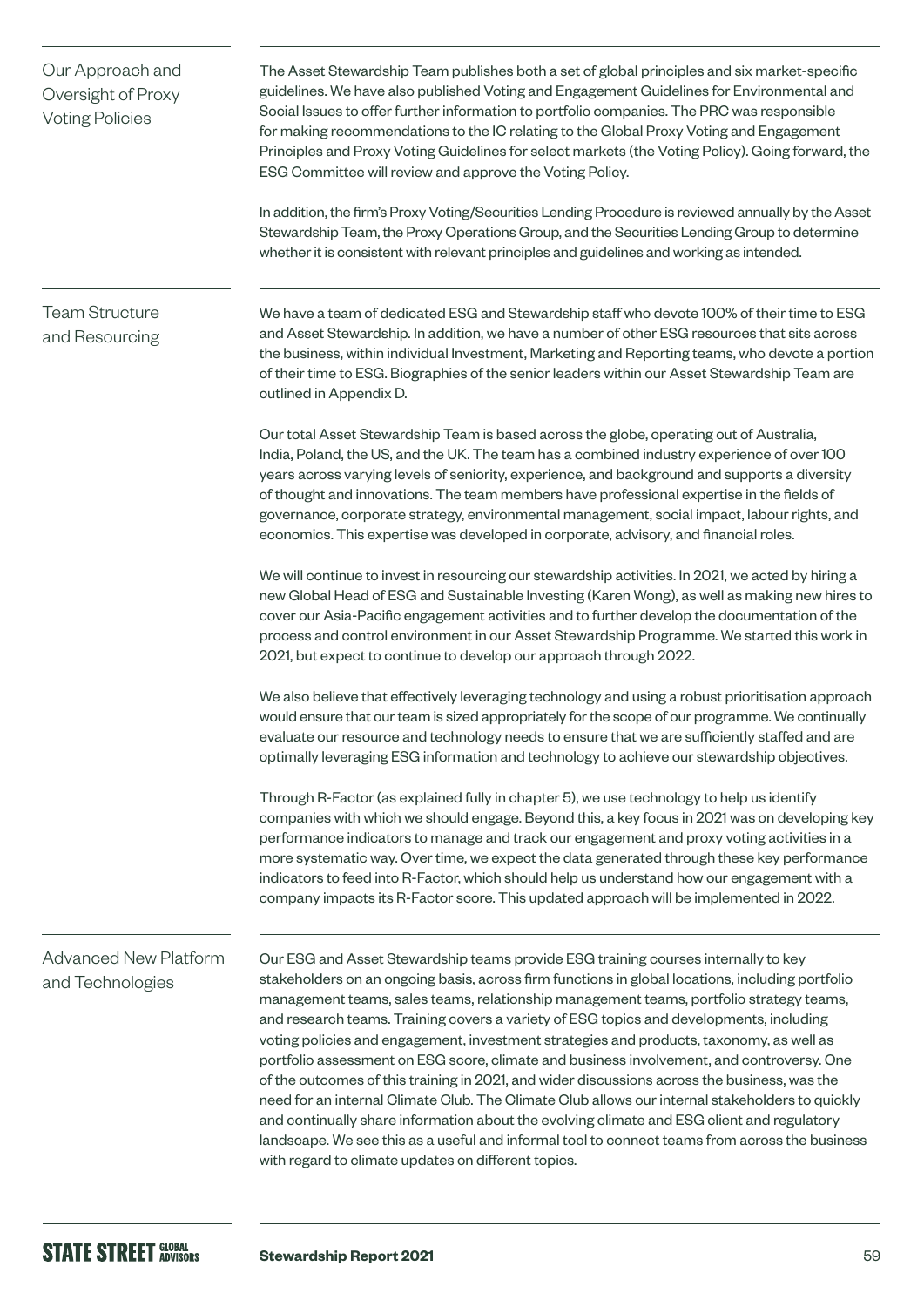## Our Approach and Oversight of Proxy Voting Policies

The Asset Stewardship Team publishes both a set of global principles and six market-specific guidelines. We have also published Voting and Engagement Guidelines for Environmental and Social Issues to offer further information to portfolio companies. The PRC was responsible for making recommendations to the IC relating to the Global Proxy Voting and Engagement Principles and Proxy Voting Guidelines for select markets (the Voting Policy). Going forward, the ESG Committee will review and approve the Voting Policy.

In addition, the firm's Proxy Voting/Securities Lending Procedure is reviewed annually by the Asset Stewardship Team, the Proxy Operations Group, and the Securities Lending Group to determine whether it is consistent with relevant principles and guidelines and working as intended.

## Team Structure and Resourcing

We have a team of dedicated ESG and Stewardship staff who devote 100% of their time to ESG and Asset Stewardship. In addition, we have a number of other ESG resources that sits across the business, within individual Investment, Marketing and Reporting teams, who devote a portion of their time to ESG. Biographies of the senior leaders within our Asset Stewardship Team are outlined in Appendix D.

Our total Asset Stewardship Team is based across the globe, operating out of Australia, India, Poland, the US, and the UK. The team has a combined industry experience of over 100 years across varying levels of seniority, experience, and background and supports a diversity of thought and innovations. The team members have professional expertise in the fields of governance, corporate strategy, environmental management, social impact, labour rights, and economics. This expertise was developed in corporate, advisory, and financial roles.

We will continue to invest in resourcing our stewardship activities. In 2021, we acted by hiring a new Global Head of ESG and Sustainable Investing (Karen Wong), as well as making new hires to cover our Asia-Pacific engagement activities and to further develop the documentation of the process and control environment in our Asset Stewardship Programme. We started this work in 2021, but expect to continue to develop our approach through 2022.

We also believe that effectively leveraging technology and using a robust prioritisation approach would ensure that our team is sized appropriately for the scope of our programme. We continually evaluate our resource and technology needs to ensure that we are sufficiently staffed and are optimally leveraging ESG information and technology to achieve our stewardship objectives.

Through R-Factor (as explained fully in chapter 5), we use technology to help us identify companies with which we should engage. Beyond this, a key focus in 2021 was on developing key performance indicators to manage and track our engagement and proxy voting activities in a more systematic way. Over time, we expect the data generated through these key performance indicators to feed into R-Factor, which should help us understand how our engagement with a company impacts its R-Factor score. This updated approach will be implemented in 2022.

## Advanced New Platform and Technologies

Our ESG and Asset Stewardship teams provide ESG training courses internally to key stakeholders on an ongoing basis, across firm functions in global locations, including portfolio management teams, sales teams, relationship management teams, portfolio strategy teams, and research teams. Training covers a variety of ESG topics and developments, including voting policies and engagement, investment strategies and products, taxonomy, as well as portfolio assessment on ESG score, climate and business involvement, and controversy. One of the outcomes of this training in 2021, and wider discussions across the business, was the need for an internal Climate Club. The Climate Club allows our internal stakeholders to quickly and continually share information about the evolving climate and ESG client and regulatory landscape. We see this as a useful and informal tool to connect teams from across the business with regard to climate updates on different topics.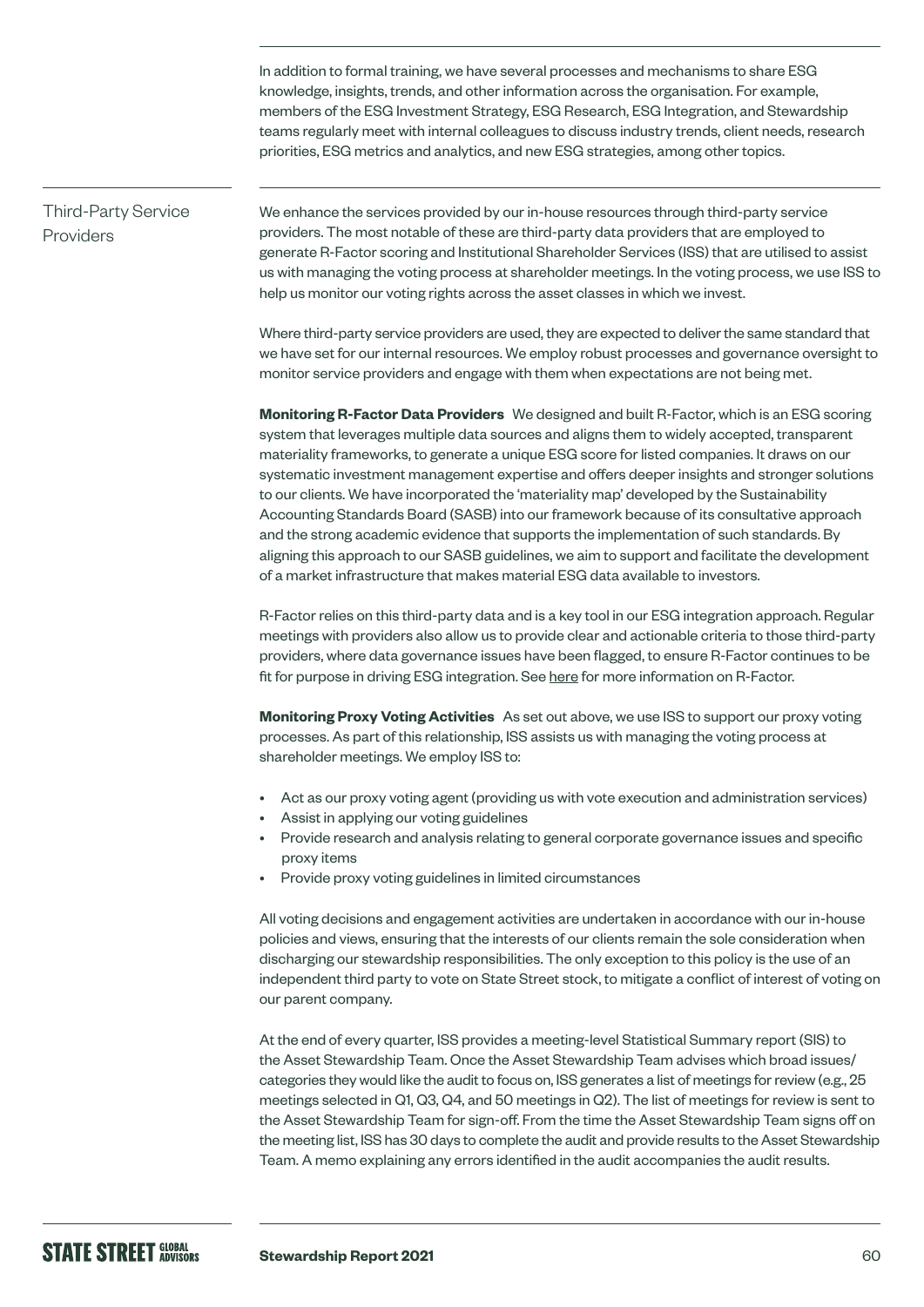In addition to formal training, we have several processes and mechanisms to share ESG knowledge, insights, trends, and other information across the organisation. For example, members of the ESG Investment Strategy, ESG Research, ESG Integration, and Stewardship teams regularly meet with internal colleagues to discuss industry trends, client needs, research priorities, ESG metrics and analytics, and new ESG strategies, among other topics.

## Third-Party Service Providers

We enhance the services provided by our in-house resources through third-party service providers. The most notable of these are third-party data providers that are employed to generate R-Factor scoring and Institutional Shareholder Services (ISS) that are utilised to assist us with managing the voting process at shareholder meetings. In the voting process, we use ISS to help us monitor our voting rights across the asset classes in which we invest.

Where third-party service providers are used, they are expected to deliver the same standard that we have set for our internal resources. We employ robust processes and governance oversight to monitor service providers and engage with them when expectations are not being met.

**Monitoring R-Factor Data Providers** We designed and built R-Factor, which is an ESG scoring system that leverages multiple data sources and aligns them to widely accepted, transparent materiality frameworks, to generate a unique ESG score for listed companies. It draws on our systematic investment management expertise and offers deeper insights and stronger solutions to our clients. We have incorporated the 'materiality map' developed by the Sustainability Accounting Standards Board (SASB) into our framework because of its consultative approach and the strong academic evidence that supports the implementation of such standards. By aligning this approach to our SASB guidelines, we aim to support and facilitate the development of a market infrastructure that makes material ESG data available to investors.

R-Factor relies on this third-party data and is a key tool in our ESG integration approach. Regular meetings with providers also allow us to provide clear and actionable criteria to those third-party providers, where data governance issues have been flagged, to ensure R-Factor continues to be fit for purpose in driving ESG integration. See here for more information on R-Factor.

**Monitoring Proxy Voting Activities** As set out above, we use ISS to support our proxy voting processes. As part of this relationship, ISS assists us with managing the voting process at shareholder meetings. We employ ISS to:

- Act as our proxy voting agent (providing us with vote execution and administration services)
- Assist in applying our voting guidelines
- Provide research and analysis relating to general corporate governance issues and specific proxy items
- Provide proxy voting guidelines in limited circumstances

All voting decisions and engagement activities are undertaken in accordance with our in-house policies and views, ensuring that the interests of our clients remain the sole consideration when discharging our stewardship responsibilities. The only exception to this policy is the use of an independent third party to vote on State Street stock, to mitigate a conflict of interest of voting on our parent company.

At the end of every quarter, ISS provides a meeting-level Statistical Summary report (SIS) to the Asset Stewardship Team. Once the Asset Stewardship Team advises which broad issues/categories they would like the audit to focus on, ISS generates a list of meetings for review (e.g., 25 meetings selected in Q1, Q3, Q4, and 50 meetings in Q2). The list of meetings for review is sent to the Asset Stewardship Team for sign-off. From the time the Asset Stewardship Team signs off on the meeting list, ISS has 30 days to complete the audit and provide results to the Asset Stewardship Team. A memo explaining any errors identified in the audit accompanies the audit results.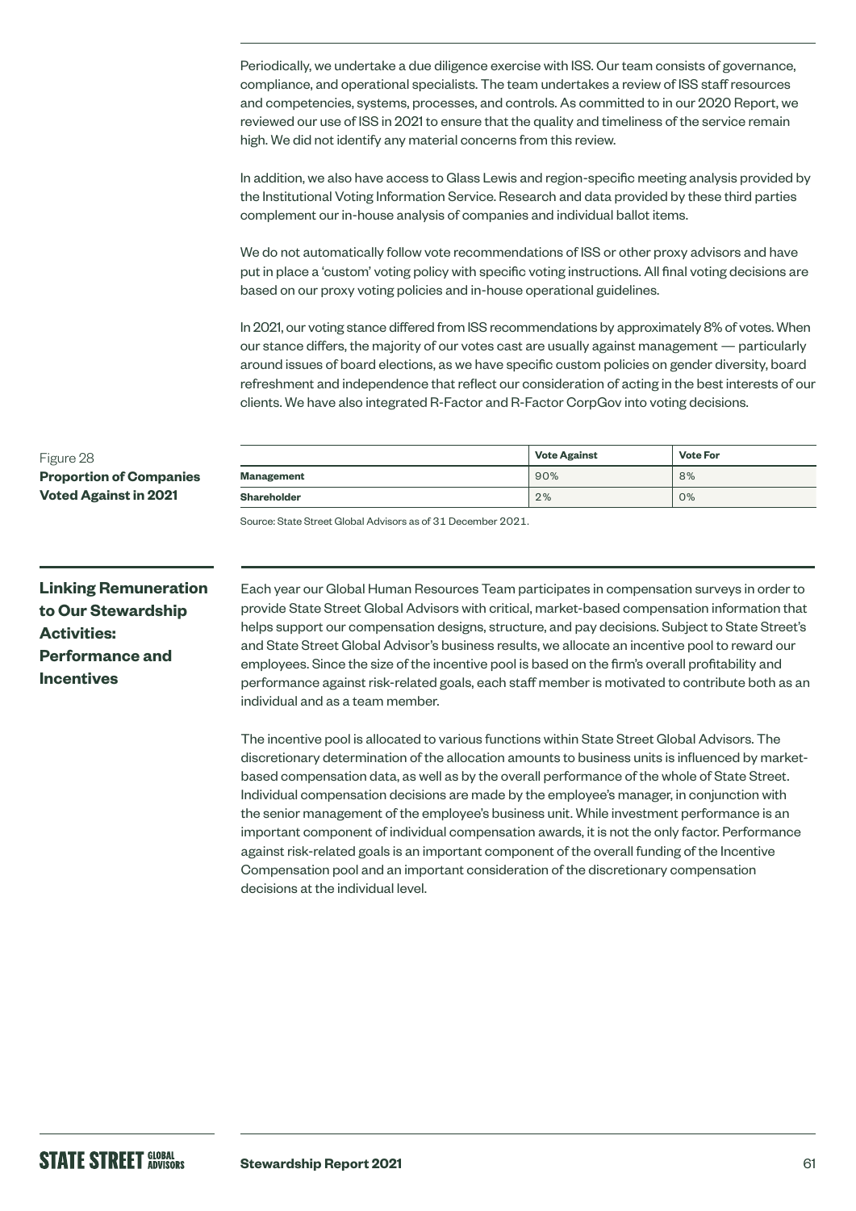Periodically, we undertake a due diligence exercise with ISS. Our team consists of governance, compliance, and operational specialists. The team undertakes a review of ISS staff resources and competencies, systems, processes, and controls. As committed to in our 2020 Report, we reviewed our use of ISS in 2021 to ensure that the quality and timeliness of the service remain high. We did not identify any material concerns from this review.

In addition, we also have access to Glass Lewis and region-specific meeting analysis provided by the Institutional Voting Information Service. Research and data provided by these third parties complement our in-house analysis of companies and individual ballot items.

We do not automatically follow vote recommendations of ISS or other proxy advisors and have put in place a 'custom' voting policy with specific voting instructions. All final voting decisions are based on our proxy voting policies and in-house operational guidelines.

In 2021, our voting stance differed from ISS recommendations by approximately 8% of votes. When our stance differs, the majority of our votes cast are usually against management — particularly around issues of board elections, as we have specific custom policies on gender diversity, board refreshment and independence that reflect our consideration of acting in the best interests of our clients. We have also integrated R-Factor and R-Factor CorpGov into voting decisions.

Figure 28
**Proportion of Companies Voted Against in 2021**

| | Vote Against | Vote For |
|---|---|---|
| **Management** | 90% | 8% |
| **Shareholder** | 2% | 0% |

Source: State Street Global Advisors as of 31 December 2021.

## Linking Remuneration to Our Stewardship Activities: Performance and Incentives

Each year our Global Human Resources Team participates in compensation surveys in order to provide State Street Global Advisors with critical, market-based compensation information that helps support our compensation designs, structure, and pay decisions. Subject to State Street's and State Street Global Advisor's business results, we allocate an incentive pool to reward our employees. Since the size of the incentive pool is based on the firm's overall profitability and performance against risk-related goals, each staff member is motivated to contribute both as an individual and as a team member.

The incentive pool is allocated to various functions within State Street Global Advisors. The discretionary determination of the allocation amounts to business units is influenced by market-based compensation data, as well as by the overall performance of the whole of State Street. Individual compensation decisions are made by the employee's manager, in conjunction with the senior management of the employee's business unit. While investment performance is an important component of individual compensation awards, it is not the only factor. Performance against risk-related goals is an important component of the overall funding of the Incentive Compensation pool and an important consideration of the discretionary compensation decisions at the individual level.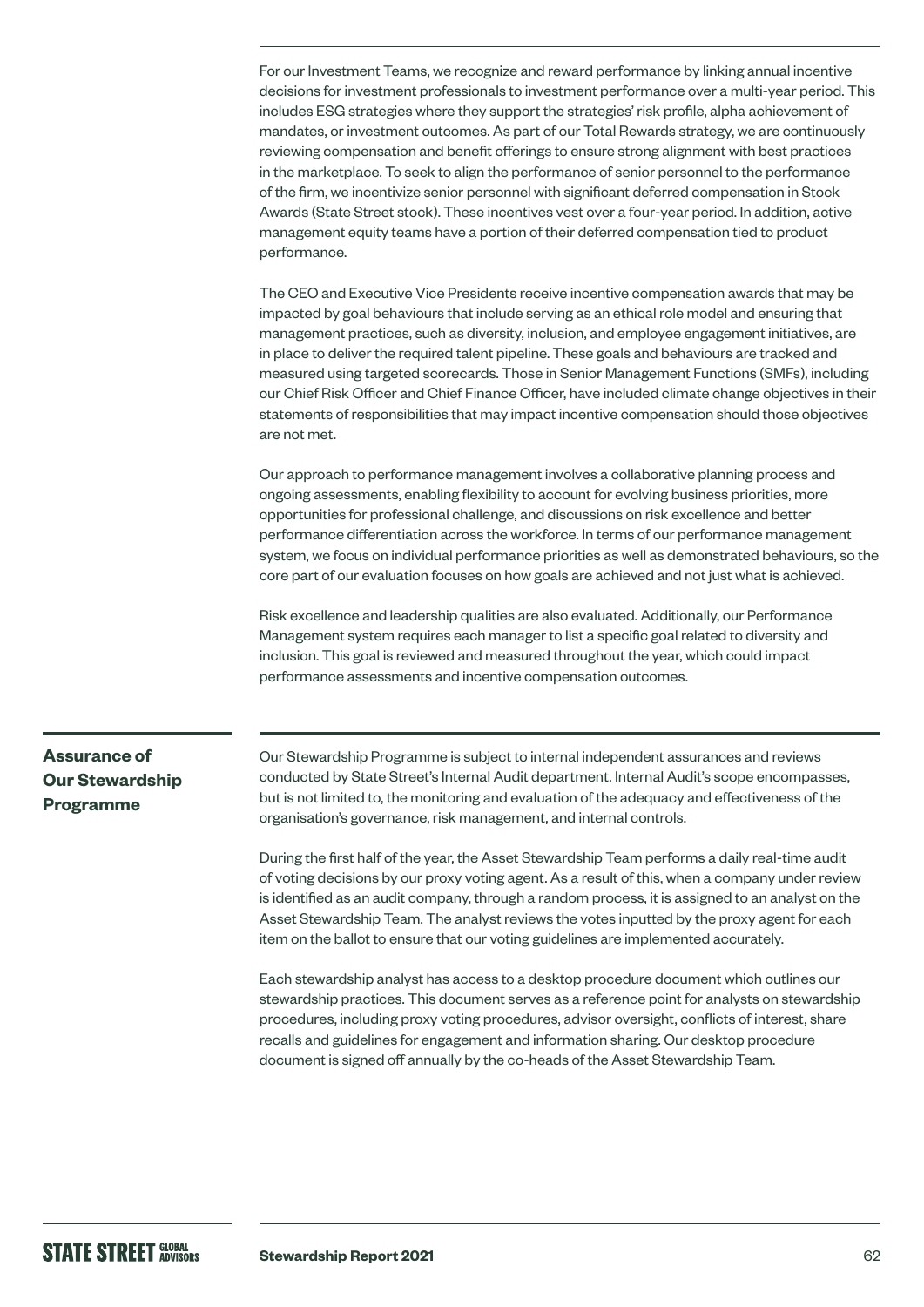For our Investment Teams, we recognize and reward performance by linking annual incentive decisions for investment professionals to investment performance over a multi-year period. This includes ESG strategies where they support the strategies' risk profile, alpha achievement of mandates, or investment outcomes. As part of our Total Rewards strategy, we are continuously reviewing compensation and benefit offerings to ensure strong alignment with best practices in the marketplace. To seek to align the performance of senior personnel to the performance of the firm, we incentivize senior personnel with significant deferred compensation in Stock Awards (State Street stock). These incentives vest over a four-year period. In addition, active management equity teams have a portion of their deferred compensation tied to product performance.

The CEO and Executive Vice Presidents receive incentive compensation awards that may be impacted by goal behaviours that include serving as an ethical role model and ensuring that management practices, such as diversity, inclusion, and employee engagement initiatives, are in place to deliver the required talent pipeline. These goals and behaviours are tracked and measured using targeted scorecards. Those in Senior Management Functions (SMFs), including our Chief Risk Officer and Chief Finance Officer, have included climate change objectives in their statements of responsibilities that may impact incentive compensation should those objectives are not met.

Our approach to performance management involves a collaborative planning process and ongoing assessments, enabling flexibility to account for evolving business priorities, more opportunities for professional challenge, and discussions on risk excellence and better performance differentiation across the workforce. In terms of our performance management system, we focus on individual performance priorities as well as demonstrated behaviours, so the core part of our evaluation focuses on how goals are achieved and not just what is achieved.

Risk excellence and leadership qualities are also evaluated. Additionally, our Performance Management system requires each manager to list a specific goal related to diversity and inclusion. This goal is reviewed and measured throughout the year, which could impact performance assessments and incentive compensation outcomes.

## Assurance of Our Stewardship Programme

Our Stewardship Programme is subject to internal independent assurances and reviews conducted by State Street's Internal Audit department. Internal Audit's scope encompasses, but is not limited to, the monitoring and evaluation of the adequacy and effectiveness of the organisation's governance, risk management, and internal controls.

During the first half of the year, the Asset Stewardship Team performs a daily real-time audit of voting decisions by our proxy voting agent. As a result of this, when a company under review is identified as an audit company, through a random process, it is assigned to an analyst on the Asset Stewardship Team. The analyst reviews the votes inputted by the proxy agent for each item on the ballot to ensure that our voting guidelines are implemented accurately.

Each stewardship analyst has access to a desktop procedure document which outlines our stewardship practices. This document serves as a reference point for analysts on stewardship procedures, including proxy voting procedures, advisor oversight, conflicts of interest, share recalls and guidelines for engagement and information sharing. Our desktop procedure document is signed off annually by the co-heads of the Asset Stewardship Team.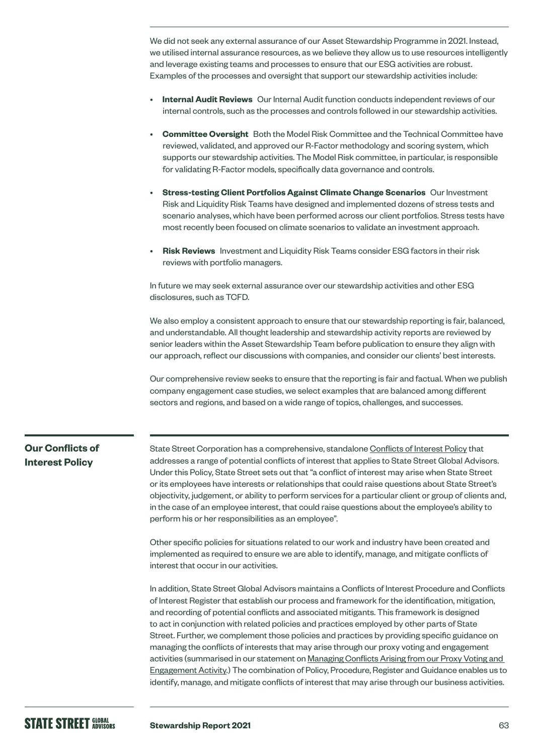We did not seek any external assurance of our Asset Stewardship Programme in 2021. Instead, we utilised internal assurance resources, as we believe they allow us to use resources intelligently and leverage existing teams and processes to ensure that our ESG activities are robust. Examples of the processes and oversight that support our stewardship activities include:

- **Internal Audit Reviews** Our Internal Audit function conducts independent reviews of our internal controls, such as the processes and controls followed in our stewardship activities.
- **Committee Oversight** Both the Model Risk Committee and the Technical Committee have reviewed, validated, and approved our R-Factor methodology and scoring system, which supports our stewardship activities. The Model Risk committee, in particular, is responsible for validating R-Factor models, specifically data governance and controls.
- **Stress-testing Client Portfolios Against Climate Change Scenarios** Our Investment Risk and Liquidity Risk Teams have designed and implemented dozens of stress tests and scenario analyses, which have been performed across our client portfolios. Stress tests have most recently been focused on climate scenarios to validate an investment approach.
- **Risk Reviews** Investment and Liquidity Risk Teams consider ESG factors in their risk reviews with portfolio managers.

In future we may seek external assurance over our stewardship activities and other ESG disclosures, such as TCFD.

We also employ a consistent approach to ensure that our stewardship reporting is fair, balanced, and understandable. All thought leadership and stewardship activity reports are reviewed by senior leaders within the Asset Stewardship Team before publication to ensure they align with our approach, reflect our discussions with companies, and consider our clients' best interests.

Our comprehensive review seeks to ensure that the reporting is fair and factual. When we publish company engagement case studies, we select examples that are balanced among different sectors and regions, and based on a wide range of topics, challenges, and successes.

## Our Conflicts of Interest Policy

State Street Corporation has a comprehensive, standalone Conflicts of Interest Policy that addresses a range of potential conflicts of interest that applies to State Street Global Advisors. Under this Policy, State Street sets out that "a conflict of interest may arise when State Street or its employees have interests or relationships that could raise questions about State Street's objectivity, judgement, or ability to perform services for a particular client or group of clients and, in the case of an employee interest, that could raise questions about the employee's ability to perform his or her responsibilities as an employee".

Other specific policies for situations related to our work and industry have been created and implemented as required to ensure we are able to identify, manage, and mitigate conflicts of interest that occur in our activities.

In addition, State Street Global Advisors maintains a Conflicts of Interest Procedure and Conflicts of Interest Register that establish our process and framework for the identification, mitigation, and recording of potential conflicts and associated mitigants. This framework is designed to act in conjunction with related policies and practices employed by other parts of State Street. Further, we complement those policies and practices by providing specific guidance on managing the conflicts of interests that may arise through our proxy voting and engagement activities (summarised in our statement on Managing Conflicts Arising from our Proxy Voting and Engagement Activity.) The combination of Policy, Procedure, Register and Guidance enables us to identify, manage, and mitigate conflicts of interest that may arise through our business activities.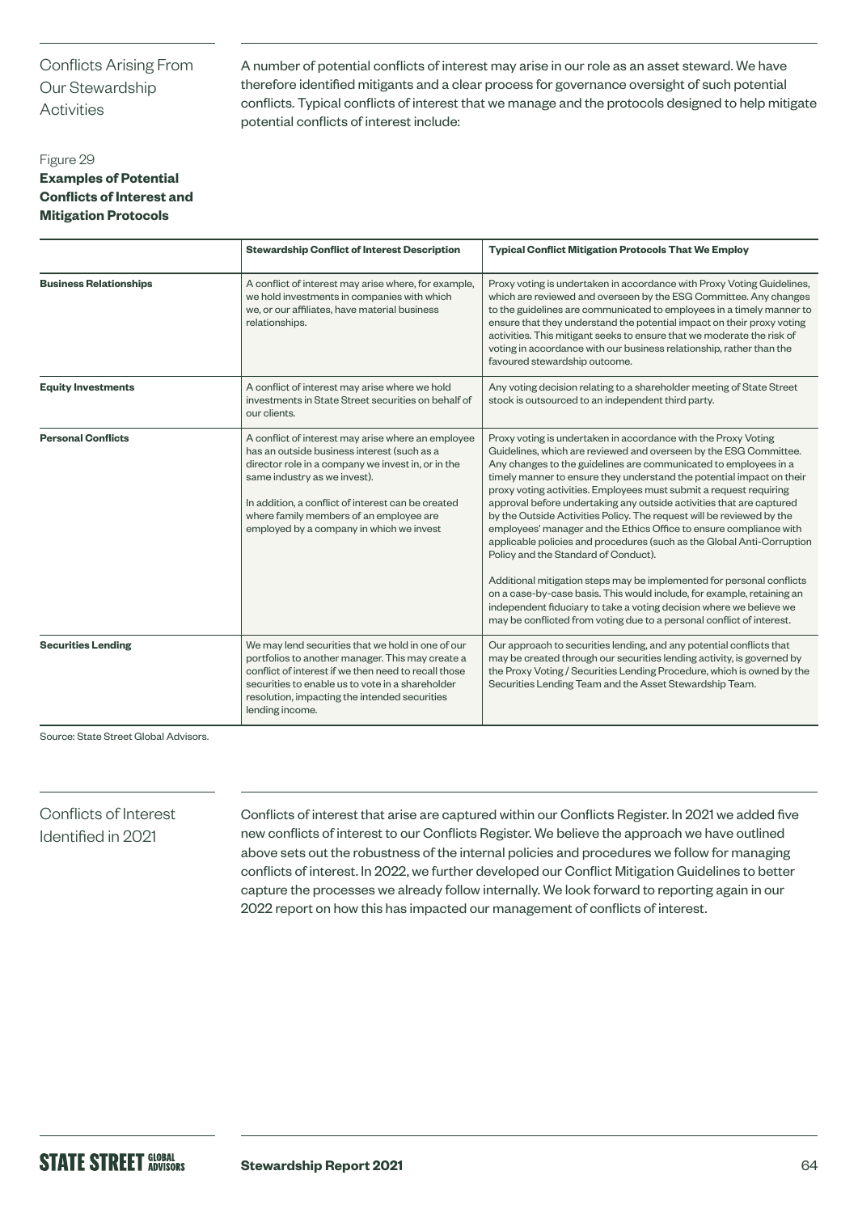## Conflicts Arising From Our Stewardship Activities

A number of potential conflicts of interest may arise in our role as an asset steward. We have therefore identified mitigants and a clear process for governance oversight of such potential conflicts. Typical conflicts of interest that we manage and the protocols designed to help mitigate potential conflicts of interest include:

Figure 29
**Examples of Potential Conflicts of Interest and Mitigation Protocols**

| | Stewardship Conflict of Interest Description | Typical Conflict Mitigation Protocols That We Employ |
|---|---|---|
| **Business Relationships** | A conflict of interest may arise where, for example, we hold investments in companies with which we, or our affiliates, have material business relationships. | Proxy voting is undertaken in accordance with Proxy Voting Guidelines, which are reviewed and overseen by the ESG Committee. Any changes to the guidelines are communicated to employees in a timely manner to ensure that they understand the potential impact on their proxy voting activities. This mitigant seeks to ensure that we moderate the risk of voting in accordance with our business relationship, rather than the favoured stewardship outcome. |
| **Equity Investments** | A conflict of interest may arise where we hold investments in State Street securities on behalf of our clients. | Any voting decision relating to a shareholder meeting of State Street stock is outsourced to an independent third party. |
| **Personal Conflicts** | A conflict of interest may arise where an employee has an outside business interest (such as a director role in a company we invest in, or in the same industry as we invest).<br><br>In addition, a conflict of interest can be created where family members of an employee are employed by a company in which we invest | Proxy voting is undertaken in accordance with the Proxy Voting Guidelines, which are reviewed and overseen by the ESG Committee. Any changes to the guidelines are communicated to employees in a timely manner to ensure they understand the potential impact on their proxy voting activities. Employees must submit a request requiring approval before undertaking any outside activities that are captured by the Outside Activities Policy. The request will be reviewed by the employees' manager and the Ethics Office to ensure compliance with applicable policies and procedures (such as the Global Anti-Corruption Policy and the Standard of Conduct).<br><br>Additional mitigation steps may be implemented for personal conflicts on a case-by-case basis. This would include, for example, retaining an independent fiduciary to take a voting decision where we believe we may be conflicted from voting due to a personal conflict of interest. |
| **Securities Lending** | We may lend securities that we hold in one of our portfolios to another manager. This may create a conflict of interest if we then need to recall those securities to enable us to vote in a shareholder resolution, impacting the intended securities lending income. | Our approach to securities lending, and any potential conflicts that may be created through our securities lending activity, is governed by the Proxy Voting / Securities Lending Procedure, which is owned by the Securities Lending Team and the Asset Stewardship Team. |

Source: State Street Global Advisors.

## Conflicts of Interest Identified in 2021

Conflicts of interest that arise are captured within our Conflicts Register. In 2021 we added five new conflicts of interest to our Conflicts Register. We believe the approach we have outlined above sets out the robustness of the internal policies and procedures we follow for managing conflicts of interest. In 2022, we further developed our Conflict Mitigation Guidelines to better capture the processes we already follow internally. We look forward to reporting again in our 2022 report on how this has impacted our management of conflicts of interest.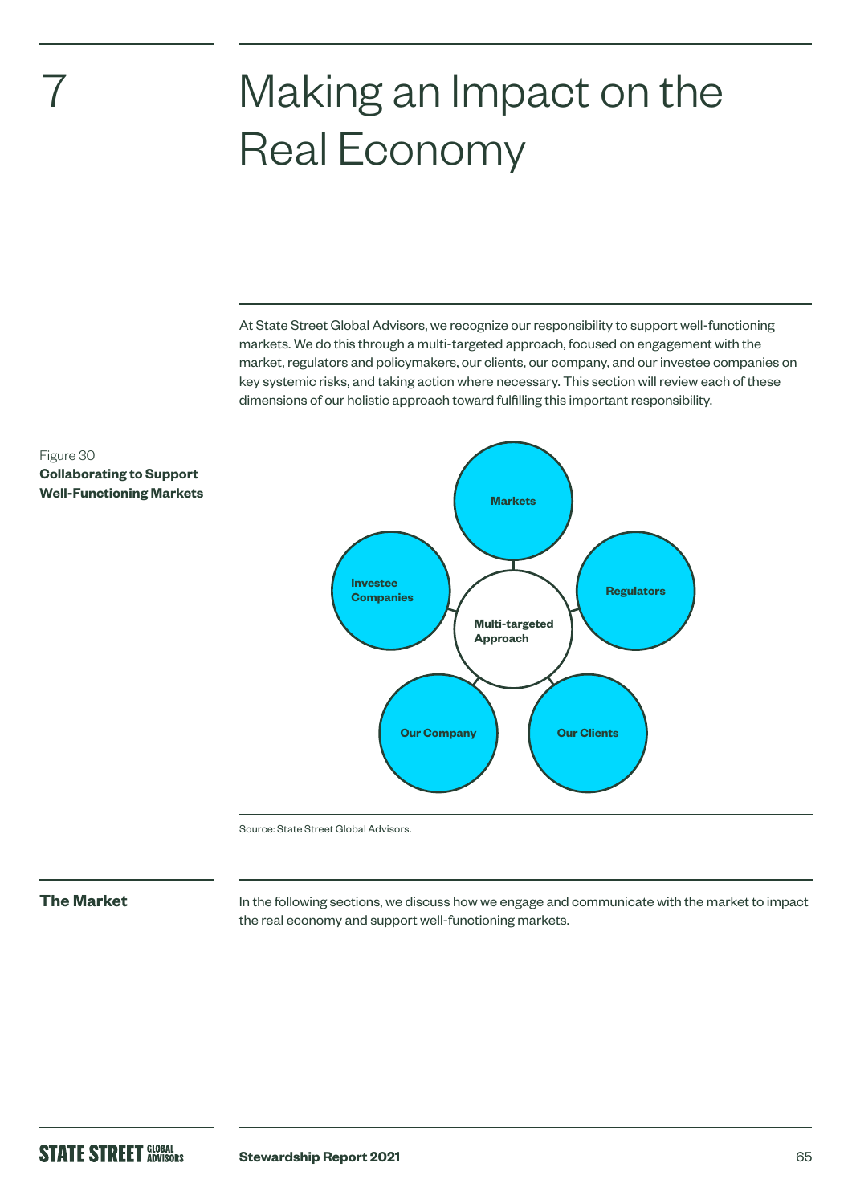# 7 Making an Impact on the Real Economy

At State Street Global Advisors, we recognize our responsibility to support well-functioning markets. We do this through a multi-targeted approach, focused on engagement with the market, regulators and policymakers, our clients, our company, and our investee companies on key systemic risks, and taking action where necessary. This section will review each of these dimensions of our holistic approach toward fulfilling this important responsibility.

Figure 30
**Collaborating to Support Well-Functioning Markets**

- **Multi-targeted Approach**
  - Markets
  - Regulators
  - Our Clients
  - Our Company
  - Investee Companies

Source: State Street Global Advisors.

## The Market

In the following sections, we discuss how we engage and communicate with the market to impact the real economy and support well-functioning markets.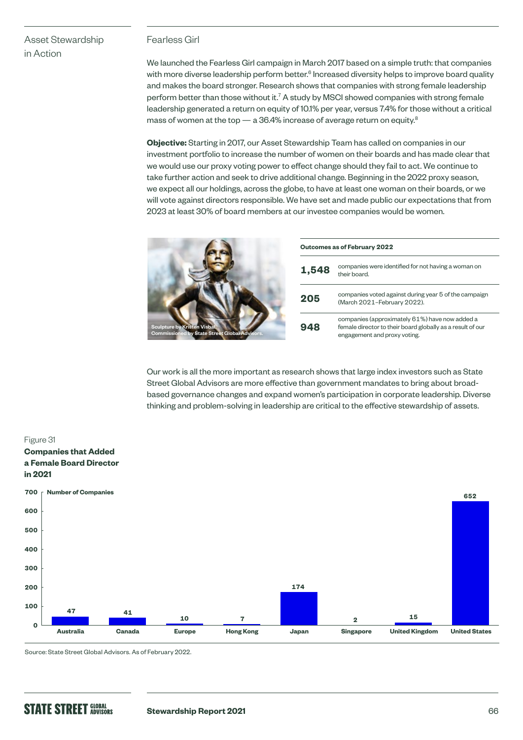## Asset Stewardship in Action

### Fearless Girl

We launched the Fearless Girl campaign in March 2017 based on a simple truth: that companies with more diverse leadership perform better.[6] Increased diversity helps to improve board quality and makes the board stronger. Research shows that companies with strong female leadership perform better than those without it.[7] A study by MSCI showed companies with strong female leadership generated a return on equity of 10.1% per year, versus 7.4% for those without a critical mass of women at the top — a 36.4% increase of average return on equity.[8]

**Objective:** Starting in 2017, our Asset Stewardship Team has called on companies in our investment portfolio to increase the number of women on their boards and has made clear that we would use our proxy voting power to effect change should they fail to act. We continue to take further action and seek to drive additional change. Beginning in the 2022 proxy season, we expect all our holdings, across the globe, to have at least one woman on their boards, or we will vote against directors responsible. We have set and made public our expectations that from 2023 at least 30% of board members at our investee companies would be women.

Sculpture by Kristen Visbal. Commissioned by State Street Global Advisors.

| Outcomes as of February 2022 | |
|---|---|
| **1,548** | companies were identified for not having a woman on their board. |
| **205** | companies voted against during year 5 of the campaign (March 2021–February 2022). |
| **948** | companies (approximately 61%) have now added a female director to their board globally as a result of our engagement and proxy voting. |

Our work is all the more important as research shows that large index investors such as State Street Global Advisors are more effective than government mandates to bring about broad-based governance changes and expand women's participation in corporate leadership. Diverse thinking and problem-solving in leadership are critical to the effective stewardship of assets.

Figure 31
**Companies that Added a Female Board Director in 2021**

| Country | Number of Companies |
|---|---|
| Australia | 47 |
| Canada | 41 |
| Europe | 10 |
| Hong Kong | 7 |
| Japan | 174 |
| Singapore | 2 |
| United Kingdom | 15 |
| United States | 652 |

Source: State Street Global Advisors. As of February 2022.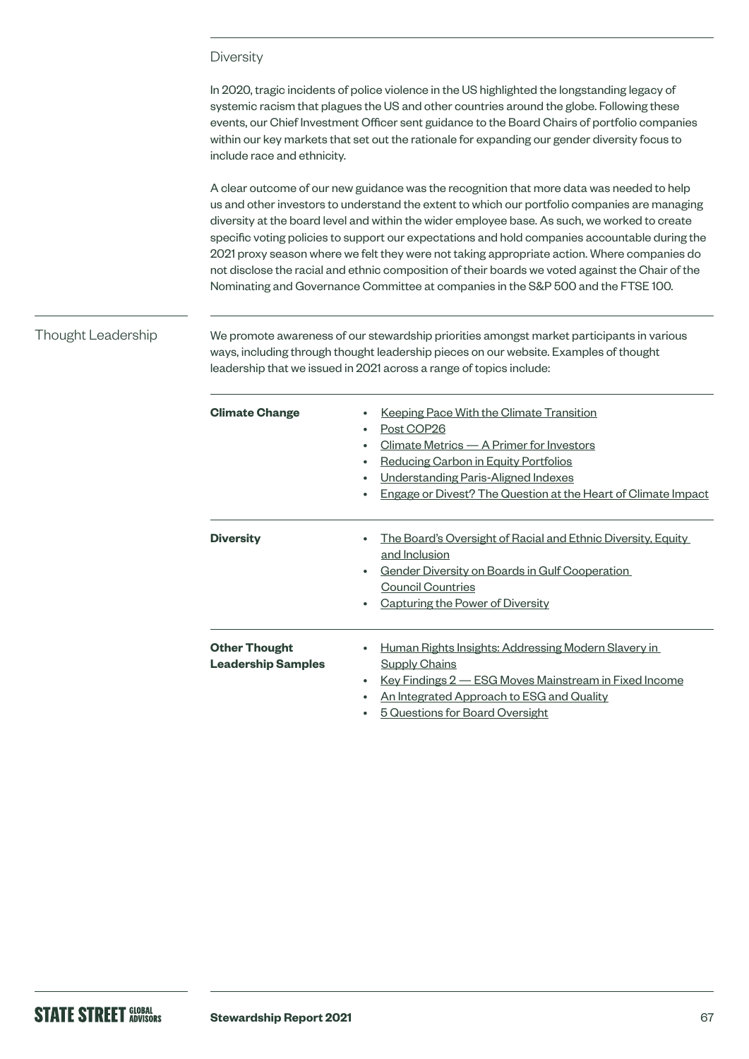### Diversity

In 2020, tragic incidents of police violence in the US highlighted the longstanding legacy of systemic racism that plagues the US and other countries around the globe. Following these events, our Chief Investment Officer sent guidance to the Board Chairs of portfolio companies within our key markets that set out the rationale for expanding our gender diversity focus to include race and ethnicity.

A clear outcome of our new guidance was the recognition that more data was needed to help us and other investors to understand the extent to which our portfolio companies are managing diversity at the board level and within the wider employee base. As such, we worked to create specific voting policies to support our expectations and hold companies accountable during the 2021 proxy season where we felt they were not taking appropriate action. Where companies do not disclose the racial and ethnic composition of their boards we voted against the Chair of the Nominating and Governance Committee at companies in the S&P 500 and the FTSE 100.

## Thought Leadership

We promote awareness of our stewardship priorities amongst market participants in various ways, including through thought leadership pieces on our website. Examples of thought leadership that we issued in 2021 across a range of topics include:

**Climate Change**

- Keeping Pace With the Climate Transition
- Post COP26
- Climate Metrics — A Primer for Investors
- Reducing Carbon in Equity Portfolios
- Understanding Paris-Aligned Indexes
- Engage or Divest? The Question at the Heart of Climate Impact

**Diversity**

- The Board's Oversight of Racial and Ethnic Diversity, Equity and Inclusion
- Gender Diversity on Boards in Gulf Cooperation Council Countries
- Capturing the Power of Diversity

**Other Thought Leadership Samples**

- Human Rights Insights: Addressing Modern Slavery in Supply Chains
- Key Findings 2 — ESG Moves Mainstream in Fixed Income
- An Integrated Approach to ESG and Quality
- 5 Questions for Board Oversight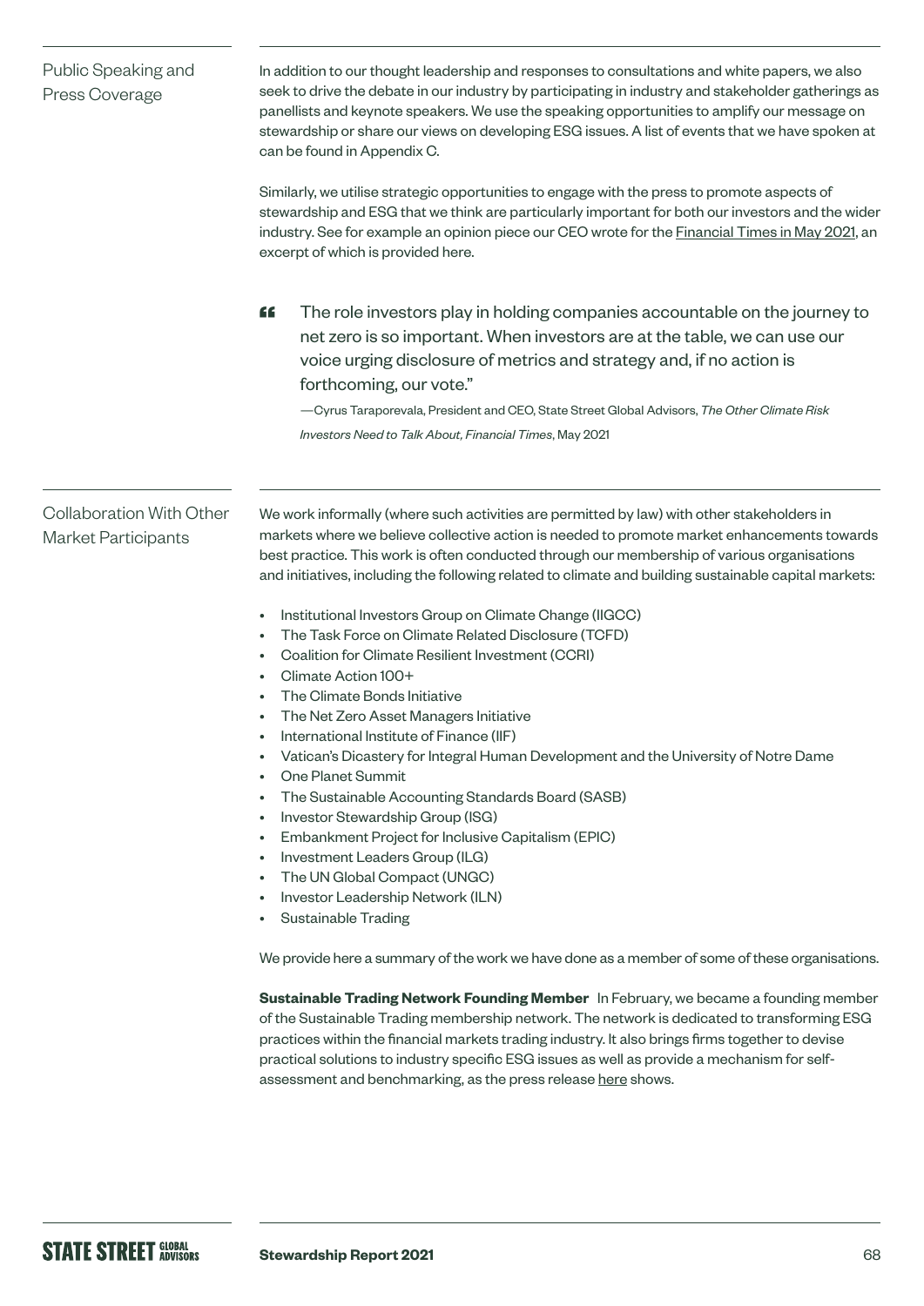## Public Speaking and Press Coverage

In addition to our thought leadership and responses to consultations and white papers, we also seek to drive the debate in our industry by participating in industry and stakeholder gatherings as panellists and keynote speakers. We use the speaking opportunities to amplify our message on stewardship or share our views on developing ESG issues. A list of events that we have spoken at can be found in Appendix C.

Similarly, we utilise strategic opportunities to engage with the press to promote aspects of stewardship and ESG that we think are particularly important for both our investors and the wider industry. See for example an opinion piece our CEO wrote for the Financial Times in May 2021, an excerpt of which is provided here.

> "The role investors play in holding companies accountable on the journey to net zero is so important. When investors are at the table, we can use our voice urging disclosure of metrics and strategy and, if no action is forthcoming, our vote."
>
> —Cyrus Taraporevala, President and CEO, State Street Global Advisors, *The Other Climate Risk Investors Need to Talk About, Financial Times*, May 2021

## Collaboration With Other Market Participants

We work informally (where such activities are permitted by law) with other stakeholders in markets where we believe collective action is needed to promote market enhancements towards best practice. This work is often conducted through our membership of various organisations and initiatives, including the following related to climate and building sustainable capital markets:

- Institutional Investors Group on Climate Change (IIGCC)
- The Task Force on Climate Related Disclosure (TCFD)
- Coalition for Climate Resilient Investment (CCRI)
- Climate Action 100+
- The Climate Bonds Initiative
- The Net Zero Asset Managers Initiative
- International Institute of Finance (IIF)
- Vatican's Dicastery for Integral Human Development and the University of Notre Dame
- One Planet Summit
- The Sustainable Accounting Standards Board (SASB)
- Investor Stewardship Group (ISG)
- Embankment Project for Inclusive Capitalism (EPIC)
- Investment Leaders Group (ILG)
- The UN Global Compact (UNGC)
- Investor Leadership Network (ILN)
- Sustainable Trading

We provide here a summary of the work we have done as a member of some of these organisations.

**Sustainable Trading Network Founding Member** In February, we became a founding member of the Sustainable Trading membership network. The network is dedicated to transforming ESG practices within the financial markets trading industry. It also brings firms together to devise practical solutions to industry specific ESG issues as well as provide a mechanism for self-assessment and benchmarking, as the press release here shows.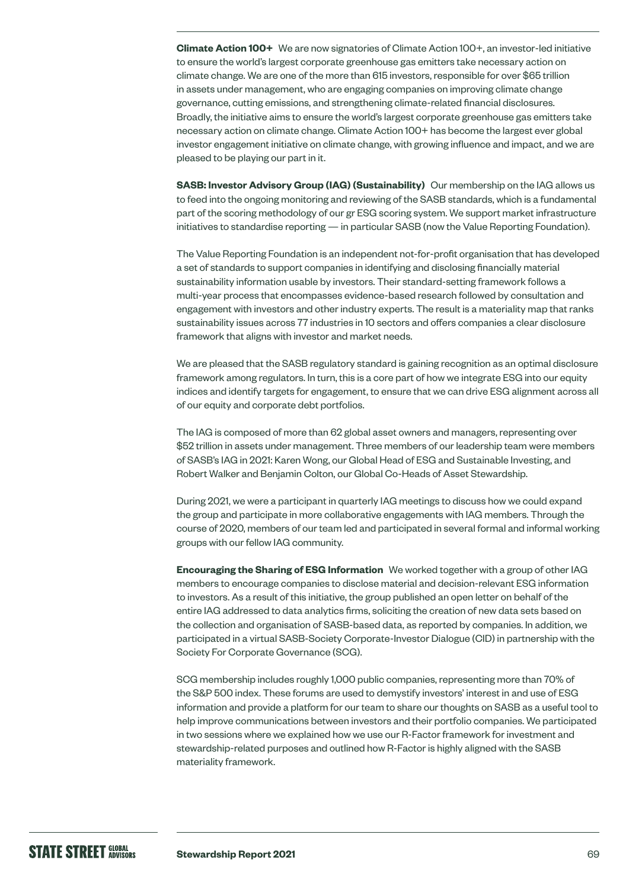**Climate Action 100+** We are now signatories of Climate Action 100+, an investor-led initiative to ensure the world's largest corporate greenhouse gas emitters take necessary action on climate change. We are one of the more than 615 investors, responsible for over $65 trillion in assets under management, who are engaging companies on improving climate change governance, cutting emissions, and strengthening climate-related financial disclosures. Broadly, the initiative aims to ensure the world's largest corporate greenhouse gas emitters take necessary action on climate change. Climate Action 100+ has become the largest ever global investor engagement initiative on climate change, with growing influence and impact, and we are pleased to be playing our part in it.

**SASB: Investor Advisory Group (IAG) (Sustainability)** Our membership on the IAG allows us to feed into the ongoing monitoring and reviewing of the SASB standards, which is a fundamental part of the scoring methodology of our gr ESG scoring system. We support market infrastructure initiatives to standardise reporting — in particular SASB (now the Value Reporting Foundation).

The Value Reporting Foundation is an independent not-for-profit organisation that has developed a set of standards to support companies in identifying and disclosing financially material sustainability information usable by investors. Their standard-setting framework follows a multi-year process that encompasses evidence-based research followed by consultation and engagement with investors and other industry experts. The result is a materiality map that ranks sustainability issues across 77 industries in 10 sectors and offers companies a clear disclosure framework that aligns with investor and market needs.

We are pleased that the SASB regulatory standard is gaining recognition as an optimal disclosure framework among regulators. In turn, this is a core part of how we integrate ESG into our equity indices and identify targets for engagement, to ensure that we can drive ESG alignment across all of our equity and corporate debt portfolios.

The IAG is composed of more than 62 global asset owners and managers, representing over $52 trillion in assets under management. Three members of our leadership team were members of SASB's IAG in 2021: Karen Wong, our Global Head of ESG and Sustainable Investing, and Robert Walker and Benjamin Colton, our Global Co-Heads of Asset Stewardship.

During 2021, we were a participant in quarterly IAG meetings to discuss how we could expand the group and participate in more collaborative engagements with IAG members. Through the course of 2020, members of our team led and participated in several formal and informal working groups with our fellow IAG community.

**Encouraging the Sharing of ESG Information** We worked together with a group of other IAG members to encourage companies to disclose material and decision-relevant ESG information to investors. As a result of this initiative, the group published an open letter on behalf of the entire IAG addressed to data analytics firms, soliciting the creation of new data sets based on the collection and organisation of SASB-based data, as reported by companies. In addition, we participated in a virtual SASB-Society Corporate-Investor Dialogue (CID) in partnership with the Society For Corporate Governance (SCG).

SCG membership includes roughly 1,000 public companies, representing more than 70% of the S&P 500 index. These forums are used to demystify investors' interest in and use of ESG information and provide a platform for our team to share our thoughts on SASB as a useful tool to help improve communications between investors and their portfolio companies. We participated in two sessions where we explained how we use our R-Factor framework for investment and stewardship-related purposes and outlined how R-Factor is highly aligned with the SASB materiality framework.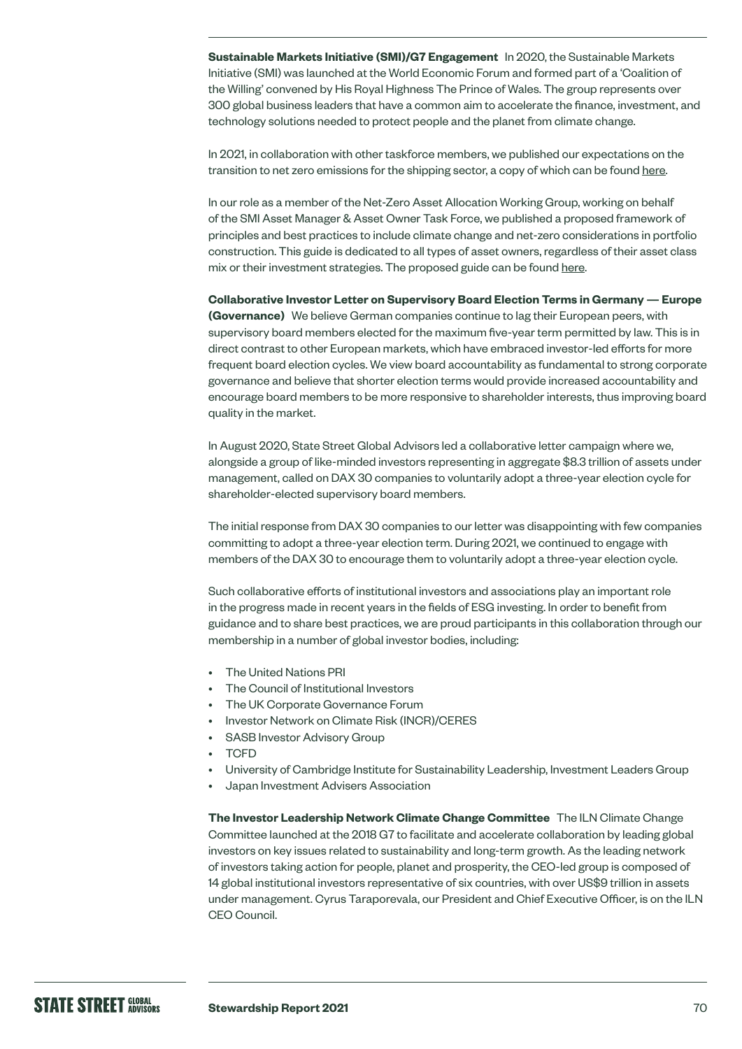**Sustainable Markets Initiative (SMI)/G7 Engagement** In 2020, the Sustainable Markets Initiative (SMI) was launched at the World Economic Forum and formed part of a 'Coalition of the Willing' convened by His Royal Highness The Prince of Wales. The group represents over 300 global business leaders that have a common aim to accelerate the finance, investment, and technology solutions needed to protect people and the planet from climate change.

In 2021, in collaboration with other taskforce members, we published our expectations on the transition to net zero emissions for the shipping sector, a copy of which can be found here.

In our role as a member of the Net-Zero Asset Allocation Working Group, working on behalf of the SMI Asset Manager & Asset Owner Task Force, we published a proposed framework of principles and best practices to include climate change and net-zero considerations in portfolio construction. This guide is dedicated to all types of asset owners, regardless of their asset class mix or their investment strategies. The proposed guide can be found here.

**Collaborative Investor Letter on Supervisory Board Election Terms in Germany — Europe (Governance)** We believe German companies continue to lag their European peers, with supervisory board members elected for the maximum five-year term permitted by law. This is in direct contrast to other European markets, which have embraced investor-led efforts for more frequent board election cycles. We view board accountability as fundamental to strong corporate governance and believe that shorter election terms would provide increased accountability and encourage board members to be more responsive to shareholder interests, thus improving board quality in the market.

In August 2020, State Street Global Advisors led a collaborative letter campaign where we, alongside a group of like-minded investors representing in aggregate $8.3 trillion of assets under management, called on DAX 30 companies to voluntarily adopt a three-year election cycle for shareholder-elected supervisory board members.

The initial response from DAX 30 companies to our letter was disappointing with few companies committing to adopt a three-year election term. During 2021, we continued to engage with members of the DAX 30 to encourage them to voluntarily adopt a three-year election cycle.

Such collaborative efforts of institutional investors and associations play an important role in the progress made in recent years in the fields of ESG investing. In order to benefit from guidance and to share best practices, we are proud participants in this collaboration through our membership in a number of global investor bodies, including:

- The United Nations PRI
- The Council of Institutional Investors
- The UK Corporate Governance Forum
- Investor Network on Climate Risk (INCR)/CERES
- SASB Investor Advisory Group
- TCFD
- University of Cambridge Institute for Sustainability Leadership, Investment Leaders Group
- Japan Investment Advisers Association

**The Investor Leadership Network Climate Change Committee** The ILN Climate Change Committee launched at the 2018 G7 to facilitate and accelerate collaboration by leading global investors on key issues related to sustainability and long-term growth. As the leading network of investors taking action for people, planet and prosperity, the CEO-led group is composed of 14 global institutional investors representative of six countries, with over US$9 trillion in assets under management. Cyrus Taraporevala, our President and Chief Executive Officer, is on the ILN CEO Council.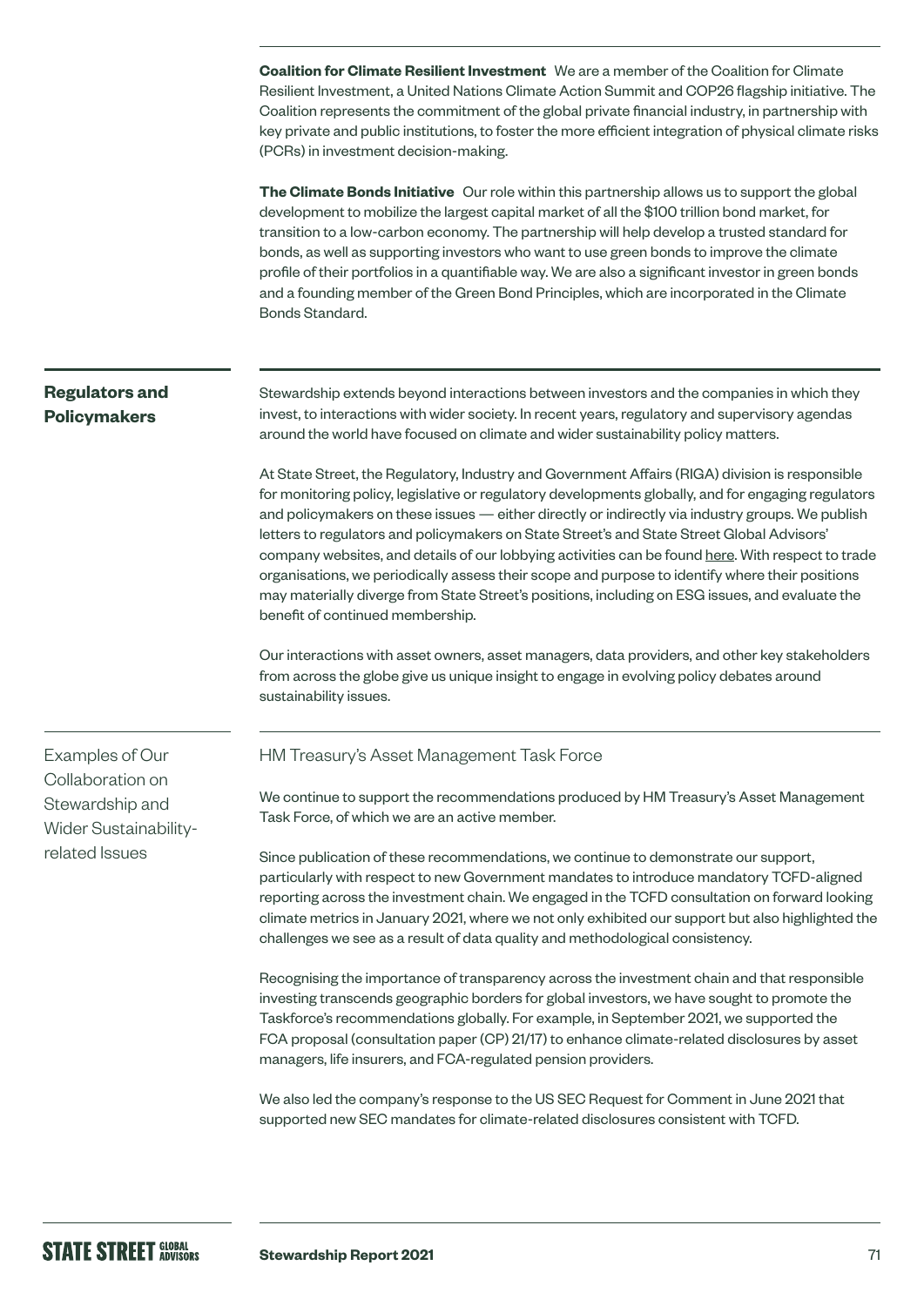**Coalition for Climate Resilient Investment** We are a member of the Coalition for Climate Resilient Investment, a United Nations Climate Action Summit and COP26 flagship initiative. The Coalition represents the commitment of the global private financial industry, in partnership with key private and public institutions, to foster the more efficient integration of physical climate risks (PCRs) in investment decision-making.

**The Climate Bonds Initiative** Our role within this partnership allows us to support the global development to mobilize the largest capital market of all the $100 trillion bond market, for transition to a low-carbon economy. The partnership will help develop a trusted standard for bonds, as well as supporting investors who want to use green bonds to improve the climate profile of their portfolios in a quantifiable way. We are also a significant investor in green bonds and a founding member of the Green Bond Principles, which are incorporated in the Climate Bonds Standard.

## Regulators and Policymakers

Stewardship extends beyond interactions between investors and the companies in which they invest, to interactions with wider society. In recent years, regulatory and supervisory agendas around the world have focused on climate and wider sustainability policy matters.

At State Street, the Regulatory, Industry and Government Affairs (RIGA) division is responsible for monitoring policy, legislative or regulatory developments globally, and for engaging regulators and policymakers on these issues — either directly or indirectly via industry groups. We publish letters to regulators and policymakers on State Street's and State Street Global Advisors' company websites, and details of our lobbying activities can be found here. With respect to trade organisations, we periodically assess their scope and purpose to identify where their positions may materially diverge from State Street's positions, including on ESG issues, and evaluate the benefit of continued membership.

Our interactions with asset owners, asset managers, data providers, and other key stakeholders from across the globe give us unique insight to engage in evolving policy debates around sustainability issues.

## Examples of Our Collaboration on Stewardship and Wider Sustainability-related Issues

### HM Treasury's Asset Management Task Force

We continue to support the recommendations produced by HM Treasury's Asset Management Task Force, of which we are an active member.

Since publication of these recommendations, we continue to demonstrate our support, particularly with respect to new Government mandates to introduce mandatory TCFD-aligned reporting across the investment chain. We engaged in the TCFD consultation on forward looking climate metrics in January 2021, where we not only exhibited our support but also highlighted the challenges we see as a result of data quality and methodological consistency.

Recognising the importance of transparency across the investment chain and that responsible investing transcends geographic borders for global investors, we have sought to promote the Taskforce's recommendations globally. For example, in September 2021, we supported the FCA proposal (consultation paper (CP) 21/17) to enhance climate-related disclosures by asset managers, life insurers, and FCA-regulated pension providers.

We also led the company's response to the US SEC Request for Comment in June 2021 that supported new SEC mandates for climate-related disclosures consistent with TCFD.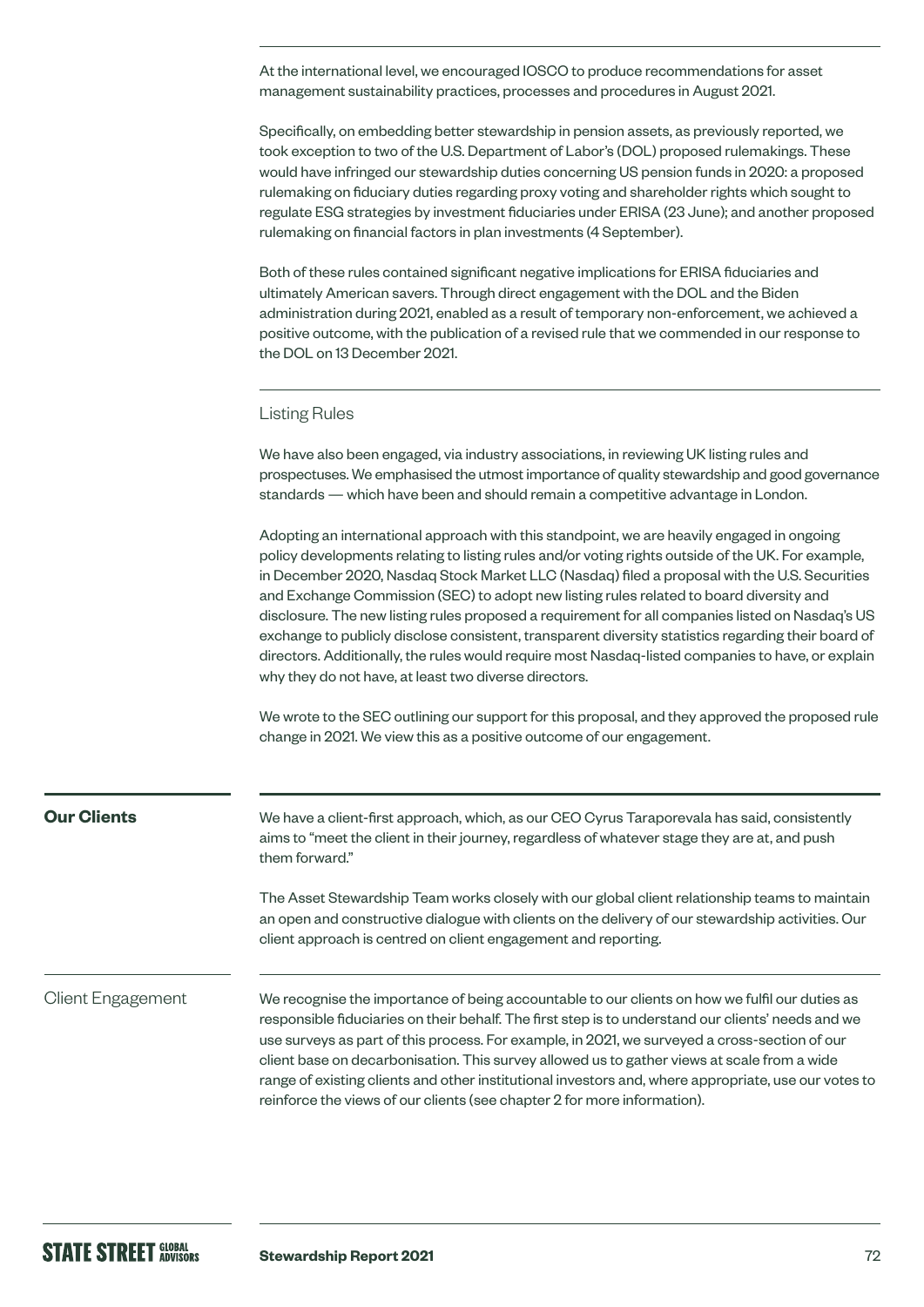At the international level, we encouraged IOSCO to produce recommendations for asset management sustainability practices, processes and procedures in August 2021.

Specifically, on embedding better stewardship in pension assets, as previously reported, we took exception to two of the U.S. Department of Labor's (DOL) proposed rulemakings. These would have infringed our stewardship duties concerning US pension funds in 2020: a proposed rulemaking on fiduciary duties regarding proxy voting and shareholder rights which sought to regulate ESG strategies by investment fiduciaries under ERISA (23 June); and another proposed rulemaking on financial factors in plan investments (4 September).

Both of these rules contained significant negative implications for ERISA fiduciaries and ultimately American savers. Through direct engagement with the DOL and the Biden administration during 2021, enabled as a result of temporary non-enforcement, we achieved a positive outcome, with the publication of a revised rule that we commended in our response to the DOL on 13 December 2021.

### Listing Rules

We have also been engaged, via industry associations, in reviewing UK listing rules and prospectuses. We emphasised the utmost importance of quality stewardship and good governance standards — which have been and should remain a competitive advantage in London.

Adopting an international approach with this standpoint, we are heavily engaged in ongoing policy developments relating to listing rules and/or voting rights outside of the UK. For example, in December 2020, Nasdaq Stock Market LLC (Nasdaq) filed a proposal with the U.S. Securities and Exchange Commission (SEC) to adopt new listing rules related to board diversity and disclosure. The new listing rules proposed a requirement for all companies listed on Nasdaq's US exchange to publicly disclose consistent, transparent diversity statistics regarding their board of directors. Additionally, the rules would require most Nasdaq-listed companies to have, or explain why they do not have, at least two diverse directors.

We wrote to the SEC outlining our support for this proposal, and they approved the proposed rule change in 2021. We view this as a positive outcome of our engagement.

## Our Clients

We have a client-first approach, which, as our CEO Cyrus Taraporevala has said, consistently aims to "meet the client in their journey, regardless of whatever stage they are at, and push them forward."

The Asset Stewardship Team works closely with our global client relationship teams to maintain an open and constructive dialogue with clients on the delivery of our stewardship activities. Our client approach is centred on client engagement and reporting.

### Client Engagement

We recognise the importance of being accountable to our clients on how we fulfil our duties as responsible fiduciaries on their behalf. The first step is to understand our clients' needs and we use surveys as part of this process. For example, in 2021, we surveyed a cross-section of our client base on decarbonisation. This survey allowed us to gather views at scale from a wide range of existing clients and other institutional investors and, where appropriate, use our votes to reinforce the views of our clients (see chapter 2 for more information).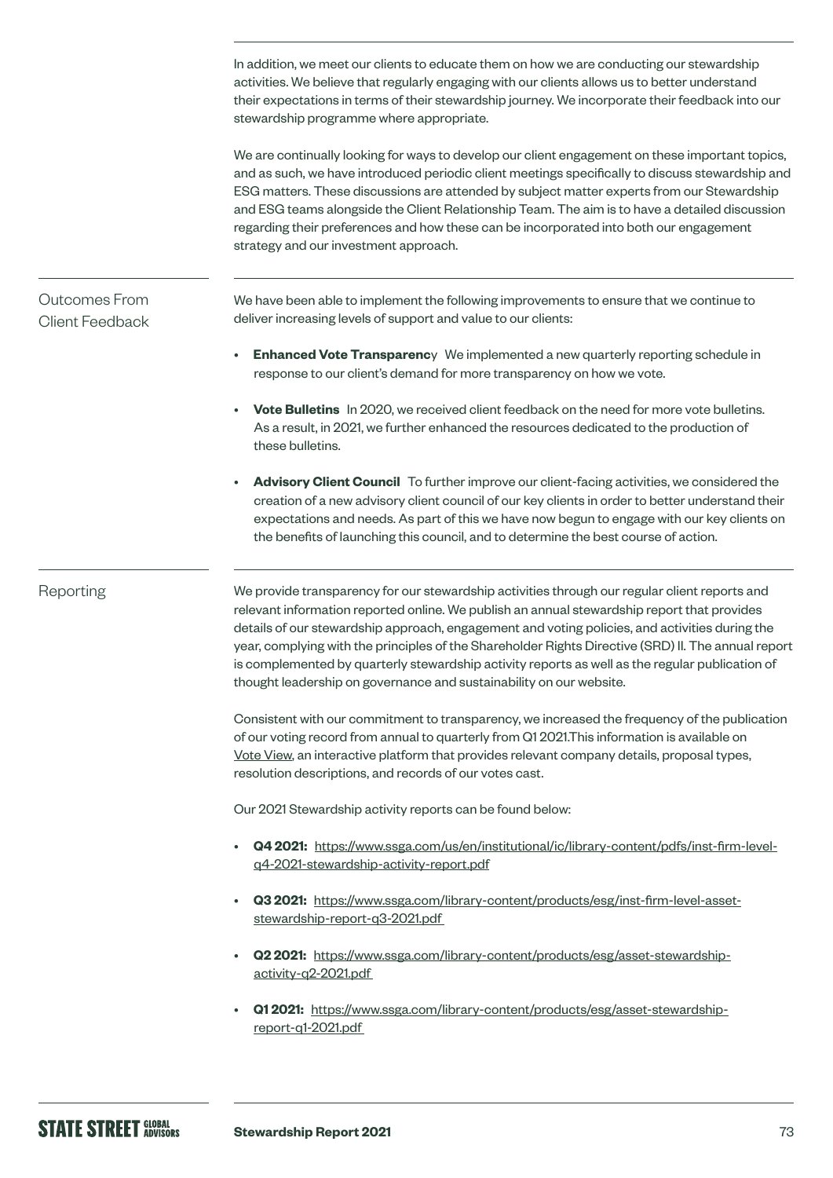In addition, we meet our clients to educate them on how we are conducting our stewardship activities. We believe that regularly engaging with our clients allows us to better understand their expectations in terms of their stewardship journey. We incorporate their feedback into our stewardship programme where appropriate.

We are continually looking for ways to develop our client engagement on these important topics, and as such, we have introduced periodic client meetings specifically to discuss stewardship and ESG matters. These discussions are attended by subject matter experts from our Stewardship and ESG teams alongside the Client Relationship Team. The aim is to have a detailed discussion regarding their preferences and how these can be incorporated into both our engagement strategy and our investment approach.

## Outcomes From Client Feedback

We have been able to implement the following improvements to ensure that we continue to deliver increasing levels of support and value to our clients:

- **Enhanced Vote Transparenc**y We implemented a new quarterly reporting schedule in response to our client's demand for more transparency on how we vote.
- **Vote Bulletins** In 2020, we received client feedback on the need for more vote bulletins. As a result, in 2021, we further enhanced the resources dedicated to the production of these bulletins.
- **Advisory Client Council** To further improve our client-facing activities, we considered the creation of a new advisory client council of our key clients in order to better understand their expectations and needs. As part of this we have now begun to engage with our key clients on the benefits of launching this council, and to determine the best course of action.

## Reporting

We provide transparency for our stewardship activities through our regular client reports and relevant information reported online. We publish an annual stewardship report that provides details of our stewardship approach, engagement and voting policies, and activities during the year, complying with the principles of the Shareholder Rights Directive (SRD) II. The annual report is complemented by quarterly stewardship activity reports as well as the regular publication of thought leadership on governance and sustainability on our website.

Consistent with our commitment to transparency, we increased the frequency of the publication of our voting record from annual to quarterly from Q1 2021.This information is available on Vote View, an interactive platform that provides relevant company details, proposal types, resolution descriptions, and records of our votes cast.

Our 2021 Stewardship activity reports can be found below:

- **Q4 2021:** https://www.ssga.com/us/en/institutional/ic/library-content/pdfs/inst-firm-level-q4-2021-stewardship-activity-report.pdf
- **Q3 2021:** https://www.ssga.com/library-content/products/esg/inst-firm-level-asset-stewardship-report-q3-2021.pdf
- **Q2 2021:** https://www.ssga.com/library-content/products/esg/asset-stewardship-activity-q2-2021.pdf
- **Q1 2021:** https://www.ssga.com/library-content/products/esg/asset-stewardship-report-q1-2021.pdf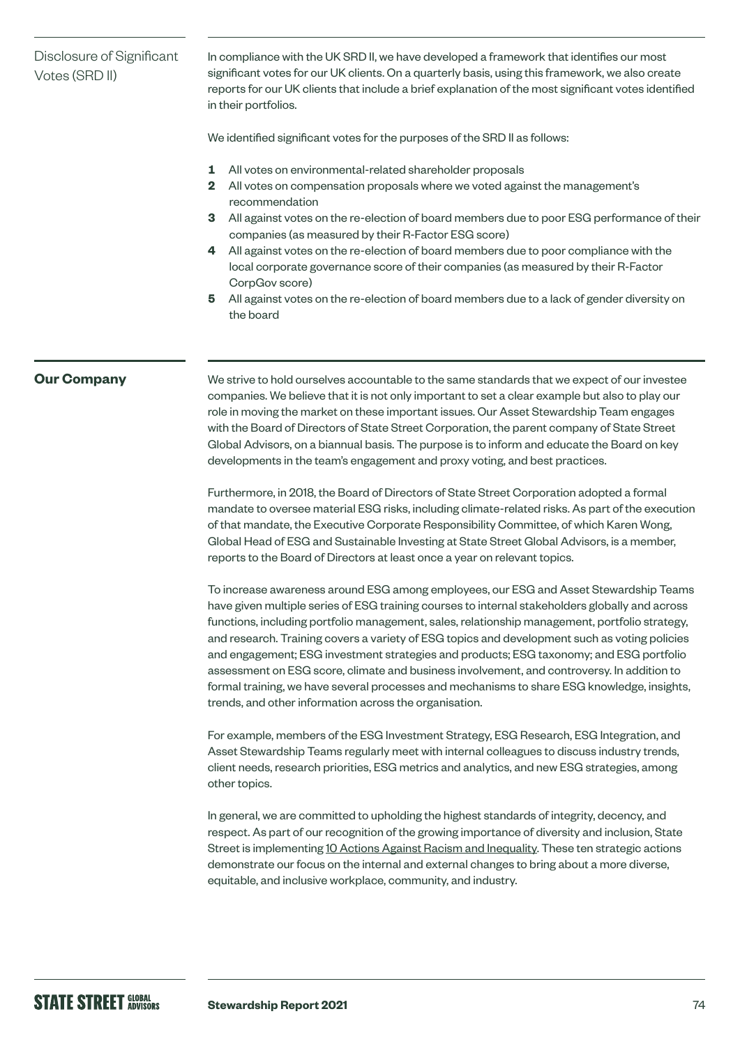## Disclosure of Significant Votes (SRD II)

In compliance with the UK SRD II, we have developed a framework that identifies our most significant votes for our UK clients. On a quarterly basis, using this framework, we also create reports for our UK clients that include a brief explanation of the most significant votes identified in their portfolios.

We identified significant votes for the purposes of the SRD II as follows:

1. All votes on environmental-related shareholder proposals
2. All votes on compensation proposals where we voted against the management's recommendation
3. All against votes on the re-election of board members due to poor ESG performance of their companies (as measured by their R-Factor ESG score)
4. All against votes on the re-election of board members due to poor compliance with the local corporate governance score of their companies (as measured by their R-Factor CorpGov score)
5. All against votes on the re-election of board members due to a lack of gender diversity on the board

## Our Company

We strive to hold ourselves accountable to the same standards that we expect of our investee companies. We believe that it is not only important to set a clear example but also to play our role in moving the market on these important issues. Our Asset Stewardship Team engages with the Board of Directors of State Street Corporation, the parent company of State Street Global Advisors, on a biannual basis. The purpose is to inform and educate the Board on key developments in the team's engagement and proxy voting, and best practices.

Furthermore, in 2018, the Board of Directors of State Street Corporation adopted a formal mandate to oversee material ESG risks, including climate-related risks. As part of the execution of that mandate, the Executive Corporate Responsibility Committee, of which Karen Wong, Global Head of ESG and Sustainable Investing at State Street Global Advisors, is a member, reports to the Board of Directors at least once a year on relevant topics.

To increase awareness around ESG among employees, our ESG and Asset Stewardship Teams have given multiple series of ESG training courses to internal stakeholders globally and across functions, including portfolio management, sales, relationship management, portfolio strategy, and research. Training covers a variety of ESG topics and development such as voting policies and engagement; ESG investment strategies and products; ESG taxonomy; and ESG portfolio assessment on ESG score, climate and business involvement, and controversy. In addition to formal training, we have several processes and mechanisms to share ESG knowledge, insights, trends, and other information across the organisation.

For example, members of the ESG Investment Strategy, ESG Research, ESG Integration, and Asset Stewardship Teams regularly meet with internal colleagues to discuss industry trends, client needs, research priorities, ESG metrics and analytics, and new ESG strategies, among other topics.

In general, we are committed to upholding the highest standards of integrity, decency, and respect. As part of our recognition of the growing importance of diversity and inclusion, State Street is implementing 10 Actions Against Racism and Inequality. These ten strategic actions demonstrate our focus on the internal and external changes to bring about a more diverse, equitable, and inclusive workplace, community, and industry.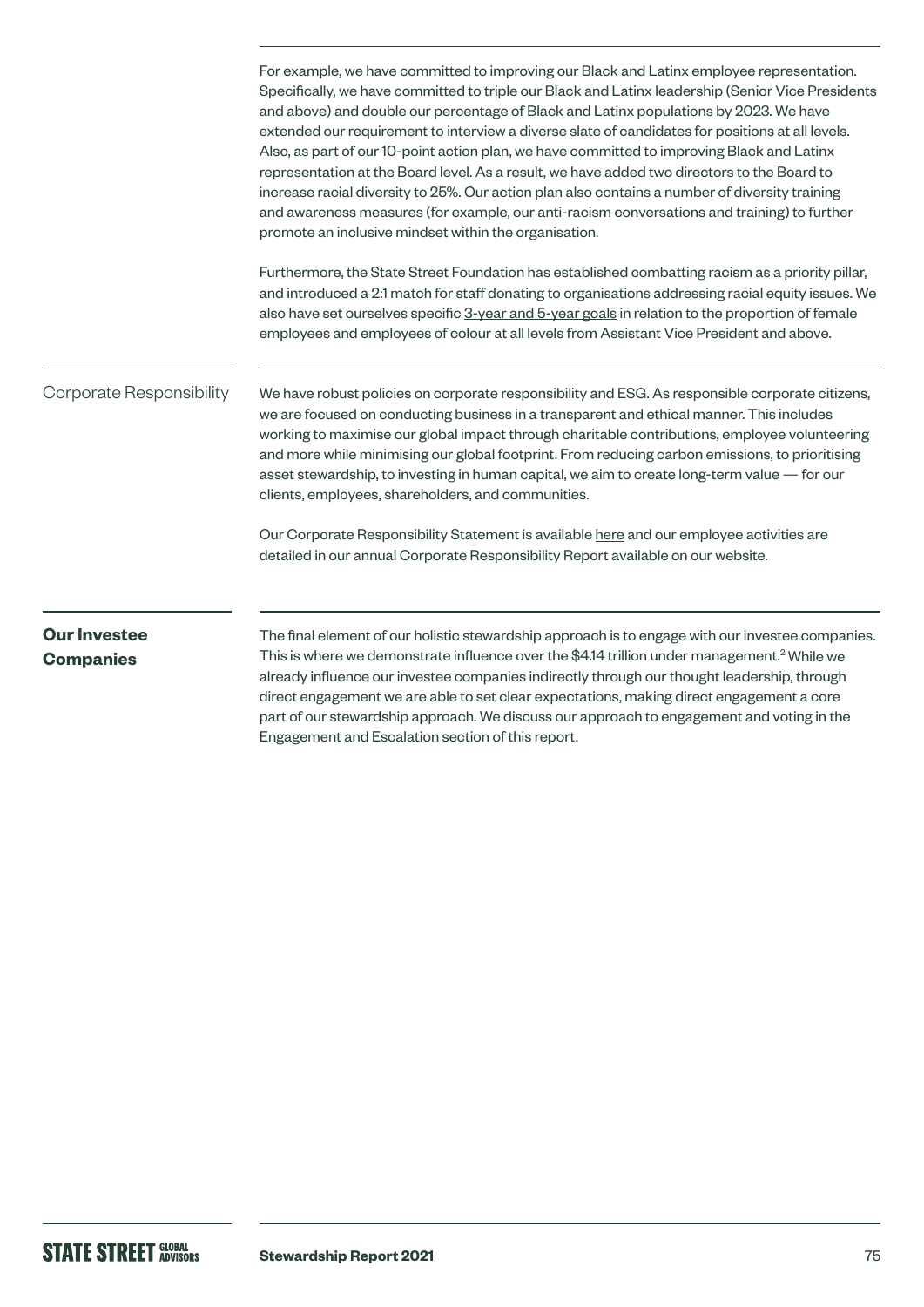For example, we have committed to improving our Black and Latinx employee representation. Specifically, we have committed to triple our Black and Latinx leadership (Senior Vice Presidents and above) and double our percentage of Black and Latinx populations by 2023. We have extended our requirement to interview a diverse slate of candidates for positions at all levels. Also, as part of our 10-point action plan, we have committed to improving Black and Latinx representation at the Board level. As a result, we have added two directors to the Board to increase racial diversity to 25%. Our action plan also contains a number of diversity training and awareness measures (for example, our anti-racism conversations and training) to further promote an inclusive mindset within the organisation.

Furthermore, the State Street Foundation has established combatting racism as a priority pillar, and introduced a 2:1 match for staff donating to organisations addressing racial equity issues. We also have set ourselves specific 3-year and 5-year goals in relation to the proportion of female employees and employees of colour at all levels from Assistant Vice President and above.

### Corporate Responsibility

We have robust policies on corporate responsibility and ESG. As responsible corporate citizens, we are focused on conducting business in a transparent and ethical manner. This includes working to maximise our global impact through charitable contributions, employee volunteering and more while minimising our global footprint. From reducing carbon emissions, to prioritising asset stewardship, to investing in human capital, we aim to create long-term value — for our clients, employees, shareholders, and communities.

Our Corporate Responsibility Statement is available here and our employee activities are detailed in our annual Corporate Responsibility Report available on our website.

## Our Investee Companies

The final element of our holistic stewardship approach is to engage with our investee companies. This is where we demonstrate influence over the $4.14 trillion under management.[2] While we already influence our investee companies indirectly through our thought leadership, through direct engagement we are able to set clear expectations, making direct engagement a core part of our stewardship approach. We discuss our approach to engagement and voting in the Engagement and Escalation section of this report.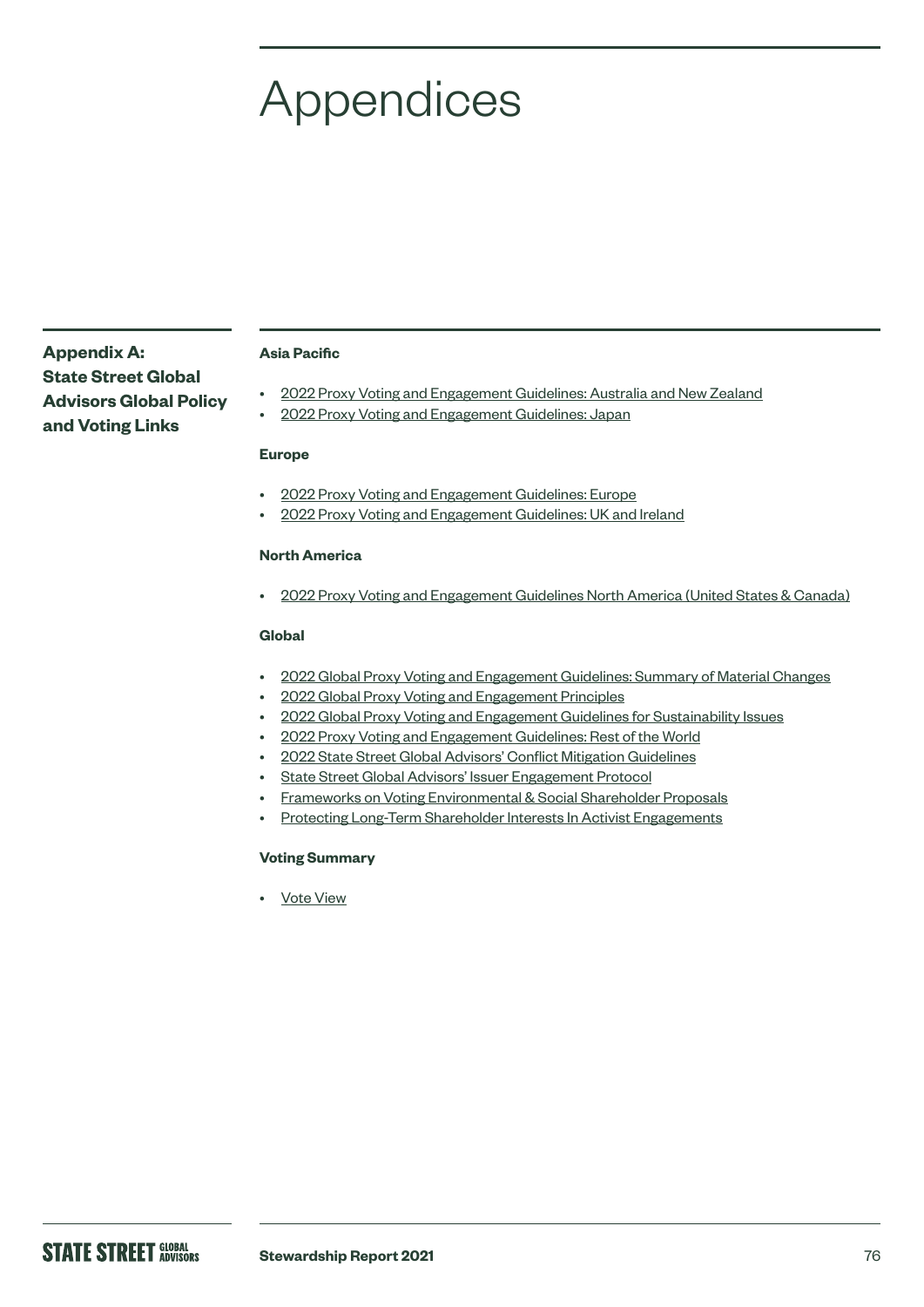# Appendices

## Appendix A: State Street Global Advisors Global Policy and Voting Links

**Asia Pacific**

- 2022 Proxy Voting and Engagement Guidelines: Australia and New Zealand
- 2022 Proxy Voting and Engagement Guidelines: Japan

**Europe**

- 2022 Proxy Voting and Engagement Guidelines: Europe
- 2022 Proxy Voting and Engagement Guidelines: UK and Ireland

**North America**

- 2022 Proxy Voting and Engagement Guidelines North America (United States & Canada)

**Global**

- 2022 Global Proxy Voting and Engagement Guidelines: Summary of Material Changes
- 2022 Global Proxy Voting and Engagement Principles
- 2022 Global Proxy Voting and Engagement Guidelines for Sustainability Issues
- 2022 Proxy Voting and Engagement Guidelines: Rest of the World
- 2022 State Street Global Advisors' Conflict Mitigation Guidelines
- State Street Global Advisors' Issuer Engagement Protocol
- Frameworks on Voting Environmental & Social Shareholder Proposals
- Protecting Long-Term Shareholder Interests In Activist Engagements

**Voting Summary**

- Vote View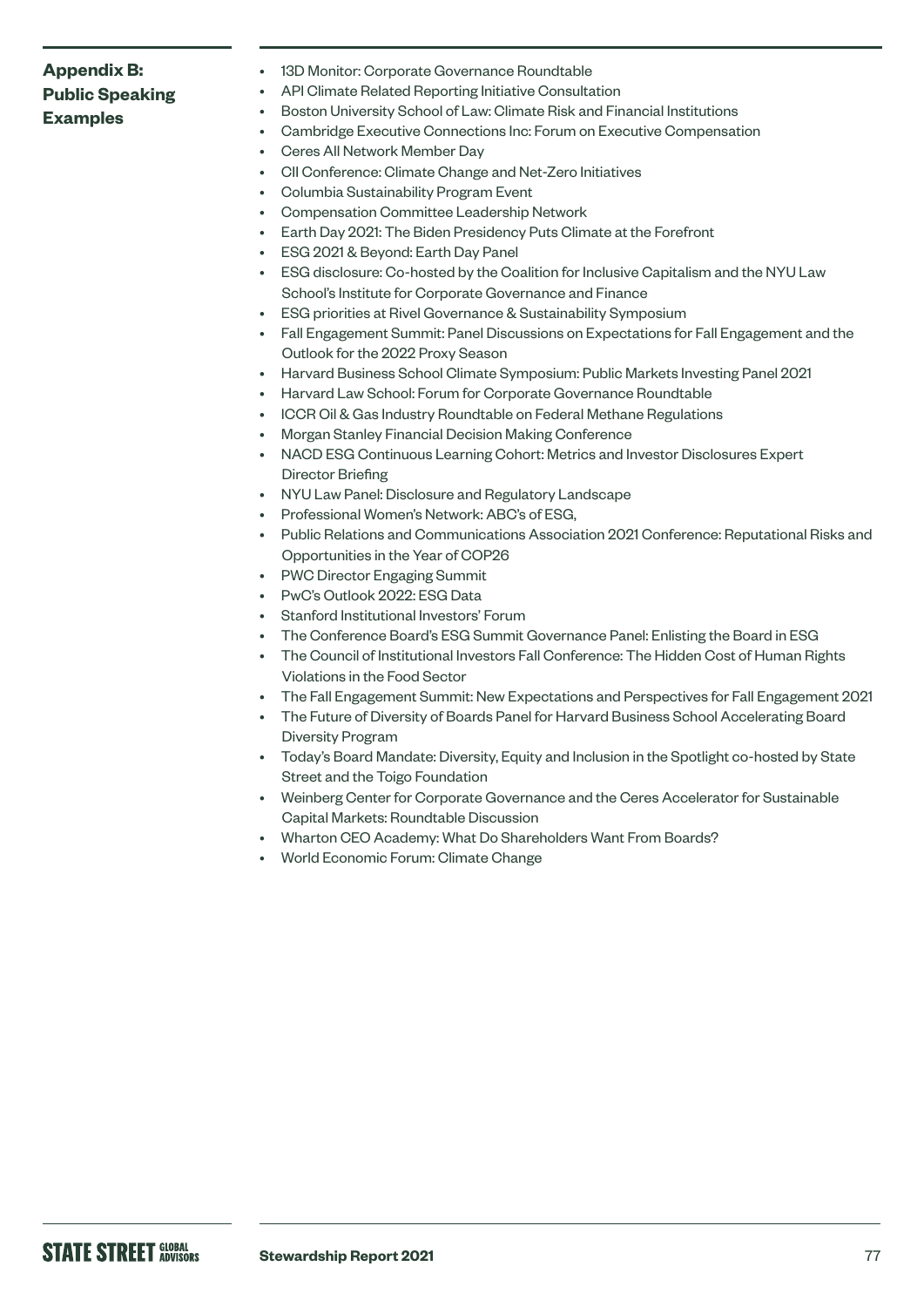## Appendix B: Public Speaking Examples

- 13D Monitor: Corporate Governance Roundtable
- API Climate Related Reporting Initiative Consultation
- Boston University School of Law: Climate Risk and Financial Institutions
- Cambridge Executive Connections Inc: Forum on Executive Compensation
- Ceres All Network Member Day
- CII Conference: Climate Change and Net-Zero Initiatives
- Columbia Sustainability Program Event
- Compensation Committee Leadership Network
- Earth Day 2021: The Biden Presidency Puts Climate at the Forefront
- ESG 2021 & Beyond: Earth Day Panel
- ESG disclosure: Co-hosted by the Coalition for Inclusive Capitalism and the NYU Law School's Institute for Corporate Governance and Finance
- ESG priorities at Rivel Governance & Sustainability Symposium
- Fall Engagement Summit: Panel Discussions on Expectations for Fall Engagement and the Outlook for the 2022 Proxy Season
- Harvard Business School Climate Symposium: Public Markets Investing Panel 2021
- Harvard Law School: Forum for Corporate Governance Roundtable
- ICCR Oil & Gas Industry Roundtable on Federal Methane Regulations
- Morgan Stanley Financial Decision Making Conference
- NACD ESG Continuous Learning Cohort: Metrics and Investor Disclosures Expert Director Briefing
- NYU Law Panel: Disclosure and Regulatory Landscape
- Professional Women's Network: ABC's of ESG,
- Public Relations and Communications Association 2021 Conference: Reputational Risks and Opportunities in the Year of COP26
- PWC Director Engaging Summit
- PwC's Outlook 2022: ESG Data
- Stanford Institutional Investors' Forum
- The Conference Board's ESG Summit Governance Panel: Enlisting the Board in ESG
- The Council of Institutional Investors Fall Conference: The Hidden Cost of Human Rights Violations in the Food Sector
- The Fall Engagement Summit: New Expectations and Perspectives for Fall Engagement 2021
- The Future of Diversity of Boards Panel for Harvard Business School Accelerating Board Diversity Program
- Today's Board Mandate: Diversity, Equity and Inclusion in the Spotlight co-hosted by State Street and the Toigo Foundation
- Weinberg Center for Corporate Governance and the Ceres Accelerator for Sustainable Capital Markets: Roundtable Discussion
- Wharton CEO Academy: What Do Shareholders Want From Boards?
- World Economic Forum: Climate Change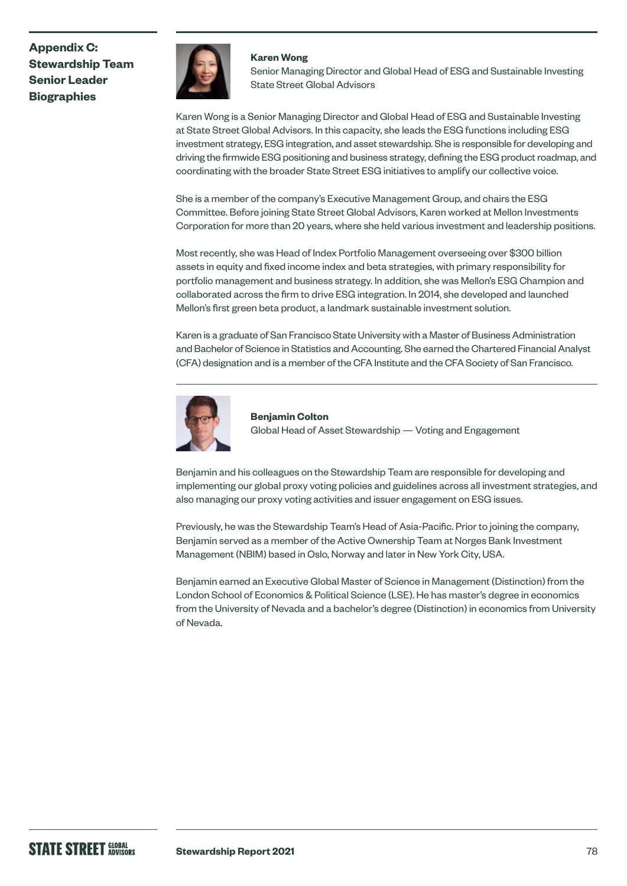## Appendix C: Stewardship Team Senior Leader Biographies

**Karen Wong**
Senior Managing Director and Global Head of ESG and Sustainable Investing
State Street Global Advisors

Karen Wong is a Senior Managing Director and Global Head of ESG and Sustainable Investing at State Street Global Advisors. In this capacity, she leads the ESG functions including ESG investment strategy, ESG integration, and asset stewardship. She is responsible for developing and driving the firmwide ESG positioning and business strategy, defining the ESG product roadmap, and coordinating with the broader State Street ESG initiatives to amplify our collective voice.

She is a member of the company's Executive Management Group, and chairs the ESG Committee. Before joining State Street Global Advisors, Karen worked at Mellon Investments Corporation for more than 20 years, where she held various investment and leadership positions.

Most recently, she was Head of Index Portfolio Management overseeing over $300 billion assets in equity and fixed income index and beta strategies, with primary responsibility for portfolio management and business strategy. In addition, she was Mellon's ESG Champion and collaborated across the firm to drive ESG integration. In 2014, she developed and launched Mellon's first green beta product, a landmark sustainable investment solution.

Karen is a graduate of San Francisco State University with a Master of Business Administration and Bachelor of Science in Statistics and Accounting. She earned the Chartered Financial Analyst (CFA) designation and is a member of the CFA Institute and the CFA Society of San Francisco.

---

**Benjamin Colton**
Global Head of Asset Stewardship — Voting and Engagement

Benjamin and his colleagues on the Stewardship Team are responsible for developing and implementing our global proxy voting policies and guidelines across all investment strategies, and also managing our proxy voting activities and issuer engagement on ESG issues.

Previously, he was the Stewardship Team's Head of Asia-Pacific. Prior to joining the company, Benjamin served as a member of the Active Ownership Team at Norges Bank Investment Management (NBIM) based in Oslo, Norway and later in New York City, USA.

Benjamin earned an Executive Global Master of Science in Management (Distinction) from the London School of Economics & Political Science (LSE). He has master's degree in economics from the University of Nevada and a bachelor's degree (Distinction) in economics from University of Nevada.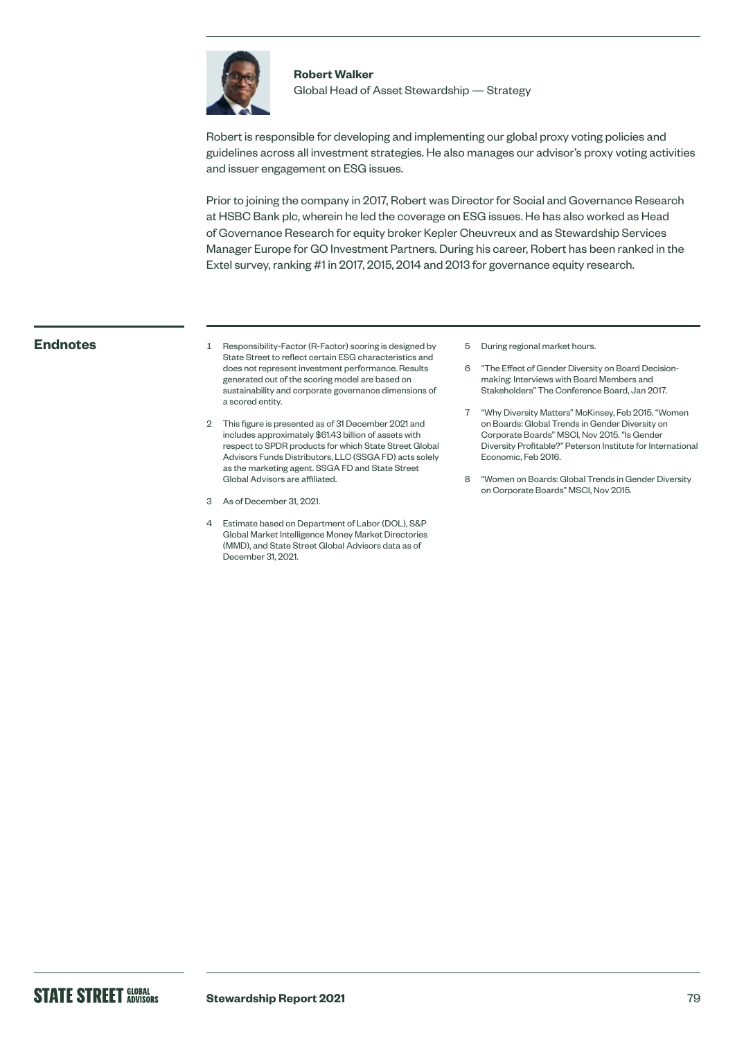**Robert Walker**
Global Head of Asset Stewardship — Strategy

Robert is responsible for developing and implementing our global proxy voting policies and guidelines across all investment strategies. He also manages our advisor's proxy voting activities and issuer engagement on ESG issues.

Prior to joining the company in 2017, Robert was Director for Social and Governance Research at HSBC Bank plc, wherein he led the coverage on ESG issues. He has also worked as Head of Governance Research for equity broker Kepler Cheuvreux and as Stewardship Services Manager Europe for GO Investment Partners. During his career, Robert has been ranked in the Extel survey, ranking #1 in 2017, 2015, 2014 and 2013 for governance equity research.

## Endnotes

1. Responsibility-Factor (R-Factor) scoring is designed by State Street to reflect certain ESG characteristics and does not represent investment performance. Results generated out of the scoring model are based on sustainability and corporate governance dimensions of a scored entity.
2. This figure is presented as of 31 December 2021 and includes approximately $61.43 billion of assets with respect to SPDR products for which State Street Global Advisors Funds Distributors, LLC (SSGA FD) acts solely as the marketing agent. SSGA FD and State Street Global Advisors are affiliated.
3. As of December 31, 2021.
4. Estimate based on Department of Labor (DOL), S&P Global Market Intelligence Money Market Directories (MMD), and State Street Global Advisors data as of December 31, 2021.
5. During regional market hours.
6. "The Effect of Gender Diversity on Board Decision-making: Interviews with Board Members and Stakeholders" The Conference Board, Jan 2017.
7. "Why Diversity Matters" McKinsey, Feb 2015. "Women on Boards: Global Trends in Gender Diversity on Corporate Boards" MSCI, Nov 2015. "Is Gender Diversity Profitable?" Peterson Institute for International Economic, Feb 2016.
8. "Women on Boards: Global Trends in Gender Diversity on Corporate Boards" MSCI, Nov 2015.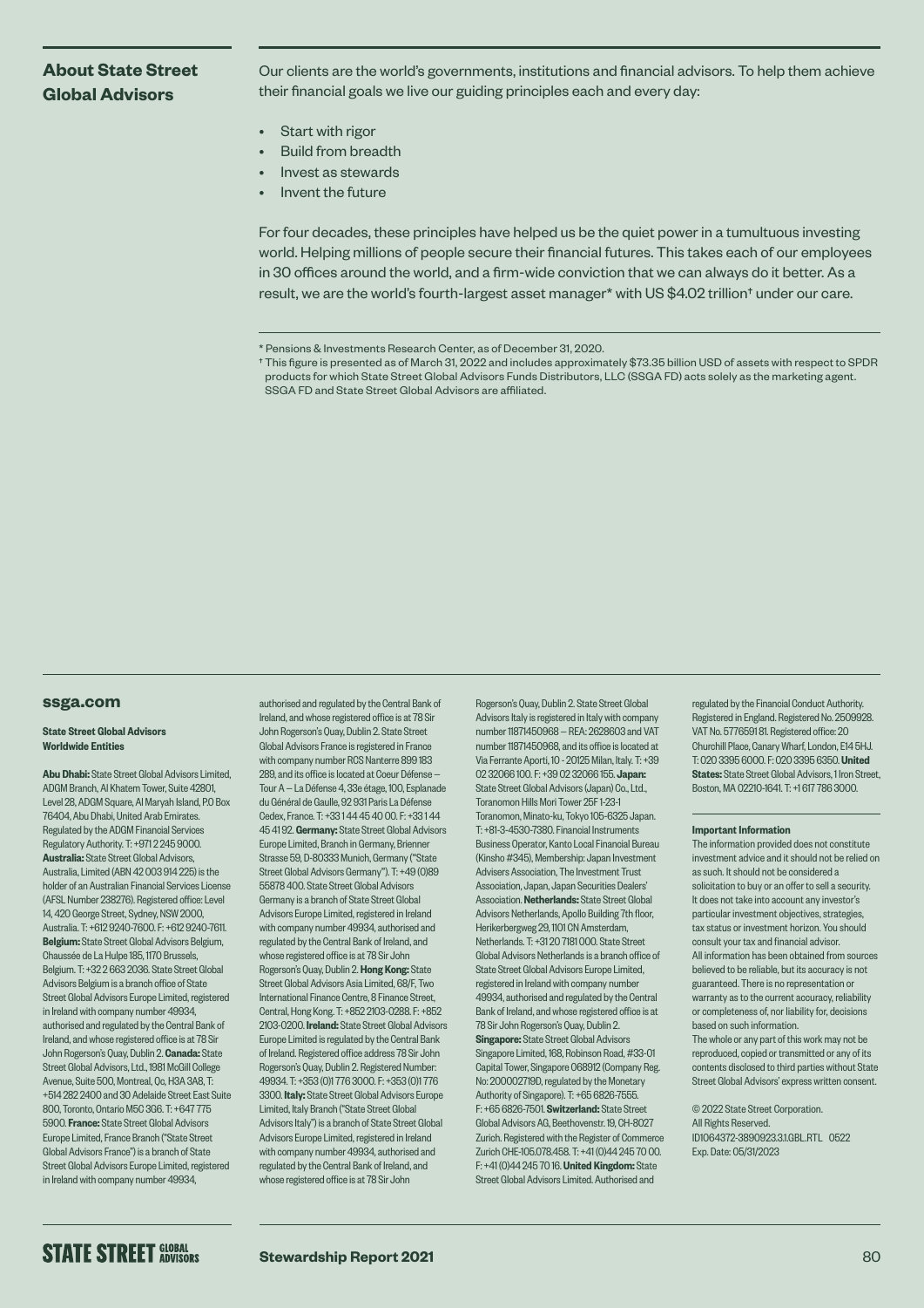## About State Street Global Advisors

Our clients are the world's governments, institutions and financial advisors. To help them achieve their financial goals we live our guiding principles each and every day:

- Start with rigor
- Build from breadth
- Invest as stewards
- Invent the future

For four decades, these principles have helped us be the quiet power in a tumultuous investing world. Helping millions of people secure their financial futures. This takes each of our employees in 30 offices around the world, and a firm-wide conviction that we can always do it better. As a result, we are the world's fourth-largest asset manager* with US $4.02 trillion† under our care.

\* Pensions & Investments Research Center, as of December 31, 2020.
† This figure is presented as of March 31, 2022 and includes approximately $73.35 billion USD of assets with respect to SPDR products for which State Street Global Advisors Funds Distributors, LLC (SSGA FD) acts solely as the marketing agent. SSGA FD and State Street Global Advisors are affiliated.

**ssga.com**

**State Street Global Advisors Worldwide Entities**

**Abu Dhabi:** State Street Global Advisors Limited, ADGM Branch, Al Khatem Tower, Suite 42801, Level 28, ADGM Square, Al Maryah Island, P.O Box 76404, Abu Dhabi, United Arab Emirates. Regulated by the ADGM Financial Services Regulatory Authority. T: +971 2 245 9000. **Australia:** State Street Global Advisors, Australia, Limited (ABN 42 003 914 225) is the holder of an Australian Financial Services License (AFSL Number 238276). Registered office: Level 14, 420 George Street, Sydney, NSW 2000, Australia. T: +612 9240-7600. F: +612 9240-7611. **Belgium:** State Street Global Advisors Belgium, Chaussée de La Hulpe 185, 1170 Brussels, Belgium. T: +32 2 663 2036. State Street Global Advisors Belgium is a branch office of State Street Global Advisors Europe Limited, registered in Ireland with company number 49934, authorised and regulated by the Central Bank of Ireland, and whose registered office is at 78 Sir John Rogerson's Quay, Dublin 2. **Canada:** State Street Global Advisors, Ltd., 1981 McGill College Avenue, Suite 500, Montreal, Qc, H3A 3A8, T: +514 282 2400 and 30 Adelaide Street East Suite 800, Toronto, Ontario M5C 3G6. T: +647 775 5900. **France:** State Street Global Advisors Europe Limited, France Branch ("State Street Global Advisors France") is a branch of State Street Global Advisors Europe Limited, registered in Ireland with company number 49934, authorised and regulated by the Central Bank of Ireland, and whose registered office is at 78 Sir John Rogerson's Quay, Dublin 2. State Street Global Advisors France is registered in France with company number RCS Nanterre 899 183 289, and its office is located at Coeur Défense — Tour A — La Défense 4, 33e étage, 100, Esplanade du Général de Gaulle, 92 931 Paris La Défense Cedex, France. T: +33 1 44 45 40 00. F: +33 1 44 45 41 92. **Germany:** State Street Global Advisors Europe Limited, Branch in Germany, Brienner Strasse 59, D-80333 Munich, Germany ("State Street Global Advisors Germany"). T: +49 (0)89 55878 400. State Street Global Advisors Germany is a branch of State Street Global Advisors Europe Limited, registered in Ireland with company number 49934, authorised and regulated by the Central Bank of Ireland, and whose registered office is at 78 Sir John Rogerson's Quay, Dublin 2. **Hong Kong:** State Street Global Advisors Asia Limited, 68/F, Two International Finance Centre, 8 Finance Street, Central, Hong Kong. T: +852 2103-0288. F: +852 2103-0200. **Ireland:** State Street Global Advisors Europe Limited is regulated by the Central Bank of Ireland. Registered office address 78 Sir John Rogerson's Quay, Dublin 2. Registered Number: 49934. T: +353 (0)1 776 3000. F: +353 (0)1 776 3300. **Italy:** State Street Global Advisors Europe Limited, Italy Branch ("State Street Global Advisors Italy") is a branch of State Street Global Advisors Europe Limited, registered in Ireland with company number 49934, authorised and regulated by the Central Bank of Ireland, and whose registered office is at 78 Sir John Rogerson's Quay, Dublin 2. State Street Global Advisors Italy is registered in Italy with company number 11871450968 — REA: 2628603 and VAT number 11871450968, and its office is located at Via Ferrante Aporti, 10 - 20125 Milan, Italy. T: +39 02 32066 100. F: +39 02 32066 155. **Japan:** State Street Global Advisors (Japan) Co., Ltd., Toranomon Hills Mori Tower 25F 1-23-1 Toranomon, Minato-ku, Tokyo 105-6325 Japan. T: +81-3-4530-7380. Financial Instruments Business Operator, Kanto Local Financial Bureau (Kinsho #345), Membership: Japan Investment Advisers Association, The Investment Trust Association, Japan, Japan Securities Dealers' Association. **Netherlands:** State Street Global Advisors Netherlands, Apollo Building 7th floor, Herikerbergweg 29, 1101 CN Amsterdam, Netherlands. T: +31 20 7181 000. State Street Global Advisors Netherlands is a branch office of State Street Global Advisors Europe Limited, registered in Ireland with company number 49934, authorised and regulated by the Central Bank of Ireland, and whose registered office is at 78 Sir John Rogerson's Quay, Dublin 2. **Singapore:** State Street Global Advisors Singapore Limited, 168, Robinson Road, #33-01 Capital Tower, Singapore 068912 (Company Reg. No: 200002719D, regulated by the Monetary Authority of Singapore). T: +65 6826-7555. F: +65 6826-7501. **Switzerland:** State Street Global Advisors AG, Beethovenstr. 19, CH-8027 Zurich. Registered with the Register of Commerce Zurich CHE-105.078.458. T: +41 (0)44 245 70 00. F: +41 (0)44 245 70 16. **United Kingdom:** State Street Global Advisors Limited. Authorised and regulated by the Financial Conduct Authority. Registered in England. Registered No. 2509928. VAT No. 5776591 81. Registered office: 20 Churchill Place, Canary Wharf, London, E14 5HJ. T: 020 3395 6000. F: 020 3395 6350. **United States:** State Street Global Advisors, 1 Iron Street, Boston, MA 02210-1641. T: +1 617 786 3000.

**Important Information**

The information provided does not constitute investment advice and it should not be relied on as such. It should not be considered a solicitation to buy or an offer to sell a security. It does not take into account any investor's particular investment objectives, strategies, tax status or investment horizon. You should consult your tax and financial advisor.

All information has been obtained from sources believed to be reliable, but its accuracy is not guaranteed. There is no representation or warranty as to the current accuracy, reliability or completeness of, nor liability for, decisions based on such information.

The whole or any part of this work may not be reproduced, copied or transmitted or any of its contents disclosed to third parties without State Street Global Advisors' express written consent.

© 2022 State Street Corporation.
All Rights Reserved.
ID1064372-3890923.3.1.GBL.RTL 0522
Exp. Date: 05/31/2023